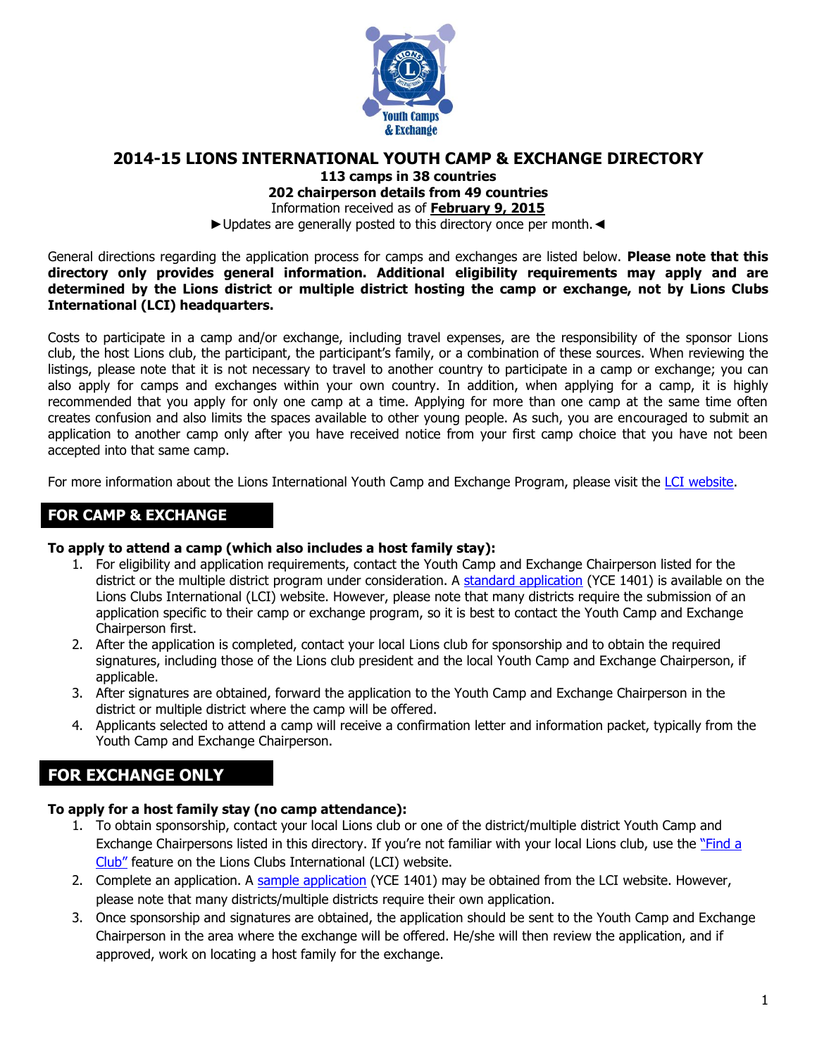# 2014-15 LIONS INTERNATIONAL YOUTH CAMP & EXCHANGE DIRECTORY

**113 camps in 38 countries**
**202 chairperson details from 49 countries**
Information received as of **February 9, 2015**
►Updates are generally posted to this directory once per month.◄

General directions regarding the application process for camps and exchanges are listed below. **Please note that this directory only provides general information. Additional eligibility requirements may apply and are determined by the Lions district or multiple district hosting the camp or exchange, not by Lions Clubs International (LCI) headquarters.**

Costs to participate in a camp and/or exchange, including travel expenses, are the responsibility of the sponsor Lions club, the host Lions club, the participant, the participant's family, or a combination of these sources. When reviewing the listings, please note that it is not necessary to travel to another country to participate in a camp or exchange; you can also apply for camps and exchanges within your own country. In addition, when applying for a camp, it is highly recommended that you apply for only one camp at a time. Applying for more than one camp at the same time often creates confusion and also limits the spaces available to other young people. As such, you are encouraged to submit an application to another camp only after you have received notice from your first camp choice that you have not been accepted into that same camp.

For more information about the Lions International Youth Camp and Exchange Program, please visit the LCI website.

## FOR CAMP & EXCHANGE

**To apply to attend a camp (which also includes a host family stay):**

1. For eligibility and application requirements, contact the Youth Camp and Exchange Chairperson listed for the district or the multiple district program under consideration. A standard application (YCE 1401) is available on the Lions Clubs International (LCI) website. However, please note that many districts require the submission of an application specific to their camp or exchange program, so it is best to contact the Youth Camp and Exchange Chairperson first.
2. After the application is completed, contact your local Lions club for sponsorship and to obtain the required signatures, including those of the Lions club president and the local Youth Camp and Exchange Chairperson, if applicable.
3. After signatures are obtained, forward the application to the Youth Camp and Exchange Chairperson in the district or multiple district where the camp will be offered.
4. Applicants selected to attend a camp will receive a confirmation letter and information packet, typically from the Youth Camp and Exchange Chairperson.

## FOR EXCHANGE ONLY

**To apply for a host family stay (no camp attendance):**

1. To obtain sponsorship, contact your local Lions club or one of the district/multiple district Youth Camp and Exchange Chairpersons listed in this directory. If you're not familiar with your local Lions club, use the "Find a Club" feature on the Lions Clubs International (LCI) website.
2. Complete an application. A sample application (YCE 1401) may be obtained from the LCI website. However, please note that many districts/multiple districts require their own application.
3. Once sponsorship and signatures are obtained, the application should be sent to the Youth Camp and Exchange Chairperson in the area where the exchange will be offered. He/she will then review the application, and if approved, work on locating a host family for the exchange.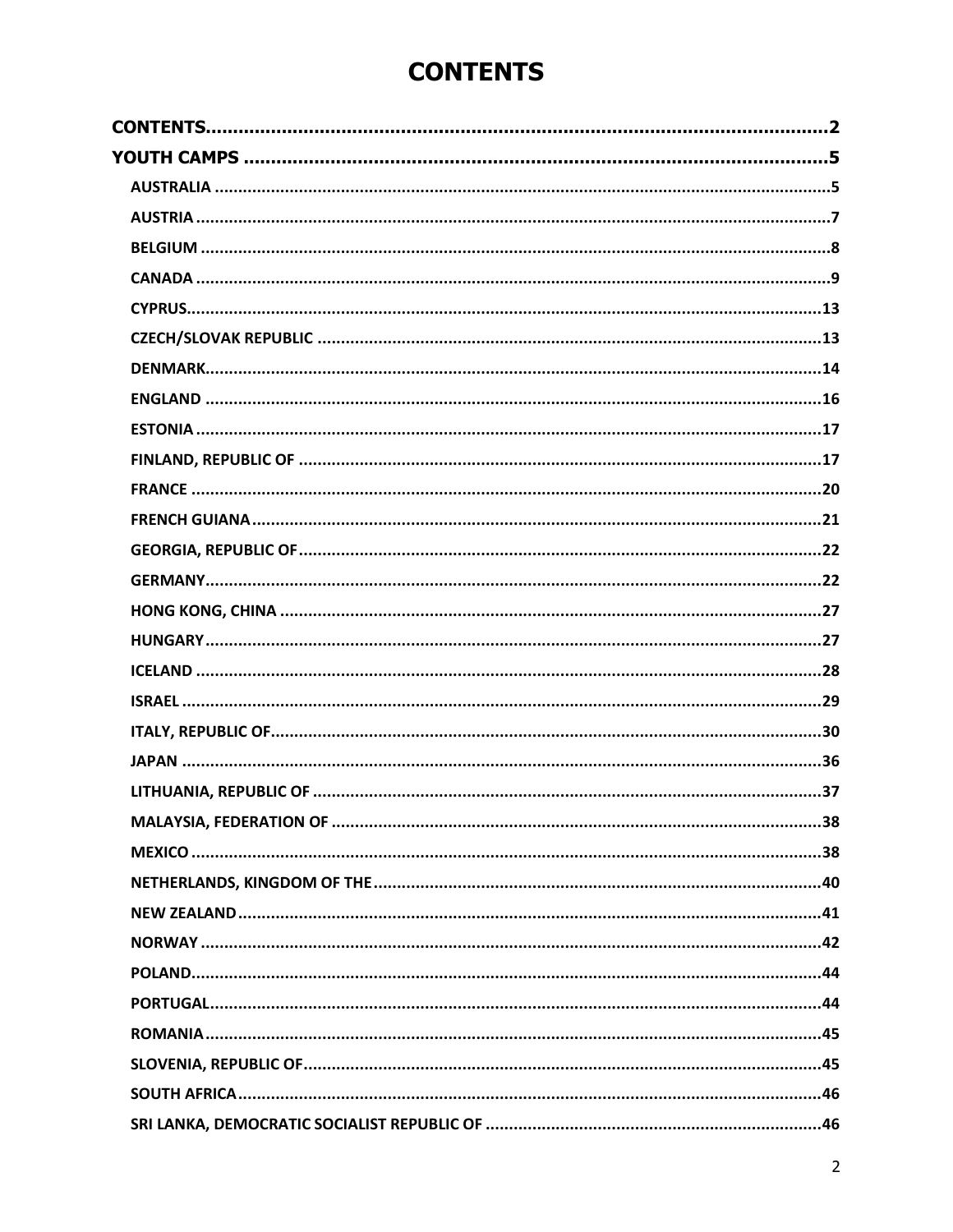# CONTENTS

**CONTENTS** .......... 2

**YOUTH CAMPS** .......... 5

- **AUSTRALIA** .......... 5
- **AUSTRIA** .......... 7
- **BELGIUM** .......... 8
- **CANADA** .......... 9
- **CYPRUS** .......... 13
- **CZECH/SLOVAK REPUBLIC** .......... 13
- **DENMARK** .......... 14
- **ENGLAND** .......... 16
- **ESTONIA** .......... 17
- **FINLAND, REPUBLIC OF** .......... 17
- **FRANCE** .......... 20
- **FRENCH GUIANA** .......... 21
- **GEORGIA, REPUBLIC OF** .......... 22
- **GERMANY** .......... 22
- **HONG KONG, CHINA** .......... 27
- **HUNGARY** .......... 27
- **ICELAND** .......... 28
- **ISRAEL** .......... 29
- **ITALY, REPUBLIC OF** .......... 30
- **JAPAN** .......... 36
- **LITHUANIA, REPUBLIC OF** .......... 37
- **MALAYSIA, FEDERATION OF** .......... 38
- **MEXICO** .......... 38
- **NETHERLANDS, KINGDOM OF THE** .......... 40
- **NEW ZEALAND** .......... 41
- **NORWAY** .......... 42
- **POLAND** .......... 44
- **PORTUGAL** .......... 44
- **ROMANIA** .......... 45
- **SLOVENIA, REPUBLIC OF** .......... 45
- **SOUTH AFRICA** .......... 46
- **SRI LANKA, DEMOCRATIC SOCIALIST REPUBLIC OF** .......... 46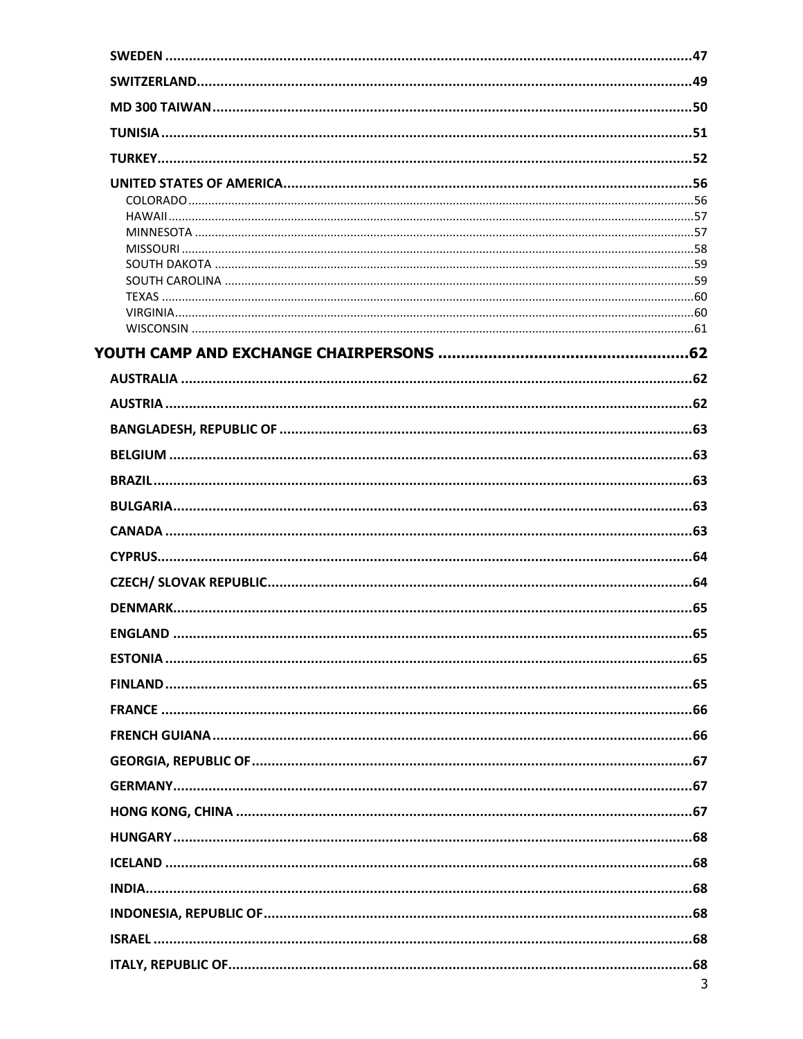SWEDEN ..... 47

SWITZERLAND ..... 49

MD 300 TAIWAN ..... 50

TUNISIA ..... 51

TURKEY ..... 52

UNITED STATES OF AMERICA ..... 56

- COLORADO ..... 56
- HAWAII ..... 57
- MINNESOTA ..... 57
- MISSOURI ..... 58
- SOUTH DAKOTA ..... 59
- SOUTH CAROLINA ..... 59
- TEXAS ..... 60
- VIRGINIA ..... 60
- WISCONSIN ..... 61

# YOUTH CAMP AND EXCHANGE CHAIRPERSONS ..... 62

AUSTRALIA ..... 62

AUSTRIA ..... 62

BANGLADESH, REPUBLIC OF ..... 63

BELGIUM ..... 63

BRAZIL ..... 63

BULGARIA ..... 63

CANADA ..... 63

CYPRUS ..... 64

CZECH/ SLOVAK REPUBLIC ..... 64

DENMARK ..... 65

ENGLAND ..... 65

ESTONIA ..... 65

FINLAND ..... 65

FRANCE ..... 66

FRENCH GUIANA ..... 66

GEORGIA, REPUBLIC OF ..... 67

GERMANY ..... 67

HONG KONG, CHINA ..... 67

HUNGARY ..... 68

ICELAND ..... 68

INDIA ..... 68

INDONESIA, REPUBLIC OF ..... 68

ISRAEL ..... 68

ITALY, REPUBLIC OF ..... 68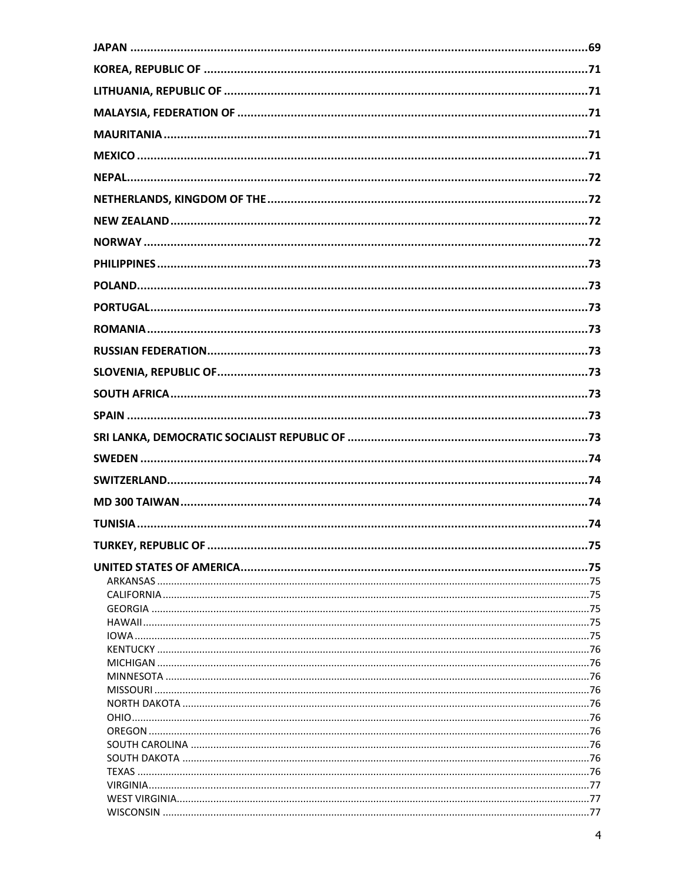**JAPAN** ........................................................................ 69

**KOREA, REPUBLIC OF** ........................................................ 71

**LITHUANIA, REPUBLIC OF** .................................................. 71

**MALAYSIA, FEDERATION OF** .............................................. 71

**MAURITANIA** ................................................................. 71

**MEXICO** ......................................................................... 71

**NEPAL** ........................................................................... 72

**NETHERLANDS, KINGDOM OF THE** ..................................... 72

**NEW ZEALAND** ............................................................... 72

**NORWAY** ....................................................................... 72

**PHILIPPINES** ................................................................... 73

**POLAND** ......................................................................... 73

**PORTUGAL** ..................................................................... 73

**ROMANIA** ....................................................................... 73

**RUSSIAN FEDERATION** ..................................................... 73

**SLOVENIA, REPUBLIC OF** .................................................. 73

**SOUTH AFRICA** ................................................................ 73

**SPAIN** ............................................................................ 73

**SRI LANKA, DEMOCRATIC SOCIALIST REPUBLIC OF** ............... 73

**SWEDEN** ......................................................................... 74

**SWITZERLAND** ................................................................. 74

**MD 300 TAIWAN** ............................................................. 74

**TUNISIA** ......................................................................... 74

**TURKEY, REPUBLIC OF** ..................................................... 75

**UNITED STATES OF AMERICA** ............................................ 75

- ARKANSAS ........................................................................ 75
- CALIFORNIA ...................................................................... 75
- GEORGIA .......................................................................... 75
- HAWAII ............................................................................ 75
- IOWA ............................................................................... 75
- KENTUCKY ........................................................................ 76
- MICHIGAN ......................................................................... 76
- MINNESOTA ...................................................................... 76
- MISSOURI .......................................................................... 76
- NORTH DAKOTA ................................................................. 76
- OHIO ................................................................................ 76
- OREGON ........................................................................... 76
- SOUTH CAROLINA .............................................................. 76
- SOUTH DAKOTA ................................................................. 76
- TEXAS ............................................................................... 76
- VIRGINIA ........................................................................... 77
- WEST VIRGINIA .................................................................. 77
- WISCONSIN ....................................................................... 77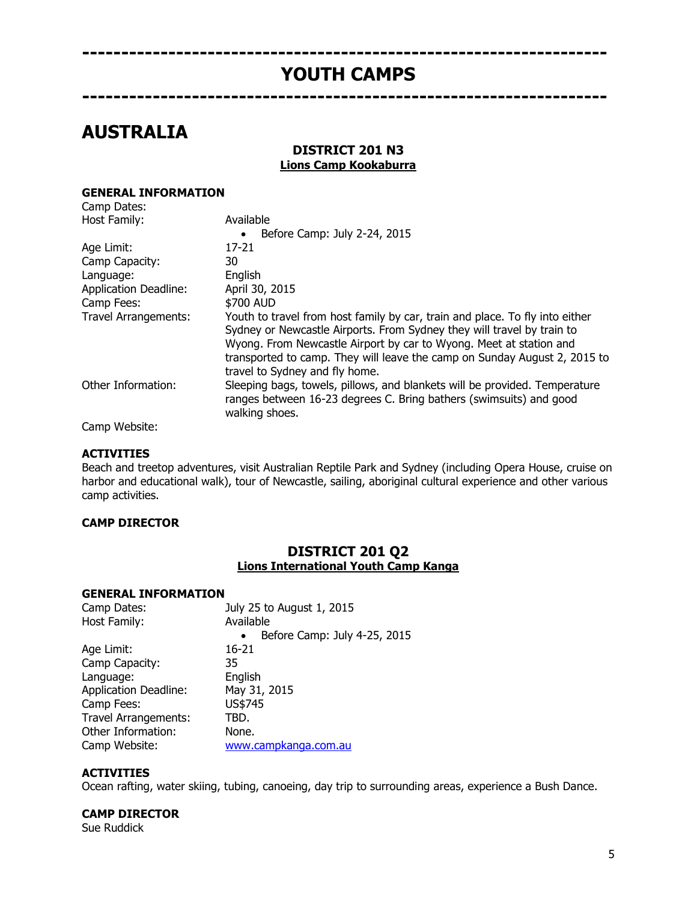---

# YOUTH CAMPS

---

## AUSTRALIA

### DISTRICT 201 N3
**Lions Camp Kookaburra**

#### GENERAL INFORMATION

| | |
|---|---|
| Camp Dates: | |
| Host Family: | Available<br>• Before Camp: July 2-24, 2015 |
| Age Limit: | 17-21 |
| Camp Capacity: | 30 |
| Language: | English |
| Application Deadline: | April 30, 2015 |
| Camp Fees: | $700 AUD |
| Travel Arrangements: | Youth to travel from host family by car, train and place. To fly into either Sydney or Newcastle Airports. From Sydney they will travel by train to Wyong. From Newcastle Airport by car to Wyong. Meet at station and transported to camp. They will leave the camp on Sunday August 2, 2015 to travel to Sydney and fly home. |
| Other Information: | Sleeping bags, towels, pillows, and blankets will be provided. Temperature ranges between 16-23 degrees C. Bring bathers (swimsuits) and good walking shoes. |
| Camp Website: | |

#### ACTIVITIES

Beach and treetop adventures, visit Australian Reptile Park and Sydney (including Opera House, cruise on harbor and educational walk), tour of Newcastle, sailing, aboriginal cultural experience and other various camp activities.

#### CAMP DIRECTOR

### DISTRICT 201 Q2
**Lions International Youth Camp Kanga**

#### GENERAL INFORMATION

| | |
|---|---|
| Camp Dates: | July 25 to August 1, 2015 |
| Host Family: | Available<br>• Before Camp: July 4-25, 2015 |
| Age Limit: | 16-21 |
| Camp Capacity: | 35 |
| Language: | English |
| Application Deadline: | May 31, 2015 |
| Camp Fees: | US$745 |
| Travel Arrangements: | TBD. |
| Other Information: | None. |
| Camp Website: | www.campkanga.com.au |

#### ACTIVITIES

Ocean rafting, water skiing, tubing, canoeing, day trip to surrounding areas, experience a Bush Dance.

#### CAMP DIRECTOR

Sue Ruddick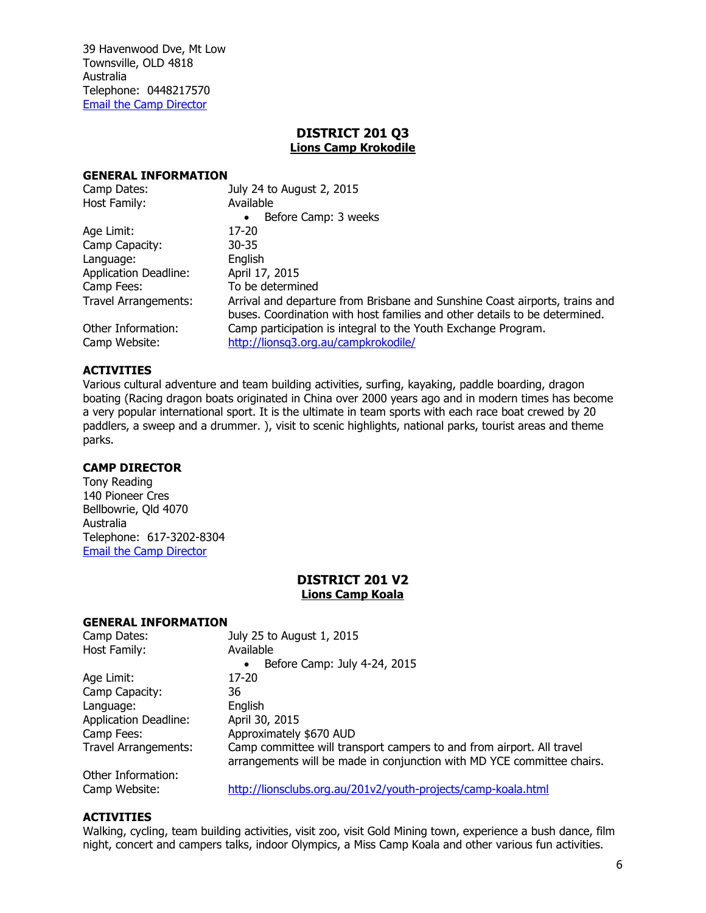39 Havenwood Dve, Mt Low
Townsville, OLD 4818
Australia
Telephone: 0448217570
[Email the Camp Director]()

## DISTRICT 201 Q3
### Lions Camp Krokodile

**GENERAL INFORMATION**

| | |
|---|---|
| Camp Dates: | July 24 to August 2, 2015 |
| Host Family: | Available<br>• Before Camp: 3 weeks |
| Age Limit: | 17-20 |
| Camp Capacity: | 30-35 |
| Language: | English |
| Application Deadline: | April 17, 2015 |
| Camp Fees: | To be determined |
| Travel Arrangements: | Arrival and departure from Brisbane and Sunshine Coast airports, trains and buses. Coordination with host families and other details to be determined. |
| Other Information: | Camp participation is integral to the Youth Exchange Program. |
| Camp Website: | http://lionsq3.org.au/campkrokodile/ |

**ACTIVITIES**

Various cultural adventure and team building activities, surfing, kayaking, paddle boarding, dragon boating (Racing dragon boats originated in China over 2000 years ago and in modern times has become a very popular international sport. It is the ultimate in team sports with each race boat crewed by 20 paddlers, a sweep and a drummer. ), visit to scenic highlights, national parks, tourist areas and theme parks.

**CAMP DIRECTOR**

Tony Reading
140 Pioneer Cres
Bellbowrie, Qld 4070
Australia
Telephone: 617-3202-8304
[Email the Camp Director]()

## DISTRICT 201 V2
### Lions Camp Koala

**GENERAL INFORMATION**

| | |
|---|---|
| Camp Dates: | July 25 to August 1, 2015 |
| Host Family: | Available<br>• Before Camp: July 4-24, 2015 |
| Age Limit: | 17-20 |
| Camp Capacity: | 36 |
| Language: | English |
| Application Deadline: | April 30, 2015 |
| Camp Fees: | Approximately $670 AUD |
| Travel Arrangements: | Camp committee will transport campers to and from airport. All travel arrangements will be made in conjunction with MD YCE committee chairs. |
| Other Information: | |
| Camp Website: | http://lionsclubs.org.au/201v2/youth-projects/camp-koala.html |

**ACTIVITIES**

Walking, cycling, team building activities, visit zoo, visit Gold Mining town, experience a bush dance, film night, concert and campers talks, indoor Olympics, a Miss Camp Koala and other various fun activities.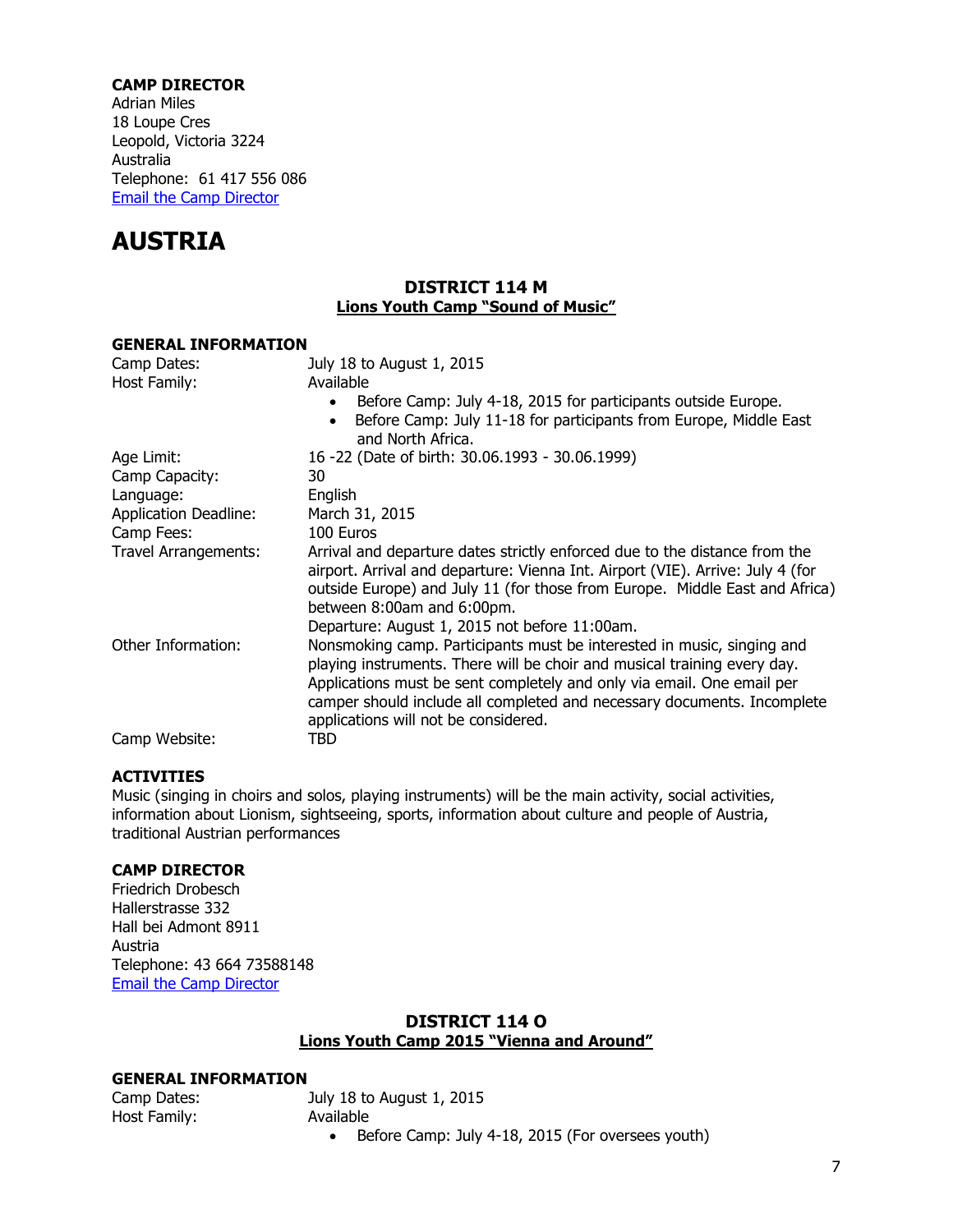**CAMP DIRECTOR**
Adrian Miles
18 Loupe Cres
Leopold, Victoria 3224
Australia
Telephone: 61 417 556 086
Email the Camp Director

# AUSTRIA

## DISTRICT 114 M
### Lions Youth Camp "Sound of Music"

**GENERAL INFORMATION**

| | |
|---|---|
| Camp Dates: | July 18 to August 1, 2015 |
| Host Family: | Available<br>• Before Camp: July 4-18, 2015 for participants outside Europe.<br>• Before Camp: July 11-18 for participants from Europe, Middle East and North Africa. |
| Age Limit: | 16 -22 (Date of birth: 30.06.1993 - 30.06.1999) |
| Camp Capacity: | 30 |
| Language: | English |
| Application Deadline: | March 31, 2015 |
| Camp Fees: | 100 Euros |
| Travel Arrangements: | Arrival and departure dates strictly enforced due to the distance from the airport. Arrival and departure: Vienna Int. Airport (VIE). Arrive: July 4 (for outside Europe) and July 11 (for those from Europe. Middle East and Africa) between 8:00am and 6:00pm.<br>Departure: August 1, 2015 not before 11:00am. |
| Other Information: | Nonsmoking camp. Participants must be interested in music, singing and playing instruments. There will be choir and musical training every day. Applications must be sent completely and only via email. One email per camper should include all completed and necessary documents. Incomplete applications will not be considered. |
| Camp Website: | TBD |

**ACTIVITIES**
Music (singing in choirs and solos, playing instruments) will be the main activity, social activities, information about Lionism, sightseeing, sports, information about culture and people of Austria, traditional Austrian performances

**CAMP DIRECTOR**
Friedrich Drobesch
Hallerstrasse 332
Hall bei Admont 8911
Austria
Telephone: 43 664 73588148
Email the Camp Director

## DISTRICT 114 O
### Lions Youth Camp 2015 "Vienna and Around"

**GENERAL INFORMATION**

| | |
|---|---|
| Camp Dates: | July 18 to August 1, 2015 |
| Host Family: | Available<br>• Before Camp: July 4-18, 2015 (For oversees youth) |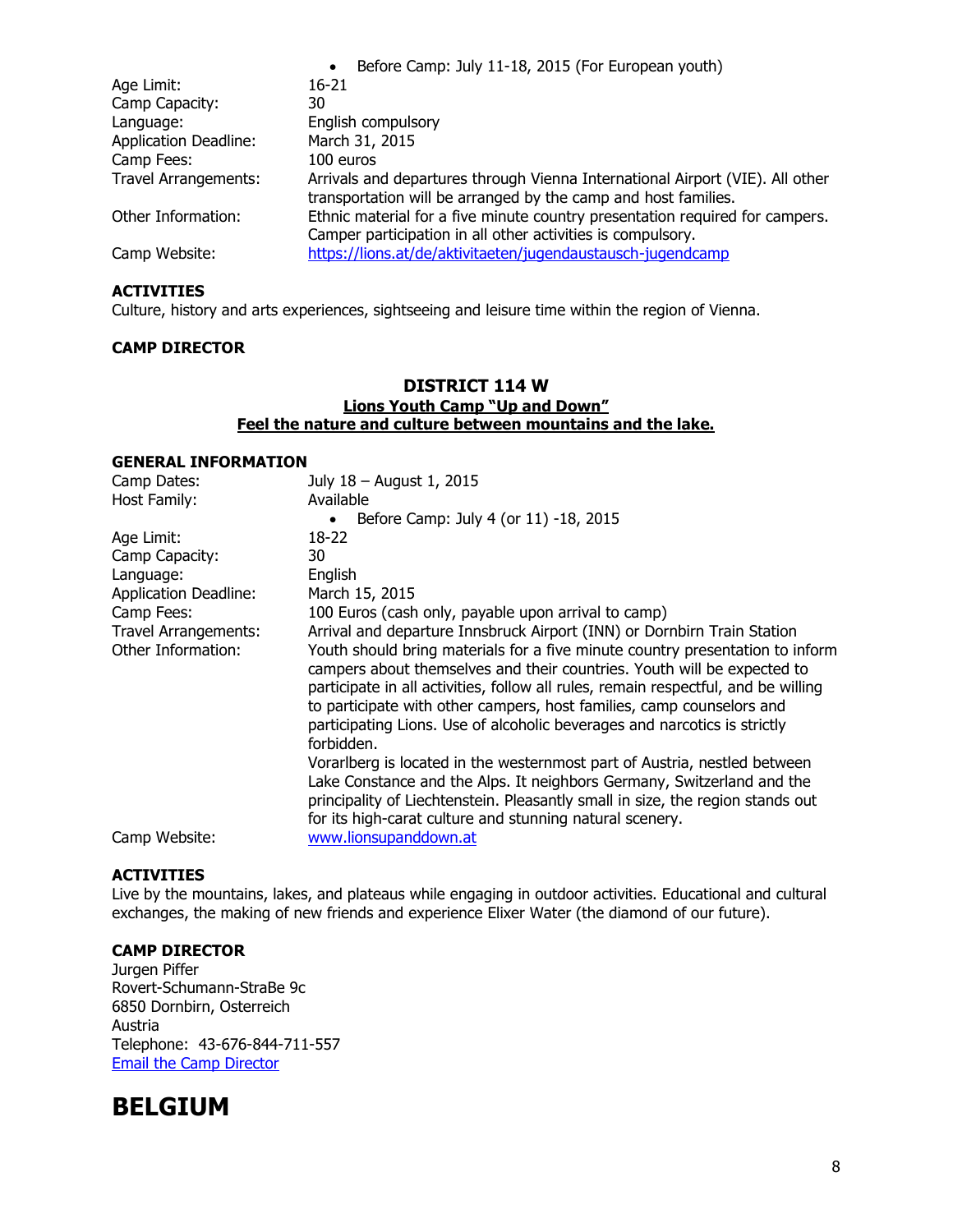- Before Camp: July 11-18, 2015 (For European youth)

| | |
|---|---|
| Age Limit: | 16-21 |
| Camp Capacity: | 30 |
| Language: | English compulsory |
| Application Deadline: | March 31, 2015 |
| Camp Fees: | 100 euros |
| Travel Arrangements: | Arrivals and departures through Vienna International Airport (VIE). All other transportation will be arranged by the camp and host families. |
| Other Information: | Ethnic material for a five minute country presentation required for campers. Camper participation in all other activities is compulsory. |
| Camp Website: | [https://lions.at/de/aktivitaeten/jugendaustausch-jugendcamp](https://lions.at/de/aktivitaeten/jugendaustausch-jugendcamp) |

**ACTIVITIES**

Culture, history and arts experiences, sightseeing and leisure time within the region of Vienna.

**CAMP DIRECTOR**

## DISTRICT 114 W

**Lions Youth Camp "Up and Down"**

**Feel the nature and culture between mountains and the lake.**

**GENERAL INFORMATION**

| | |
|---|---|
| Camp Dates: | July 18 – August 1, 2015 |
| Host Family: | Available<br>• Before Camp: July 4 (or 11) -18, 2015 |
| Age Limit: | 18-22 |
| Camp Capacity: | 30 |
| Language: | English |
| Application Deadline: | March 15, 2015 |
| Camp Fees: | 100 Euros (cash only, payable upon arrival to camp) |
| Travel Arrangements: | Arrival and departure Innsbruck Airport (INN) or Dornbirn Train Station |
| Other Information: | Youth should bring materials for a five minute country presentation to inform campers about themselves and their countries. Youth will be expected to participate in all activities, follow all rules, remain respectful, and be willing to participate with other campers, host families, camp counselors and participating Lions. Use of alcoholic beverages and narcotics is strictly forbidden.<br>Vorarlberg is located in the westernmost part of Austria, nestled between Lake Constance and the Alps. It neighbors Germany, Switzerland and the principality of Liechtenstein. Pleasantly small in size, the region stands out for its high-carat culture and stunning natural scenery. |
| Camp Website: | [www.lionsupanddown.at](www.lionsupanddown.at) |

**ACTIVITIES**

Live by the mountains, lakes, and plateaus while engaging in outdoor activities. Educational and cultural exchanges, the making of new friends and experience Elixer Water (the diamond of our future).

**CAMP DIRECTOR**

Jurgen Piffer
Rovert-Schumann-StraBe 9c
6850 Dornbirn, Osterreich
Austria
Telephone: 43-676-844-711-557
Email the Camp Director

# BELGIUM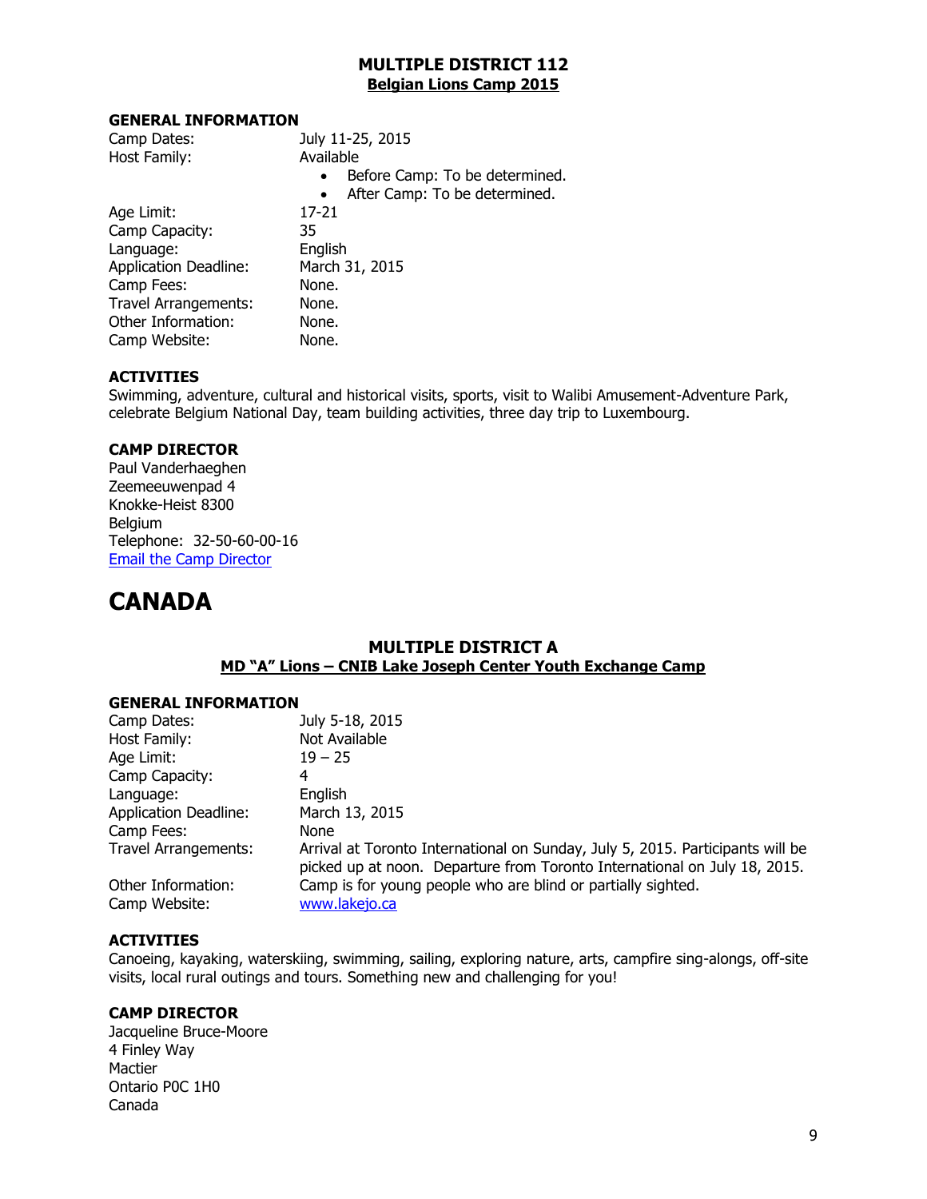## MULTIPLE DISTRICT 112

**Belgian Lions Camp 2015**

### GENERAL INFORMATION

Camp Dates: July 11-25, 2015

Host Family: Available

- Before Camp: To be determined.
- After Camp: To be determined.

Age Limit: 17-21

Camp Capacity: 35

Language: English

Application Deadline: March 31, 2015

Camp Fees: None.

Travel Arrangements: None.

Other Information: None.

Camp Website: None.

### ACTIVITIES

Swimming, adventure, cultural and historical visits, sports, visit to Walibi Amusement-Adventure Park, celebrate Belgium National Day, team building activities, three day trip to Luxembourg.

### CAMP DIRECTOR

Paul Vanderhaeghen
Zeemeeuwenpad 4
Knokke-Heist 8300
Belgium
Telephone: 32-50-60-00-16
Email the Camp Director

# CANADA

## MULTIPLE DISTRICT A

**MD "A" Lions – CNIB Lake Joseph Center Youth Exchange Camp**

### GENERAL INFORMATION

Camp Dates: July 5-18, 2015

Host Family: Not Available

Age Limit: 19 – 25

Camp Capacity: 4

Language: English

Application Deadline: March 13, 2015

Camp Fees: None

Travel Arrangements: Arrival at Toronto International on Sunday, July 5, 2015. Participants will be picked up at noon. Departure from Toronto International on July 18, 2015.

Other Information: Camp is for young people who are blind or partially sighted.

Camp Website: www.lakejo.ca

### ACTIVITIES

Canoeing, kayaking, waterskiing, swimming, sailing, exploring nature, arts, campfire sing-alongs, off-site visits, local rural outings and tours. Something new and challenging for you!

### CAMP DIRECTOR

Jacqueline Bruce-Moore
4 Finley Way
Mactier
Ontario P0C 1H0
Canada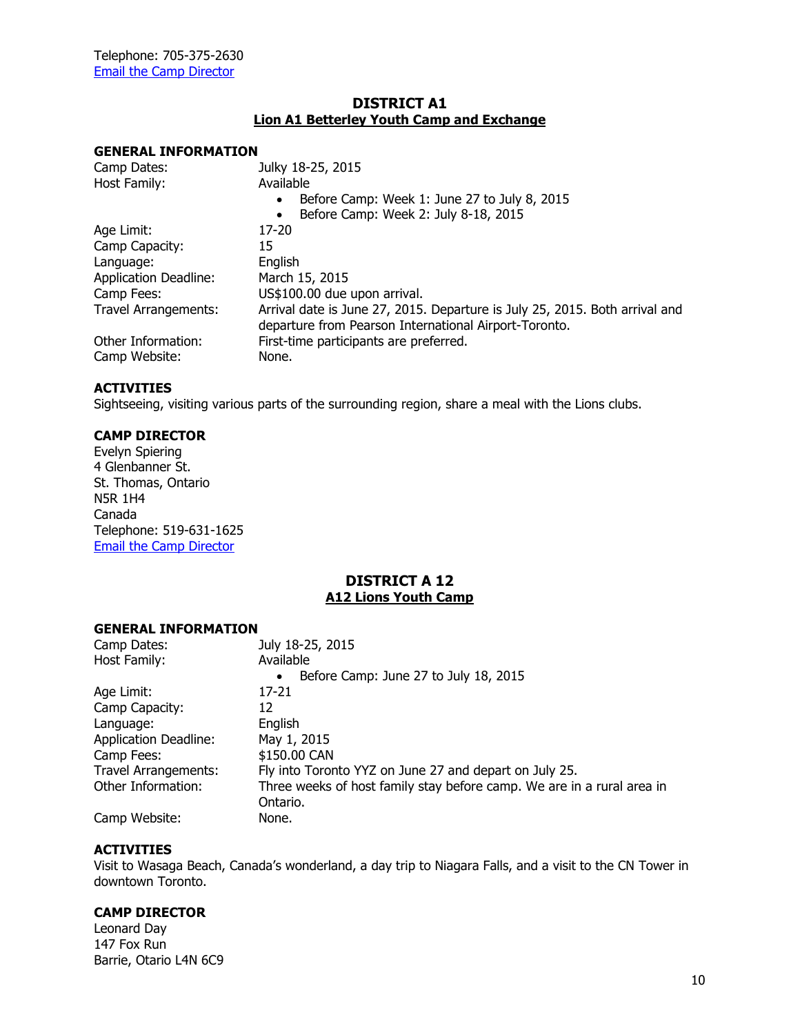Telephone: 705-375-2630
Email the Camp Director

## DISTRICT A1
### Lion A1 Betterley Youth Camp and Exchange

**GENERAL INFORMATION**

Camp Dates: Julky 18-25, 2015
Host Family: Available
- Before Camp: Week 1: June 27 to July 8, 2015
- Before Camp: Week 2: July 8-18, 2015

Age Limit: 17-20
Camp Capacity: 15
Language: English
Application Deadline: March 15, 2015
Camp Fees: US$100.00 due upon arrival.
Travel Arrangements: Arrival date is June 27, 2015. Departure is July 25, 2015. Both arrival and departure from Pearson International Airport-Toronto.
Other Information: First-time participants are preferred.
Camp Website: None.

**ACTIVITIES**

Sightseeing, visiting various parts of the surrounding region, share a meal with the Lions clubs.

**CAMP DIRECTOR**

Evelyn Spiering
4 Glenbanner St.
St. Thomas, Ontario
N5R 1H4
Canada
Telephone: 519-631-1625
Email the Camp Director

## DISTRICT A 12
### A12 Lions Youth Camp

**GENERAL INFORMATION**

Camp Dates: July 18-25, 2015
Host Family: Available
- Before Camp: June 27 to July 18, 2015

Age Limit: 17-21
Camp Capacity: 12
Language: English
Application Deadline: May 1, 2015
Camp Fees: $150.00 CAN
Travel Arrangements: Fly into Toronto YYZ on June 27 and depart on July 25.
Other Information: Three weeks of host family stay before camp. We are in a rural area in Ontario.
Camp Website: None.

**ACTIVITIES**

Visit to Wasaga Beach, Canada's wonderland, a day trip to Niagara Falls, and a visit to the CN Tower in downtown Toronto.

**CAMP DIRECTOR**

Leonard Day
147 Fox Run
Barrie, Otario L4N 6C9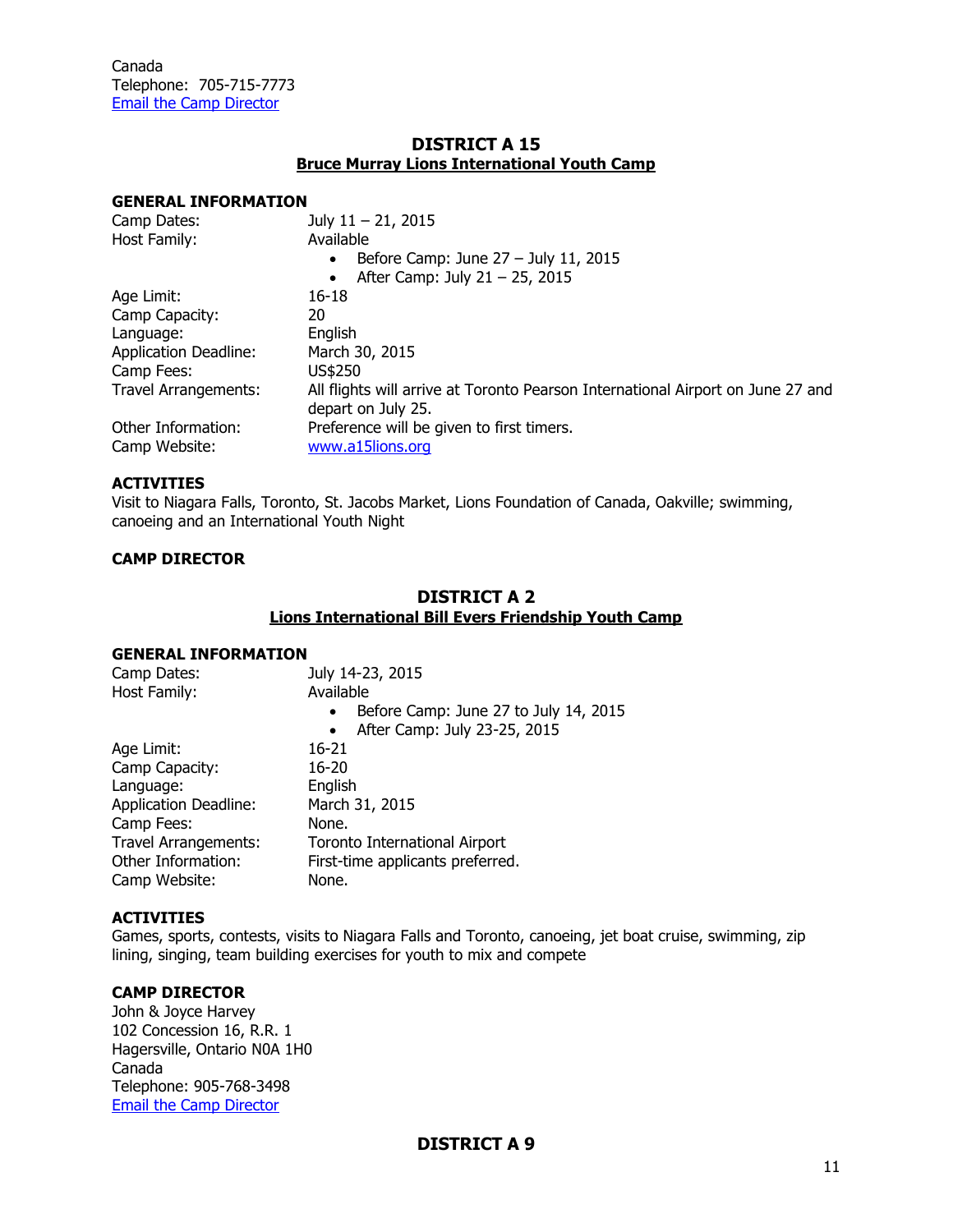Canada
Telephone: 705-715-7773
[Email the Camp Director]

## DISTRICT A 15
### Bruce Murray Lions International Youth Camp

**GENERAL INFORMATION**

Camp Dates: July 11 – 21, 2015
Host Family: Available
- Before Camp: June 27 – July 11, 2015
- After Camp: July 21 – 25, 2015

Age Limit: 16-18
Camp Capacity: 20
Language: English
Application Deadline: March 30, 2015
Camp Fees: US$250
Travel Arrangements: All flights will arrive at Toronto Pearson International Airport on June 27 and depart on July 25.
Other Information: Preference will be given to first timers.
Camp Website: www.a15lions.org

**ACTIVITIES**

Visit to Niagara Falls, Toronto, St. Jacobs Market, Lions Foundation of Canada, Oakville; swimming, canoeing and an International Youth Night

**CAMP DIRECTOR**

## DISTRICT A 2
### Lions International Bill Evers Friendship Youth Camp

**GENERAL INFORMATION**

Camp Dates: July 14-23, 2015
Host Family: Available
- Before Camp: June 27 to July 14, 2015
- After Camp: July 23-25, 2015

Age Limit: 16-21
Camp Capacity: 16-20
Language: English
Application Deadline: March 31, 2015
Camp Fees: None.
Travel Arrangements: Toronto International Airport
Other Information: First-time applicants preferred.
Camp Website: None.

**ACTIVITIES**

Games, sports, contests, visits to Niagara Falls and Toronto, canoeing, jet boat cruise, swimming, zip lining, singing, team building exercises for youth to mix and compete

**CAMP DIRECTOR**

John & Joyce Harvey
102 Concession 16, R.R. 1
Hagersville, Ontario N0A 1H0
Canada
Telephone: 905-768-3498
[Email the Camp Director]

## DISTRICT A 9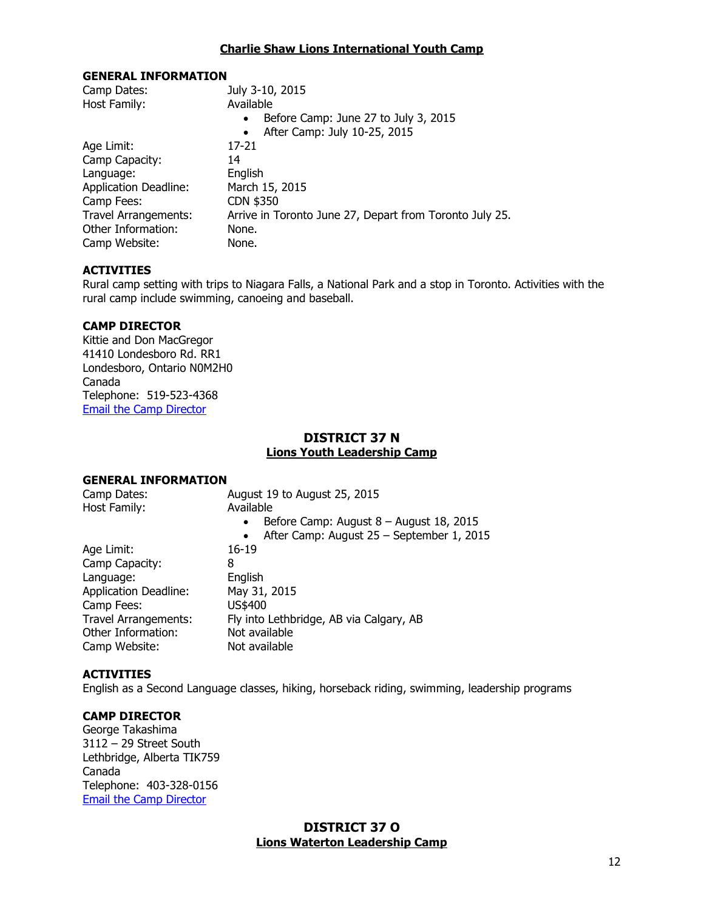## Charlie Shaw Lions International Youth Camp

**GENERAL INFORMATION**

Camp Dates: July 3-10, 2015

Host Family: Available

- Before Camp: June 27 to July 3, 2015
- After Camp: July 10-25, 2015

Age Limit: 17-21

Camp Capacity: 14

Language: English

Application Deadline: March 15, 2015

Camp Fees: CDN $350

Travel Arrangements: Arrive in Toronto June 27, Depart from Toronto July 25.

Other Information: None.

Camp Website: None.

**ACTIVITIES**

Rural camp setting with trips to Niagara Falls, a National Park and a stop in Toronto. Activities with the rural camp include swimming, canoeing and baseball.

**CAMP DIRECTOR**

Kittie and Don MacGregor
41410 Londesboro Rd. RR1
Londesboro, Ontario N0M2H0
Canada
Telephone: 519-523-4368
Email the Camp Director

## DISTRICT 37 N

### Lions Youth Leadership Camp

**GENERAL INFORMATION**

Camp Dates: August 19 to August 25, 2015

Host Family: Available

- Before Camp: August 8 – August 18, 2015
- After Camp: August 25 – September 1, 2015

Age Limit: 16-19

Camp Capacity: 8

Language: English

Application Deadline: May 31, 2015

Camp Fees: US$400

Travel Arrangements: Fly into Lethbridge, AB via Calgary, AB

Other Information: Not available

Camp Website: Not available

**ACTIVITIES**

English as a Second Language classes, hiking, horseback riding, swimming, leadership programs

**CAMP DIRECTOR**

George Takashima
3112 – 29 Street South
Lethbridge, Alberta TIK759
Canada
Telephone: 403-328-0156
Email the Camp Director

## DISTRICT 37 O

### Lions Waterton Leadership Camp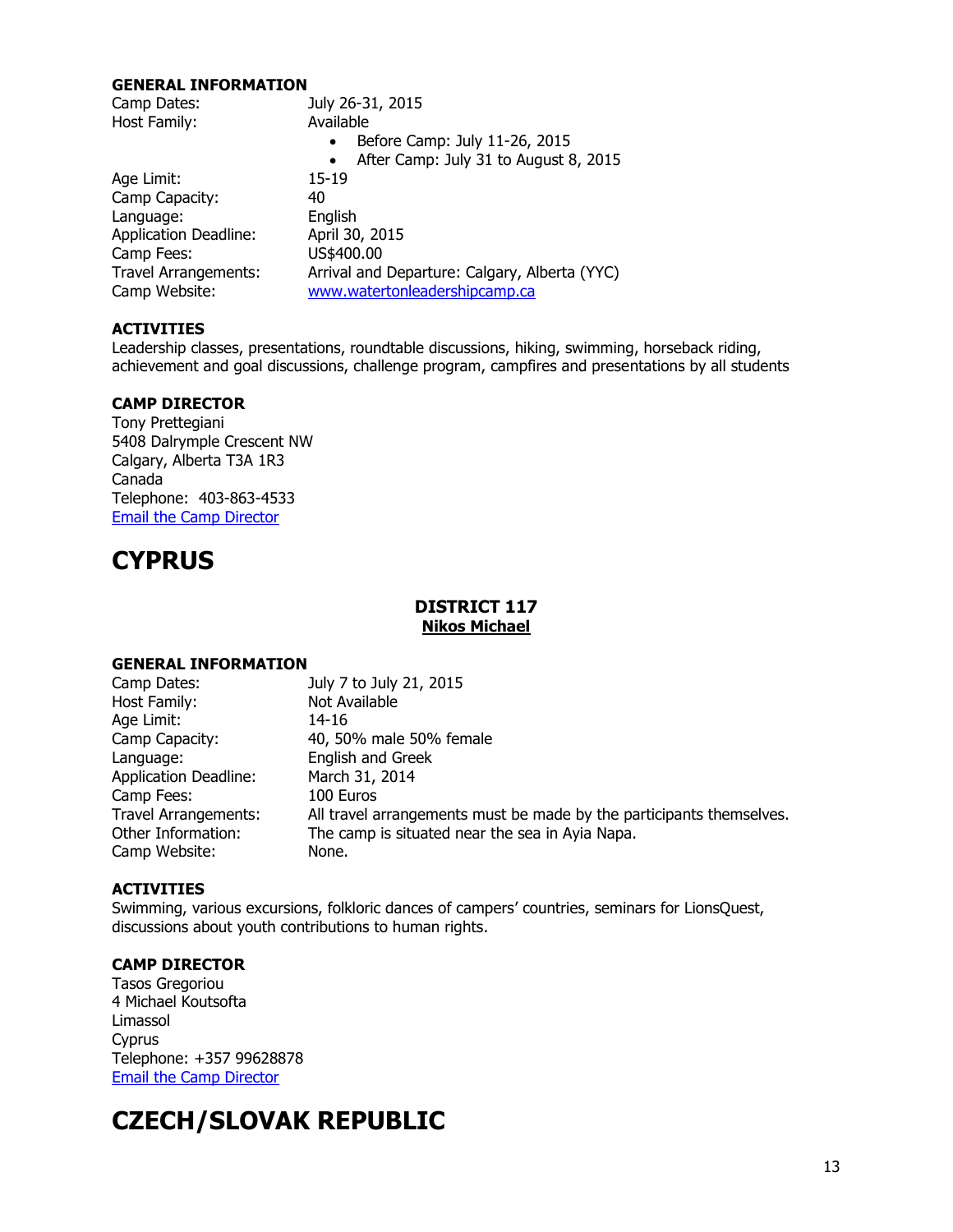#### GENERAL INFORMATION

| | |
|---|---|
| Camp Dates: | July 26-31, 2015 |
| Host Family: | Available<br>• Before Camp: July 11-26, 2015<br>• After Camp: July 31 to August 8, 2015 |
| Age Limit: | 15-19 |
| Camp Capacity: | 40 |
| Language: | English |
| Application Deadline: | April 30, 2015 |
| Camp Fees: | US$400.00 |
| Travel Arrangements: | Arrival and Departure: Calgary, Alberta (YYC) |
| Camp Website: | www.watertonleadershipcamp.ca |

#### ACTIVITIES

Leadership classes, presentations, roundtable discussions, hiking, swimming, horseback riding, achievement and goal discussions, challenge program, campfires and presentations by all students

#### CAMP DIRECTOR

Tony Prettegiani
5408 Dalrymple Crescent NW
Calgary, Alberta T3A 1R3
Canada
Telephone: 403-863-4533
Email the Camp Director

# CYPRUS

### DISTRICT 117
### Nikos Michael

#### GENERAL INFORMATION

| | |
|---|---|
| Camp Dates: | July 7 to July 21, 2015 |
| Host Family: | Not Available |
| Age Limit: | 14-16 |
| Camp Capacity: | 40, 50% male 50% female |
| Language: | English and Greek |
| Application Deadline: | March 31, 2014 |
| Camp Fees: | 100 Euros |
| Travel Arrangements: | All travel arrangements must be made by the participants themselves. |
| Other Information: | The camp is situated near the sea in Ayia Napa. |
| Camp Website: | None. |

#### ACTIVITIES

Swimming, various excursions, folkloric dances of campers' countries, seminars for LionsQuest, discussions about youth contributions to human rights.

#### CAMP DIRECTOR

Tasos Gregoriou
4 Michael Koutsofta
Limassol
Cyprus
Telephone: +357 99628878
Email the Camp Director

# CZECH/SLOVAK REPUBLIC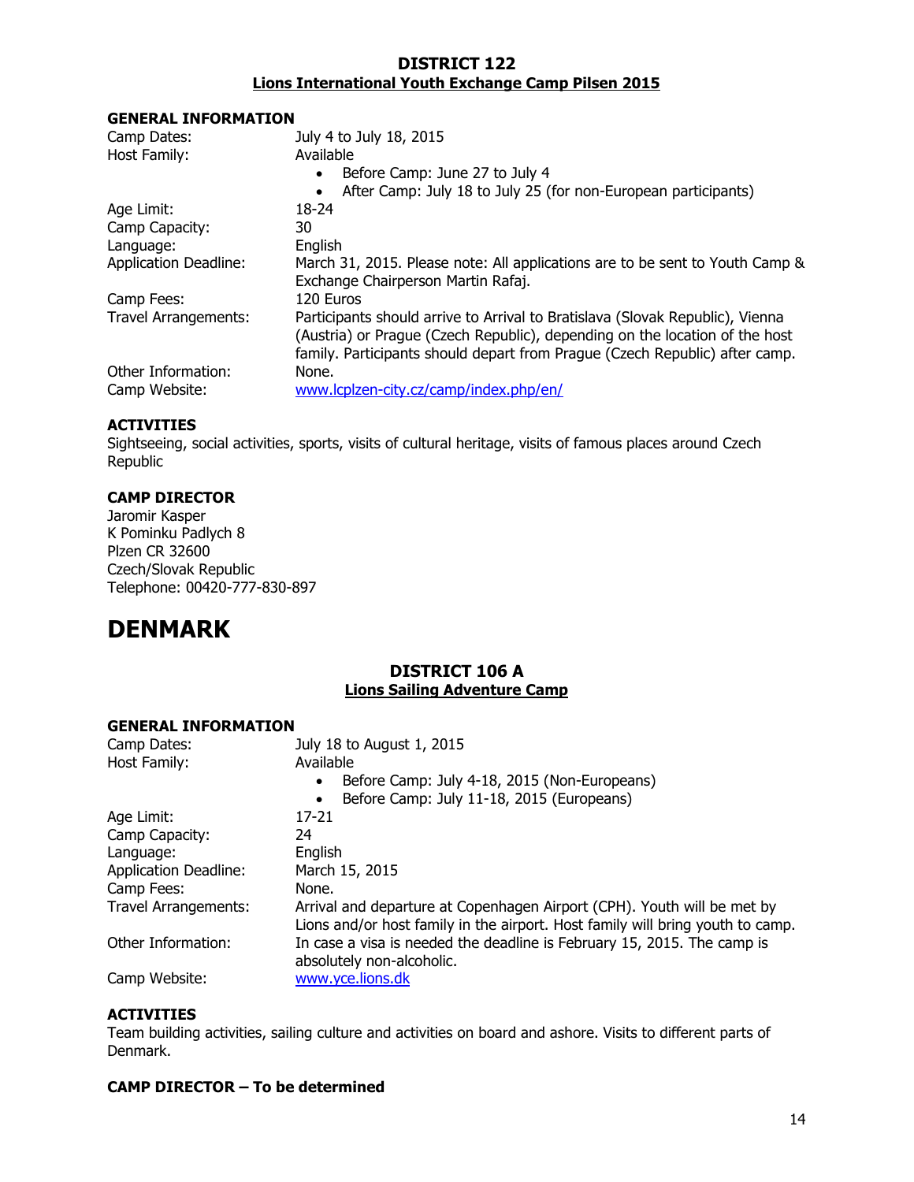### DISTRICT 122

### Lions International Youth Exchange Camp Pilsen 2015

**GENERAL INFORMATION**

| | |
|---|---|
| Camp Dates: | July 4 to July 18, 2015 |
| Host Family: | Available<br>• Before Camp: June 27 to July 4<br>• After Camp: July 18 to July 25 (for non-European participants) |
| Age Limit: | 18-24 |
| Camp Capacity: | 30 |
| Language: | English |
| Application Deadline: | March 31, 2015. Please note: All applications are to be sent to Youth Camp & Exchange Chairperson Martin Rafaj. |
| Camp Fees: | 120 Euros |
| Travel Arrangements: | Participants should arrive to Arrival to Bratislava (Slovak Republic), Vienna (Austria) or Prague (Czech Republic), depending on the location of the host family. Participants should depart from Prague (Czech Republic) after camp. |
| Other Information: | None. |
| Camp Website: | www.lcplzen-city.cz/camp/index.php/en/ |

**ACTIVITIES**

Sightseeing, social activities, sports, visits of cultural heritage, visits of famous places around Czech Republic

**CAMP DIRECTOR**

Jaromir Kasper
K Pominku Padlych 8
Plzen CR 32600
Czech/Slovak Republic
Telephone: 00420-777-830-897

# DENMARK

### DISTRICT 106 A

### Lions Sailing Adventure Camp

**GENERAL INFORMATION**

| | |
|---|---|
| Camp Dates: | July 18 to August 1, 2015 |
| Host Family: | Available<br>• Before Camp: July 4-18, 2015 (Non-Europeans)<br>• Before Camp: July 11-18, 2015 (Europeans) |
| Age Limit: | 17-21 |
| Camp Capacity: | 24 |
| Language: | English |
| Application Deadline: | March 15, 2015 |
| Camp Fees: | None. |
| Travel Arrangements: | Arrival and departure at Copenhagen Airport (CPH). Youth will be met by Lions and/or host family in the airport. Host family will bring youth to camp. |
| Other Information: | In case a visa is needed the deadline is February 15, 2015. The camp is absolutely non-alcoholic. |
| Camp Website: | www.yce.lions.dk |

**ACTIVITIES**

Team building activities, sailing culture and activities on board and ashore. Visits to different parts of Denmark.

**CAMP DIRECTOR – To be determined**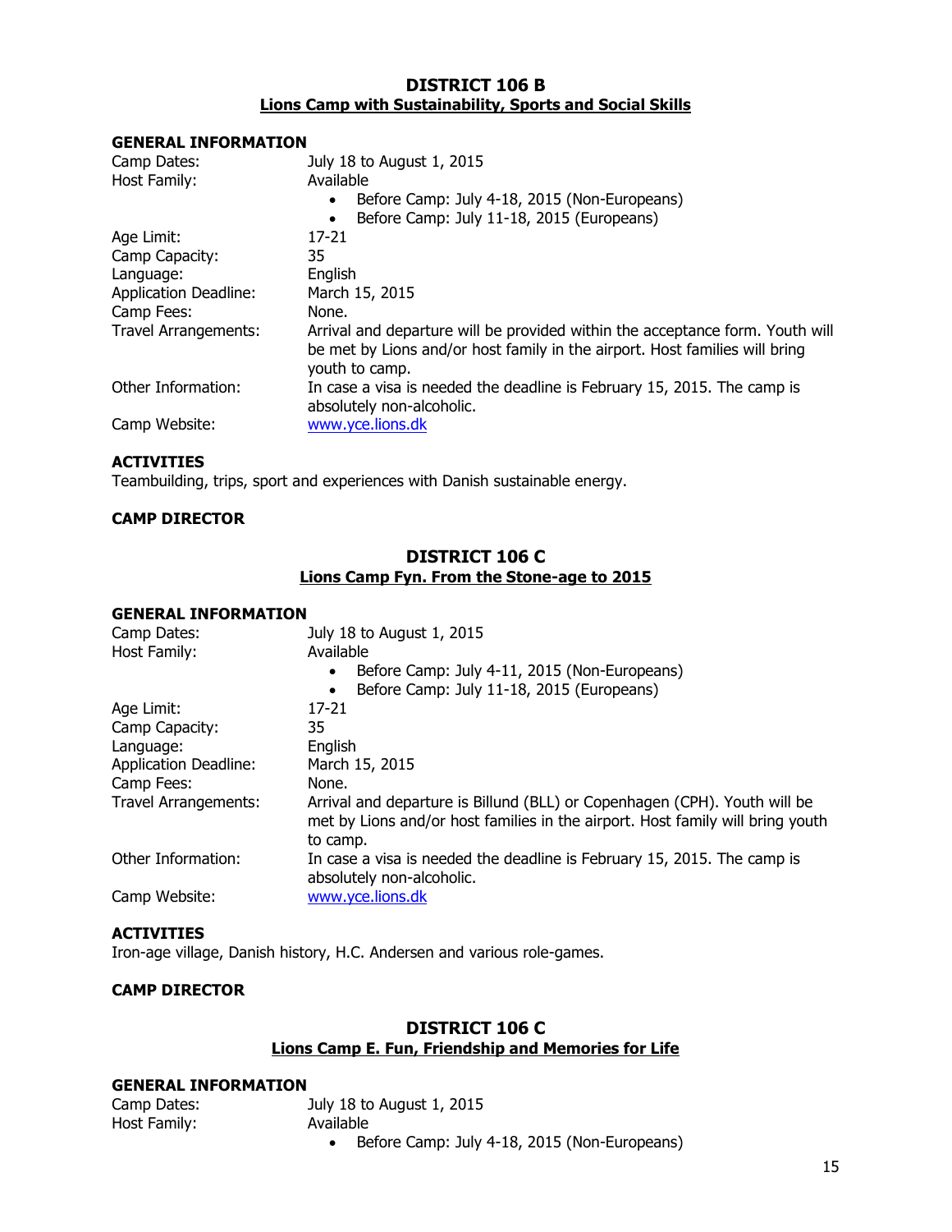## DISTRICT 106 B

### Lions Camp with Sustainability, Sports and Social Skills

**GENERAL INFORMATION**

Camp Dates: July 18 to August 1, 2015

Host Family: Available

- Before Camp: July 4-18, 2015 (Non-Europeans)
- Before Camp: July 11-18, 2015 (Europeans)

Age Limit: 17-21

Camp Capacity: 35

Language: English

Application Deadline: March 15, 2015

Camp Fees: None.

Travel Arrangements: Arrival and departure will be provided within the acceptance form. Youth will be met by Lions and/or host family in the airport. Host families will bring youth to camp.

Other Information: In case a visa is needed the deadline is February 15, 2015. The camp is absolutely non-alcoholic.

Camp Website: www.yce.lions.dk

**ACTIVITIES**

Teambuilding, trips, sport and experiences with Danish sustainable energy.

**CAMP DIRECTOR**

## DISTRICT 106 C

### Lions Camp Fyn. From the Stone-age to 2015

**GENERAL INFORMATION**

Camp Dates: July 18 to August 1, 2015

Host Family: Available

- Before Camp: July 4-11, 2015 (Non-Europeans)
- Before Camp: July 11-18, 2015 (Europeans)

Age Limit: 17-21

Camp Capacity: 35

Language: English

Application Deadline: March 15, 2015

Camp Fees: None.

Travel Arrangements: Arrival and departure is Billund (BLL) or Copenhagen (CPH). Youth will be met by Lions and/or host families in the airport. Host family will bring youth to camp.

Other Information: In case a visa is needed the deadline is February 15, 2015. The camp is absolutely non-alcoholic.

Camp Website: www.yce.lions.dk

**ACTIVITIES**

Iron-age village, Danish history, H.C. Andersen and various role-games.

**CAMP DIRECTOR**

## DISTRICT 106 C

### Lions Camp E. Fun, Friendship and Memories for Life

**GENERAL INFORMATION**

Camp Dates: July 18 to August 1, 2015

Host Family: Available

- Before Camp: July 4-18, 2015 (Non-Europeans)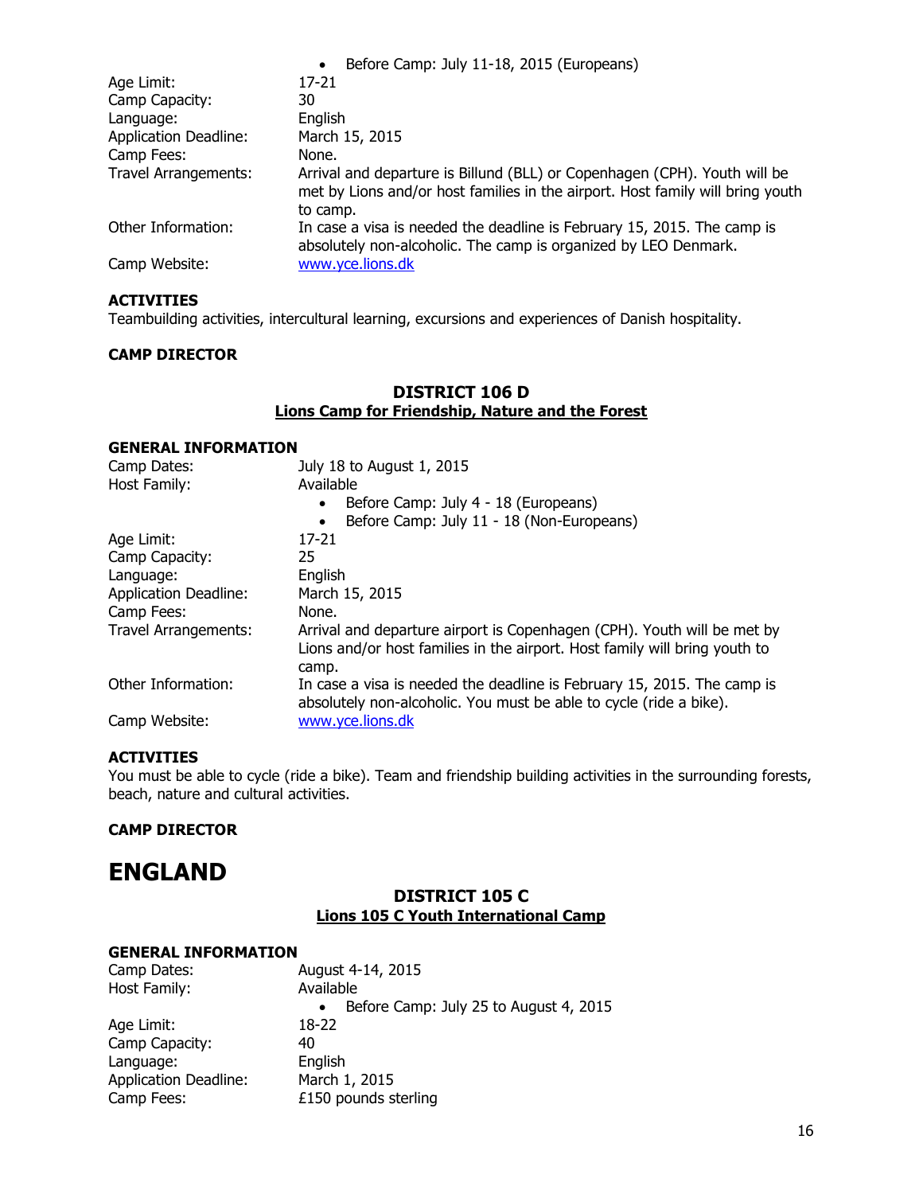- Before Camp: July 11-18, 2015 (Europeans)

| | |
|---|---|
| Age Limit: | 17-21 |
| Camp Capacity: | 30 |
| Language: | English |
| Application Deadline: | March 15, 2015 |
| Camp Fees: | None. |
| Travel Arrangements: | Arrival and departure is Billund (BLL) or Copenhagen (CPH). Youth will be met by Lions and/or host families in the airport. Host family will bring youth to camp. |
| Other Information: | In case a visa is needed the deadline is February 15, 2015. The camp is absolutely non-alcoholic. The camp is organized by LEO Denmark. |
| Camp Website: | www.yce.lions.dk |

**ACTIVITIES**

Teambuilding activities, intercultural learning, excursions and experiences of Danish hospitality.

**CAMP DIRECTOR**

### DISTRICT 106 D

**Lions Camp for Friendship, Nature and the Forest**

**GENERAL INFORMATION**

| | |
|---|---|
| Camp Dates: | July 18 to August 1, 2015 |
| Host Family: | Available<br>• Before Camp: July 4 - 18 (Europeans)<br>• Before Camp: July 11 - 18 (Non-Europeans) |
| Age Limit: | 17-21 |
| Camp Capacity: | 25 |
| Language: | English |
| Application Deadline: | March 15, 2015 |
| Camp Fees: | None. |
| Travel Arrangements: | Arrival and departure airport is Copenhagen (CPH). Youth will be met by Lions and/or host families in the airport. Host family will bring youth to camp. |
| Other Information: | In case a visa is needed the deadline is February 15, 2015. The camp is absolutely non-alcoholic. You must be able to cycle (ride a bike). |
| Camp Website: | www.yce.lions.dk |

**ACTIVITIES**

You must be able to cycle (ride a bike). Team and friendship building activities in the surrounding forests, beach, nature and cultural activities.

**CAMP DIRECTOR**

# ENGLAND

### DISTRICT 105 C

**Lions 105 C Youth International Camp**

**GENERAL INFORMATION**

| | |
|---|---|
| Camp Dates: | August 4-14, 2015 |
| Host Family: | Available<br>• Before Camp: July 25 to August 4, 2015 |
| Age Limit: | 18-22 |
| Camp Capacity: | 40 |
| Language: | English |
| Application Deadline: | March 1, 2015 |
| Camp Fees: | £150 pounds sterling |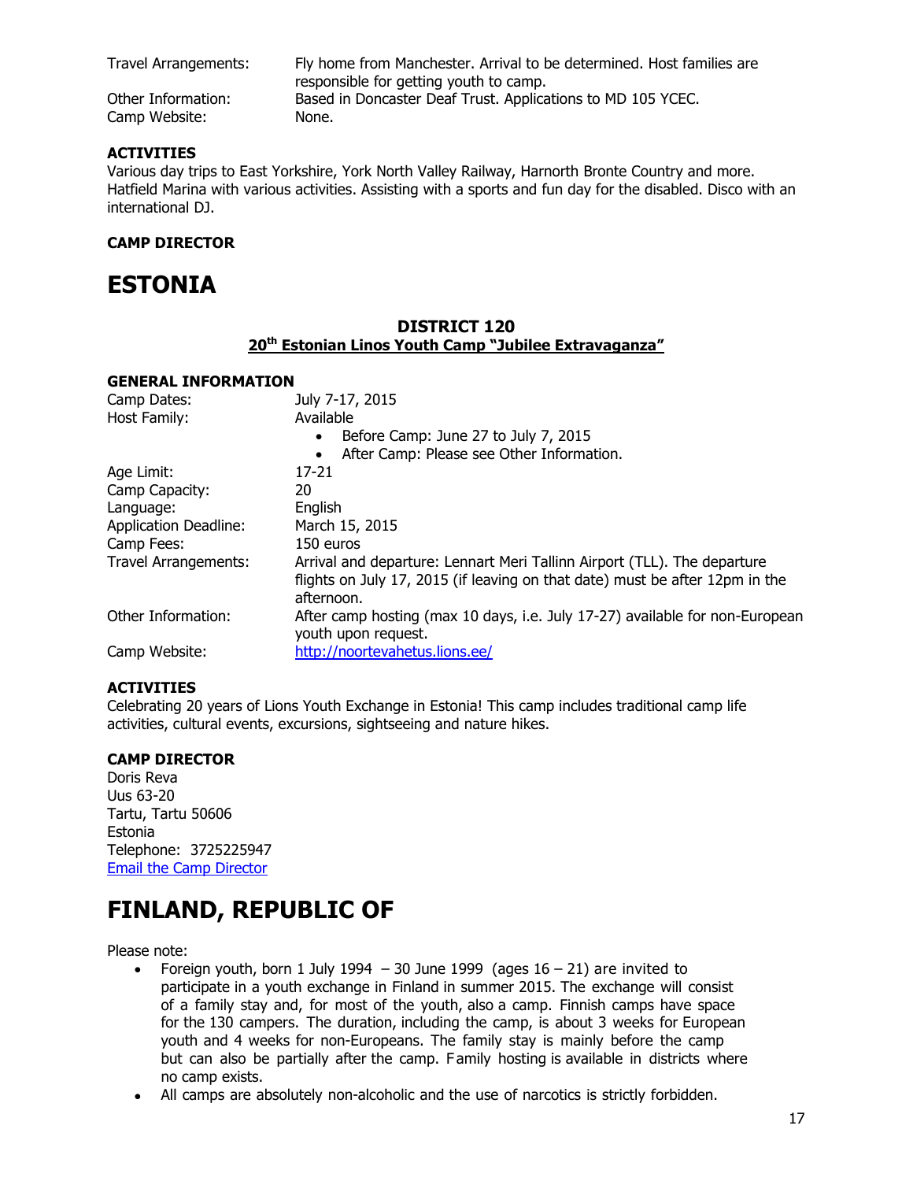| | |
|---|---|
| Travel Arrangements: | Fly home from Manchester. Arrival to be determined. Host families are responsible for getting youth to camp. |
| Other Information: | Based in Doncaster Deaf Trust. Applications to MD 105 YCEC. |
| Camp Website: | None. |

**ACTIVITIES**

Various day trips to East Yorkshire, York North Valley Railway, Harnorth Bronte Country and more. Hatfield Marina with various activities. Assisting with a sports and fun day for the disabled. Disco with an international DJ.

**CAMP DIRECTOR**

# ESTONIA

## DISTRICT 120

### 20th Estonian Linos Youth Camp "Jubilee Extravaganza"

**GENERAL INFORMATION**

| | |
|---|---|
| Camp Dates: | July 7-17, 2015 |
| Host Family: | Available<br>• Before Camp: June 27 to July 7, 2015<br>• After Camp: Please see Other Information. |
| Age Limit: | 17-21 |
| Camp Capacity: | 20 |
| Language: | English |
| Application Deadline: | March 15, 2015 |
| Camp Fees: | 150 euros |
| Travel Arrangements: | Arrival and departure: Lennart Meri Tallinn Airport (TLL). The departure flights on July 17, 2015 (if leaving on that date) must be after 12pm in the afternoon. |
| Other Information: | After camp hosting (max 10 days, i.e. July 17-27) available for non-European youth upon request. |
| Camp Website: | http://noortevahetus.lions.ee/ |

**ACTIVITIES**

Celebrating 20 years of Lions Youth Exchange in Estonia! This camp includes traditional camp life activities, cultural events, excursions, sightseeing and nature hikes.

**CAMP DIRECTOR**

Doris Reva
Uus 63-20
Tartu, Tartu 50606
Estonia
Telephone: 3725225947
Email the Camp Director

# FINLAND, REPUBLIC OF

Please note:

- Foreign youth, born 1 July 1994 – 30 June 1999 (ages 16 – 21) are invited to participate in a youth exchange in Finland in summer 2015. The exchange will consist of a family stay and, for most of the youth, also a camp. Finnish camps have space for the 130 campers. The duration, including the camp, is about 3 weeks for European youth and 4 weeks for non-Europeans. The family stay is mainly before the camp but can also be partially after the camp. Family hosting is available in districts where no camp exists.
- All camps are absolutely non-alcoholic and the use of narcotics is strictly forbidden.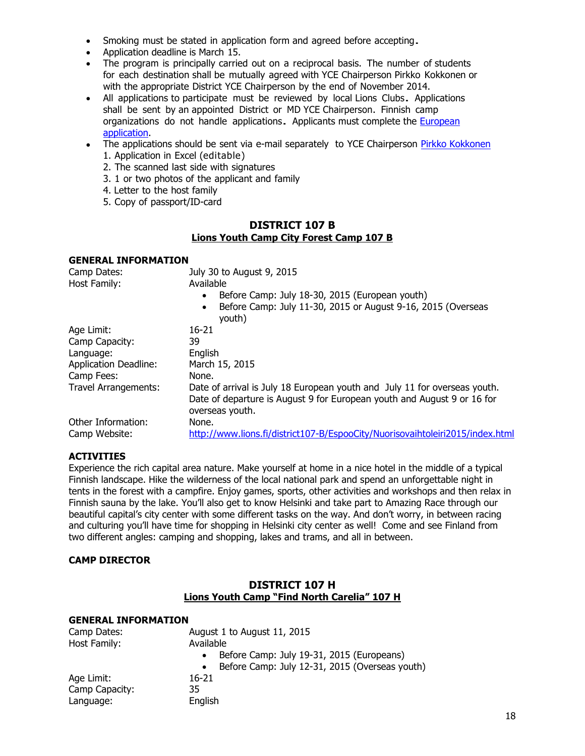- Smoking must be stated in application form and agreed before accepting.
- Application deadline is March 15.
- The program is principally carried out on a reciprocal basis. The number of students for each destination shall be mutually agreed with YCE Chairperson Pirkko Kokkonen or with the appropriate District YCE Chairperson by the end of November 2014.
- All applications to participate must be reviewed by local Lions Clubs. Applications shall be sent by an appointed District or MD YCE Chairperson. Finnish camp organizations do not handle applications. Applicants must complete the European application.
- The applications should be sent via e-mail separately to YCE Chairperson Pirkko Kokkonen
  1. Application in Excel (editable)
  2. The scanned last side with signatures
  3. 1 or two photos of the applicant and family
  4. Letter to the host family
  5. Copy of passport/ID-card

## DISTRICT 107 B

### Lions Youth Camp City Forest Camp 107 B

**GENERAL INFORMATION**

| | |
|---|---|
| Camp Dates: | July 30 to August 9, 2015 |
| Host Family: | Available<br>• Before Camp: July 18-30, 2015 (European youth)<br>• Before Camp: July 11-30, 2015 or August 9-16, 2015 (Overseas youth) |
| Age Limit: | 16-21 |
| Camp Capacity: | 39 |
| Language: | English |
| Application Deadline: | March 15, 2015 |
| Camp Fees: | None. |
| Travel Arrangements: | Date of arrival is July 18 European youth and July 11 for overseas youth. Date of departure is August 9 for European youth and August 9 or 16 for overseas youth. |
| Other Information: | None. |
| Camp Website: | http://www.lions.fi/district107-B/EspooCity/Nuorisovaihtoleiri2015/index.html |

**ACTIVITIES**

Experience the rich capital area nature. Make yourself at home in a nice hotel in the middle of a typical Finnish landscape. Hike the wilderness of the local national park and spend an unforgettable night in tents in the forest with a campfire. Enjoy games, sports, other activities and workshops and then relax in Finnish sauna by the lake. You'll also get to know Helsinki and take part to Amazing Race through our beautiful capital's city center with some different tasks on the way. And don't worry, in between racing and culturing you'll have time for shopping in Helsinki city center as well! Come and see Finland from two different angles: camping and shopping, lakes and trams, and all in between.

**CAMP DIRECTOR**

## DISTRICT 107 H

### Lions Youth Camp "Find North Carelia" 107 H

**GENERAL INFORMATION**

| | |
|---|---|
| Camp Dates: | August 1 to August 11, 2015 |
| Host Family: | Available<br>• Before Camp: July 19-31, 2015 (Europeans)<br>• Before Camp: July 12-31, 2015 (Overseas youth) |
| Age Limit: | 16-21 |
| Camp Capacity: | 35 |
| Language: | English |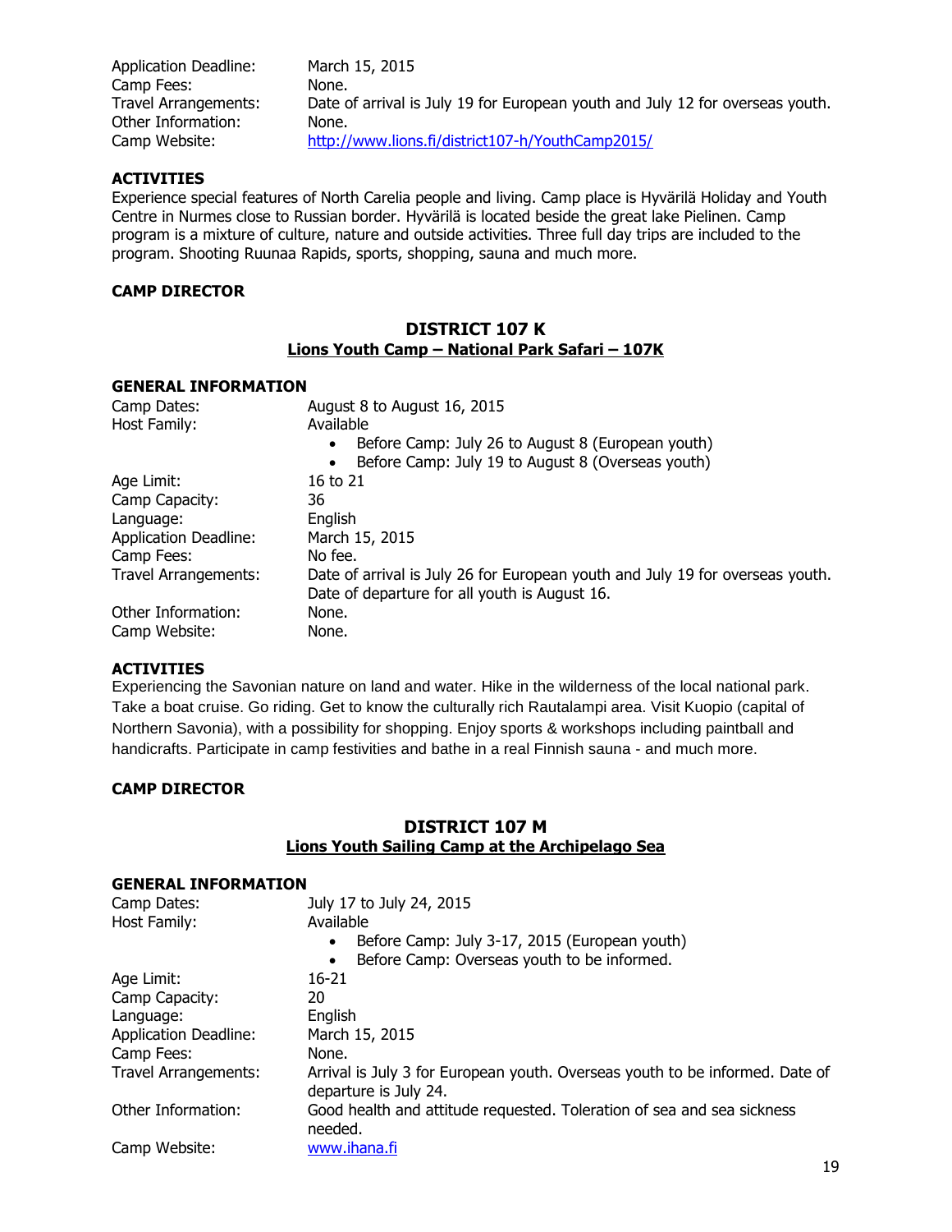| | |
|---|---|
| Application Deadline: | March 15, 2015 |
| Camp Fees: | None. |
| Travel Arrangements: | Date of arrival is July 19 for European youth and July 12 for overseas youth. |
| Other Information: | None. |
| Camp Website: | [http://www.lions.fi/district107-h/YouthCamp2015/](http://www.lions.fi/district107-h/YouthCamp2015/) |

**ACTIVITIES**

Experience special features of North Carelia people and living. Camp place is Hyvärilä Holiday and Youth Centre in Nurmes close to Russian border. Hyvärilä is located beside the great lake Pielinen. Camp program is a mixture of culture, nature and outside activities. Three full day trips are included to the program. Shooting Ruunaa Rapids, sports, shopping, sauna and much more.

**CAMP DIRECTOR**

## DISTRICT 107 K

### Lions Youth Camp – National Park Safari – 107K

**GENERAL INFORMATION**

| | |
|---|---|
| Camp Dates: | August 8 to August 16, 2015 |
| Host Family: | Available<br>• Before Camp: July 26 to August 8 (European youth)<br>• Before Camp: July 19 to August 8 (Overseas youth) |
| Age Limit: | 16 to 21 |
| Camp Capacity: | 36 |
| Language: | English |
| Application Deadline: | March 15, 2015 |
| Camp Fees: | No fee. |
| Travel Arrangements: | Date of arrival is July 26 for European youth and July 19 for overseas youth. Date of departure for all youth is August 16. |
| Other Information: | None. |
| Camp Website: | None. |

**ACTIVITIES**

Experiencing the Savonian nature on land and water. Hike in the wilderness of the local national park. Take a boat cruise. Go riding. Get to know the culturally rich Rautalampi area. Visit Kuopio (capital of Northern Savonia), with a possibility for shopping. Enjoy sports & workshops including paintball and handicrafts. Participate in camp festivities and bathe in a real Finnish sauna - and much more.

**CAMP DIRECTOR**

## DISTRICT 107 M

### Lions Youth Sailing Camp at the Archipelago Sea

**GENERAL INFORMATION**

| | |
|---|---|
| Camp Dates: | July 17 to July 24, 2015 |
| Host Family: | Available<br>• Before Camp: July 3-17, 2015 (European youth)<br>• Before Camp: Overseas youth to be informed. |
| Age Limit: | 16-21 |
| Camp Capacity: | 20 |
| Language: | English |
| Application Deadline: | March 15, 2015 |
| Camp Fees: | None. |
| Travel Arrangements: | Arrival is July 3 for European youth. Overseas youth to be informed. Date of departure is July 24. |
| Other Information: | Good health and attitude requested. Toleration of sea and sea sickness needed. |
| Camp Website: | [www.ihana.fi](www.ihana.fi) |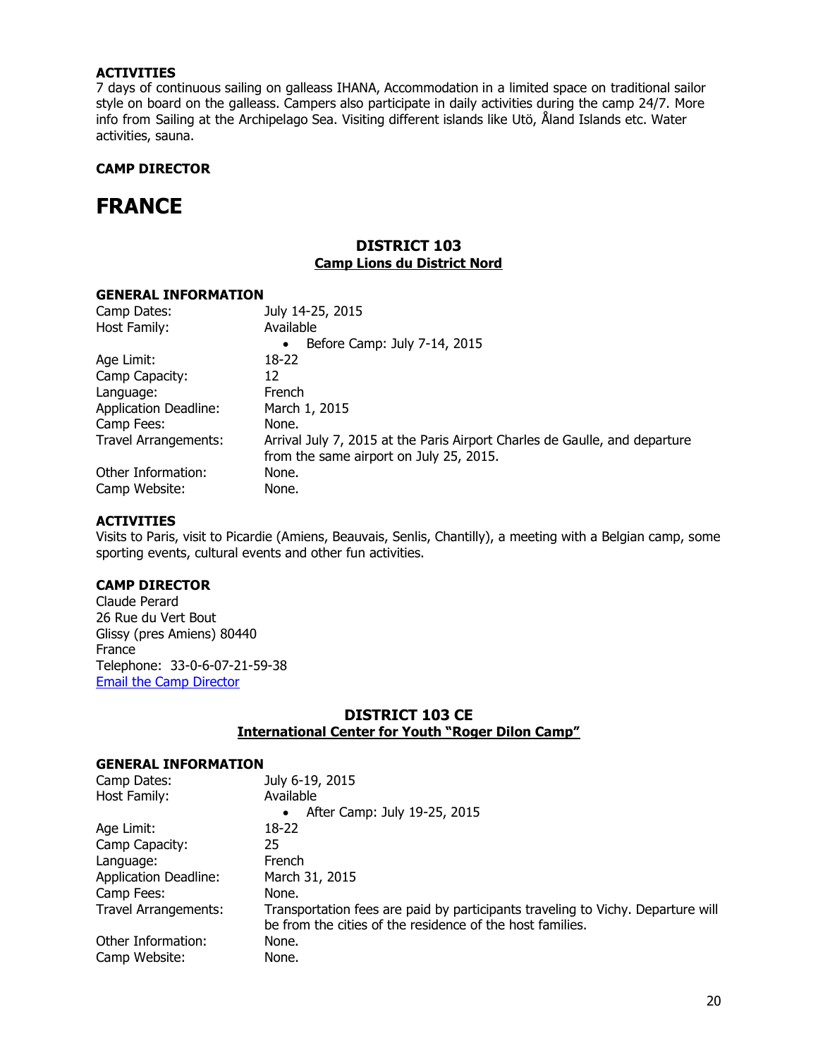**ACTIVITIES**
7 days of continuous sailing on galleass IHANA, Accommodation in a limited space on traditional sailor style on board on the galleass. Campers also participate in daily activities during the camp 24/7. More info from Sailing at the Archipelago Sea. Visiting different islands like Utö, Åland Islands etc. Water activities, sauna.

**CAMP DIRECTOR**

# FRANCE

## DISTRICT 103
### Camp Lions du District Nord

**GENERAL INFORMATION**

| | |
|---|---|
| Camp Dates: | July 14-25, 2015 |
| Host Family: | Available<br>• Before Camp: July 7-14, 2015 |
| Age Limit: | 18-22 |
| Camp Capacity: | 12 |
| Language: | French |
| Application Deadline: | March 1, 2015 |
| Camp Fees: | None. |
| Travel Arrangements: | Arrival July 7, 2015 at the Paris Airport Charles de Gaulle, and departure from the same airport on July 25, 2015. |
| Other Information: | None. |
| Camp Website: | None. |

**ACTIVITIES**
Visits to Paris, visit to Picardie (Amiens, Beauvais, Senlis, Chantilly), a meeting with a Belgian camp, some sporting events, cultural events and other fun activities.

**CAMP DIRECTOR**
Claude Perard
26 Rue du Vert Bout
Glissy (pres Amiens) 80440
France
Telephone: 33-0-6-07-21-59-38
Email the Camp Director

## DISTRICT 103 CE
### International Center for Youth "Roger Dilon Camp"

**GENERAL INFORMATION**

| | |
|---|---|
| Camp Dates: | July 6-19, 2015 |
| Host Family: | Available<br>• After Camp: July 19-25, 2015 |
| Age Limit: | 18-22 |
| Camp Capacity: | 25 |
| Language: | French |
| Application Deadline: | March 31, 2015 |
| Camp Fees: | None. |
| Travel Arrangements: | Transportation fees are paid by participants traveling to Vichy. Departure will be from the cities of the residence of the host families. |
| Other Information: | None. |
| Camp Website: | None. |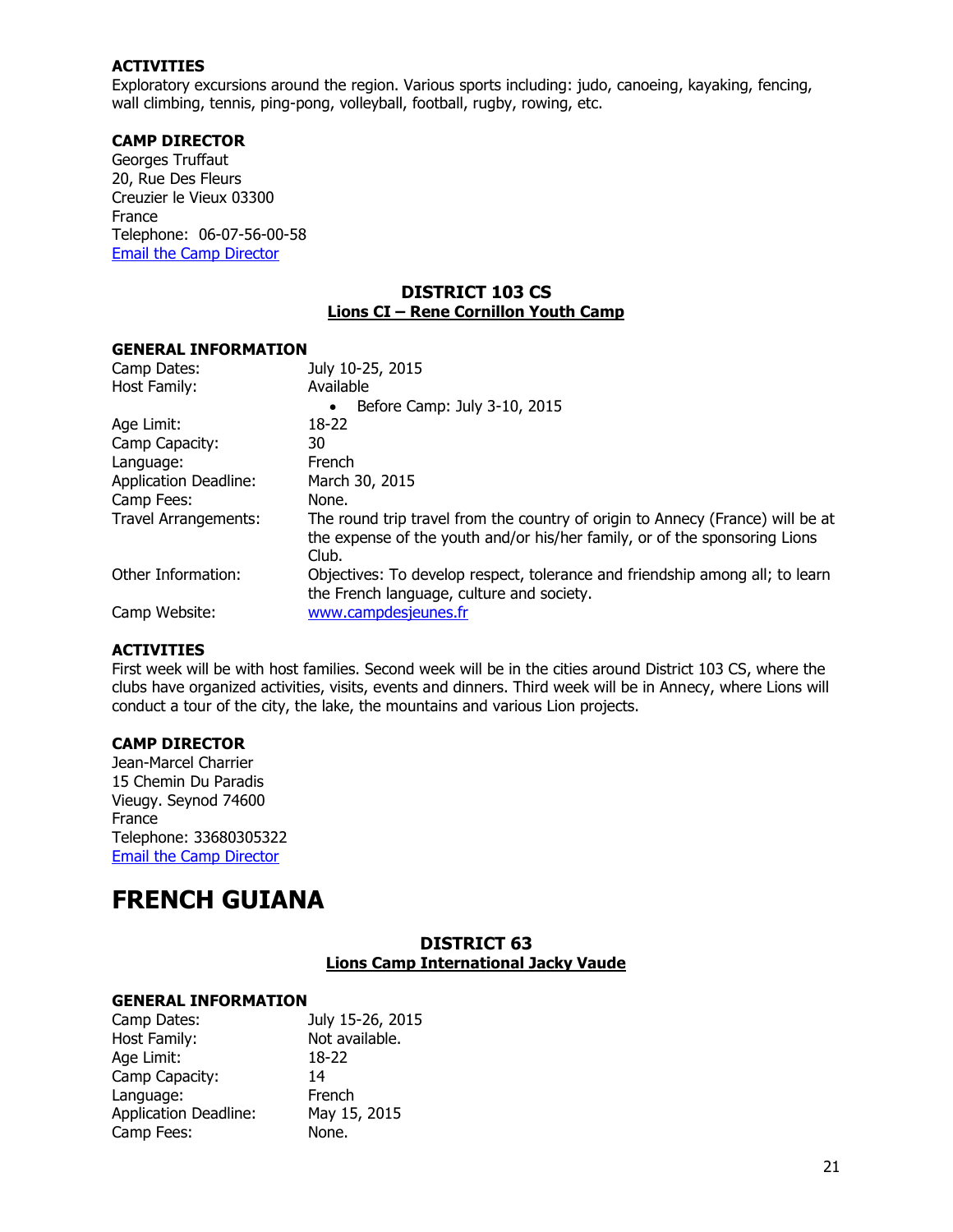### ACTIVITIES

Exploratory excursions around the region. Various sports including: judo, canoeing, kayaking, fencing, wall climbing, tennis, ping-pong, volleyball, football, rugby, rowing, etc.

### CAMP DIRECTOR

Georges Truffaut
20, Rue Des Fleurs
Creuzier le Vieux 03300
France
Telephone: 06-07-56-00-58
Email the Camp Director

## DISTRICT 103 CS

**Lions CI – Rene Cornillon Youth Camp**

### GENERAL INFORMATION

| | |
|---|---|
| Camp Dates: | July 10-25, 2015 |
| Host Family: | Available<br>• Before Camp: July 3-10, 2015 |
| Age Limit: | 18-22 |
| Camp Capacity: | 30 |
| Language: | French |
| Application Deadline: | March 30, 2015 |
| Camp Fees: | None. |
| Travel Arrangements: | The round trip travel from the country of origin to Annecy (France) will be at the expense of the youth and/or his/her family, or of the sponsoring Lions Club. |
| Other Information: | Objectives: To develop respect, tolerance and friendship among all; to learn the French language, culture and society. |
| Camp Website: | www.campdesjeunes.fr |

### ACTIVITIES

First week will be with host families. Second week will be in the cities around District 103 CS, where the clubs have organized activities, visits, events and dinners. Third week will be in Annecy, where Lions will conduct a tour of the city, the lake, the mountains and various Lion projects.

### CAMP DIRECTOR

Jean-Marcel Charrier
15 Chemin Du Paradis
Vieugy. Seynod 74600
France
Telephone: 33680305322
Email the Camp Director

# FRENCH GUIANA

## DISTRICT 63

**Lions Camp International Jacky Vaude**

### GENERAL INFORMATION

| | |
|---|---|
| Camp Dates: | July 15-26, 2015 |
| Host Family: | Not available. |
| Age Limit: | 18-22 |
| Camp Capacity: | 14 |
| Language: | French |
| Application Deadline: | May 15, 2015 |
| Camp Fees: | None. |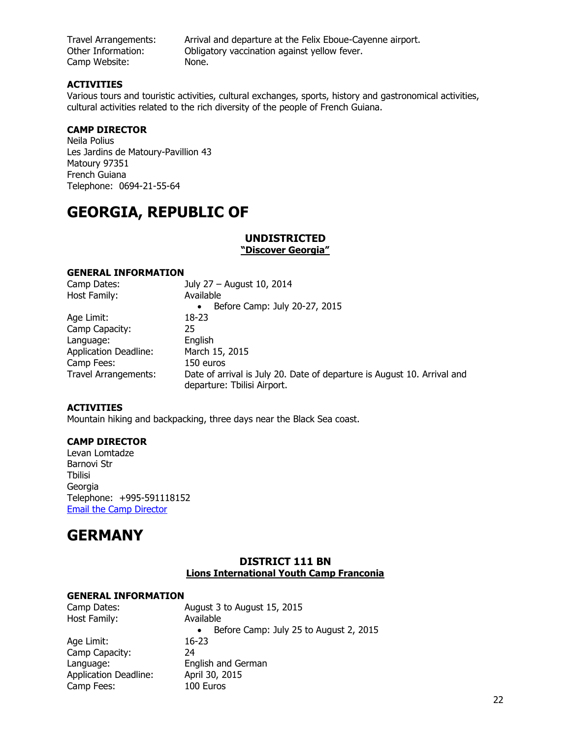Travel Arrangements: Arrival and departure at the Felix Eboue-Cayenne airport.
Other Information: Obligatory vaccination against yellow fever.
Camp Website: None.

**ACTIVITIES**

Various tours and touristic activities, cultural exchanges, sports, history and gastronomical activities, cultural activities related to the rich diversity of the people of French Guiana.

**CAMP DIRECTOR**

Neila Polius
Les Jardins de Matoury-Pavillion 43
Matoury 97351
French Guiana
Telephone: 0694-21-55-64

# GEORGIA, REPUBLIC OF

## UNDISTRICTED
**"Discover Georgia"**

**GENERAL INFORMATION**

Camp Dates: July 27 – August 10, 2014
Host Family: Available
- Before Camp: July 20-27, 2015

Age Limit: 18-23
Camp Capacity: 25
Language: English
Application Deadline: March 15, 2015
Camp Fees: 150 euros
Travel Arrangements: Date of arrival is July 20. Date of departure is August 10. Arrival and departure: Tbilisi Airport.

**ACTIVITIES**

Mountain hiking and backpacking, three days near the Black Sea coast.

**CAMP DIRECTOR**

Levan Lomtadze
Barnovi Str
Tbilisi
Georgia
Telephone: +995-591118152
Email the Camp Director

# GERMANY

## DISTRICT 111 BN
**Lions International Youth Camp Franconia**

**GENERAL INFORMATION**

Camp Dates: August 3 to August 15, 2015
Host Family: Available
- Before Camp: July 25 to August 2, 2015

Age Limit: 16-23
Camp Capacity: 24
Language: English and German
Application Deadline: April 30, 2015
Camp Fees: 100 Euros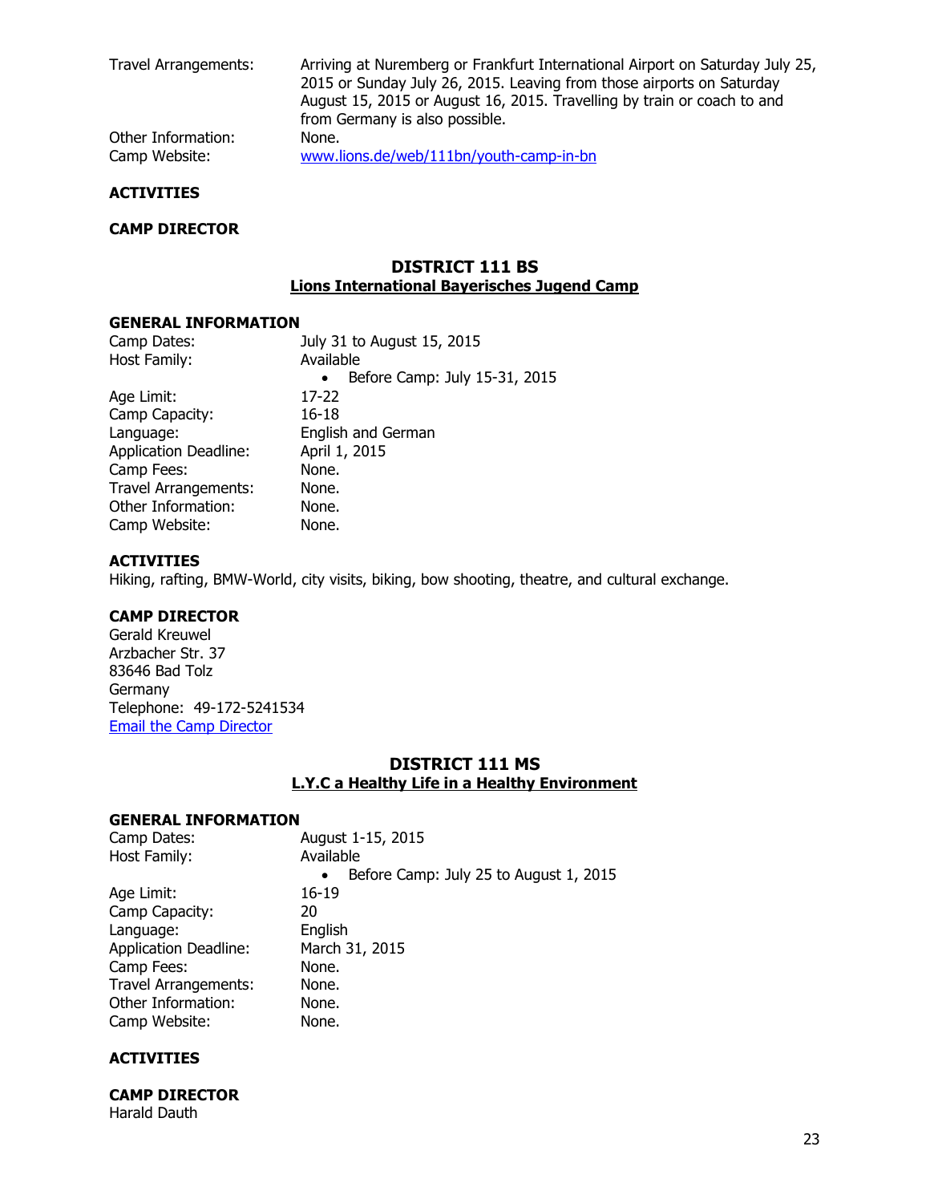Travel Arrangements: Arriving at Nuremberg or Frankfurt International Airport on Saturday July 25, 2015 or Sunday July 26, 2015. Leaving from those airports on Saturday August 15, 2015 or August 16, 2015. Travelling by train or coach to and from Germany is also possible.
Other Information: None.
Camp Website: [www.lions.de/web/111bn/youth-camp-in-bn](www.lions.de/web/111bn/youth-camp-in-bn)

**ACTIVITIES**

**CAMP DIRECTOR**

## DISTRICT 111 BS
### Lions International Bayerisches Jugend Camp

**GENERAL INFORMATION**
Camp Dates: July 31 to August 15, 2015
Host Family: Available
- Before Camp: July 15-31, 2015

Age Limit: 17-22
Camp Capacity: 16-18
Language: English and German
Application Deadline: April 1, 2015
Camp Fees: None.
Travel Arrangements: None.
Other Information: None.
Camp Website: None.

**ACTIVITIES**
Hiking, rafting, BMW-World, city visits, biking, bow shooting, theatre, and cultural exchange.

**CAMP DIRECTOR**
Gerald Kreuwel
Arzbacher Str. 37
83646 Bad Tolz
Germany
Telephone: 49-172-5241534
Email the Camp Director

## DISTRICT 111 MS
### L.Y.C a Healthy Life in a Healthy Environment

**GENERAL INFORMATION**
Camp Dates: August 1-15, 2015
Host Family: Available
- Before Camp: July 25 to August 1, 2015

Age Limit: 16-19
Camp Capacity: 20
Language: English
Application Deadline: March 31, 2015
Camp Fees: None.
Travel Arrangements: None.
Other Information: None.
Camp Website: None.

**ACTIVITIES**

**CAMP DIRECTOR**
Harald Dauth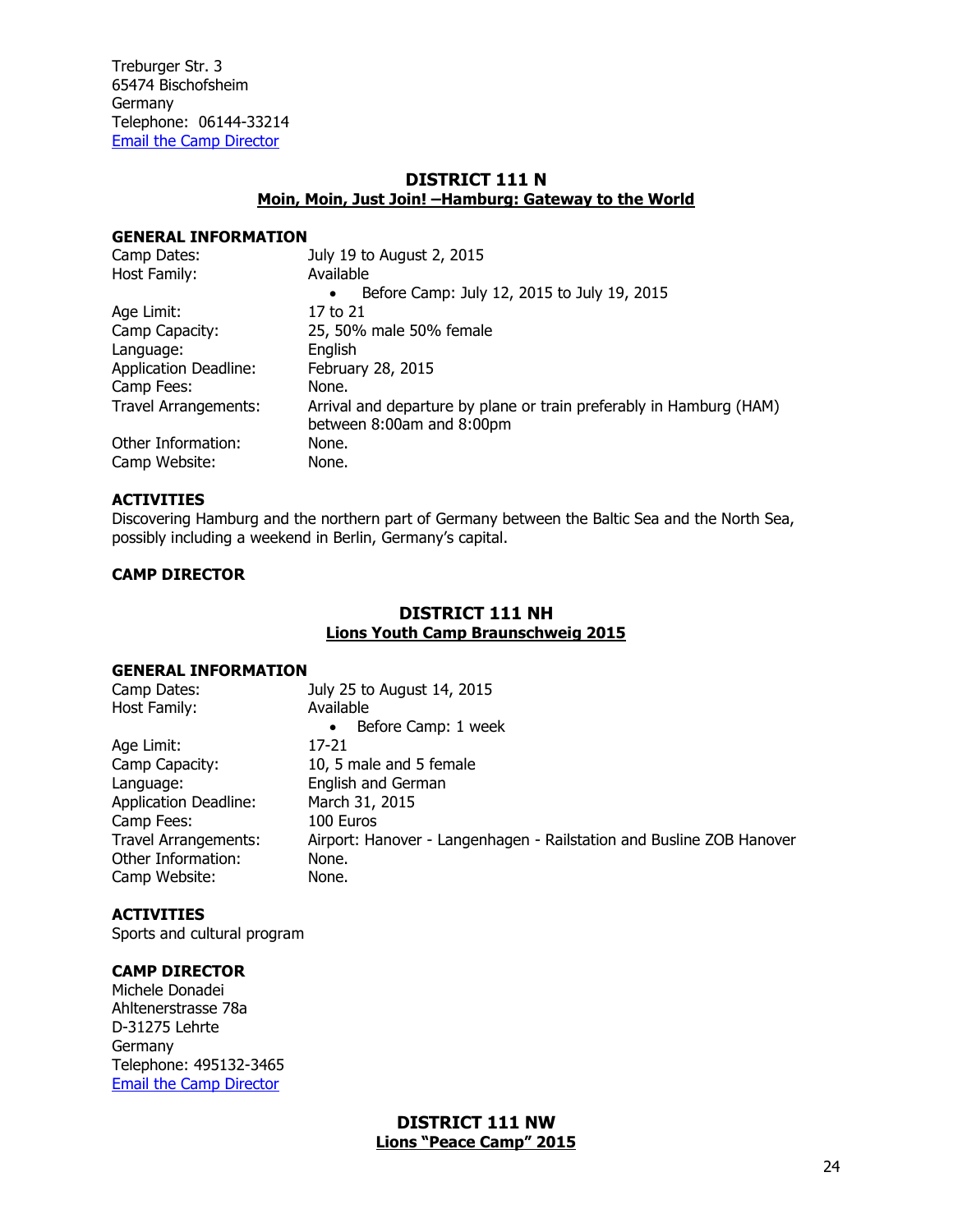Treburger Str. 3
65474 Bischofsheim
Germany
Telephone: 06144-33214
Email the Camp Director

## DISTRICT 111 N

### Moin, Moin, Just Join! –Hamburg: Gateway to the World

**GENERAL INFORMATION**

| | |
|---|---|
| Camp Dates: | July 19 to August 2, 2015 |
| Host Family: | Available<br>• Before Camp: July 12, 2015 to July 19, 2015 |
| Age Limit: | 17 to 21 |
| Camp Capacity: | 25, 50% male 50% female |
| Language: | English |
| Application Deadline: | February 28, 2015 |
| Camp Fees: | None. |
| Travel Arrangements: | Arrival and departure by plane or train preferably in Hamburg (HAM) between 8:00am and 8:00pm |
| Other Information: | None. |
| Camp Website: | None. |

**ACTIVITIES**

Discovering Hamburg and the northern part of Germany between the Baltic Sea and the North Sea, possibly including a weekend in Berlin, Germany's capital.

**CAMP DIRECTOR**

## DISTRICT 111 NH

### Lions Youth Camp Braunschweig 2015

**GENERAL INFORMATION**

| | |
|---|---|
| Camp Dates: | July 25 to August 14, 2015 |
| Host Family: | Available<br>• Before Camp: 1 week |
| Age Limit: | 17-21 |
| Camp Capacity: | 10, 5 male and 5 female |
| Language: | English and German |
| Application Deadline: | March 31, 2015 |
| Camp Fees: | 100 Euros |
| Travel Arrangements: | Airport: Hanover - Langenhagen - Railstation and Busline ZOB Hanover |
| Other Information: | None. |
| Camp Website: | None. |

**ACTIVITIES**

Sports and cultural program

**CAMP DIRECTOR**

Michele Donadei
Ahltenerstrasse 78a
D-31275 Lehrte
Germany
Telephone: 495132-3465
Email the Camp Director

## DISTRICT 111 NW

### Lions "Peace Camp" 2015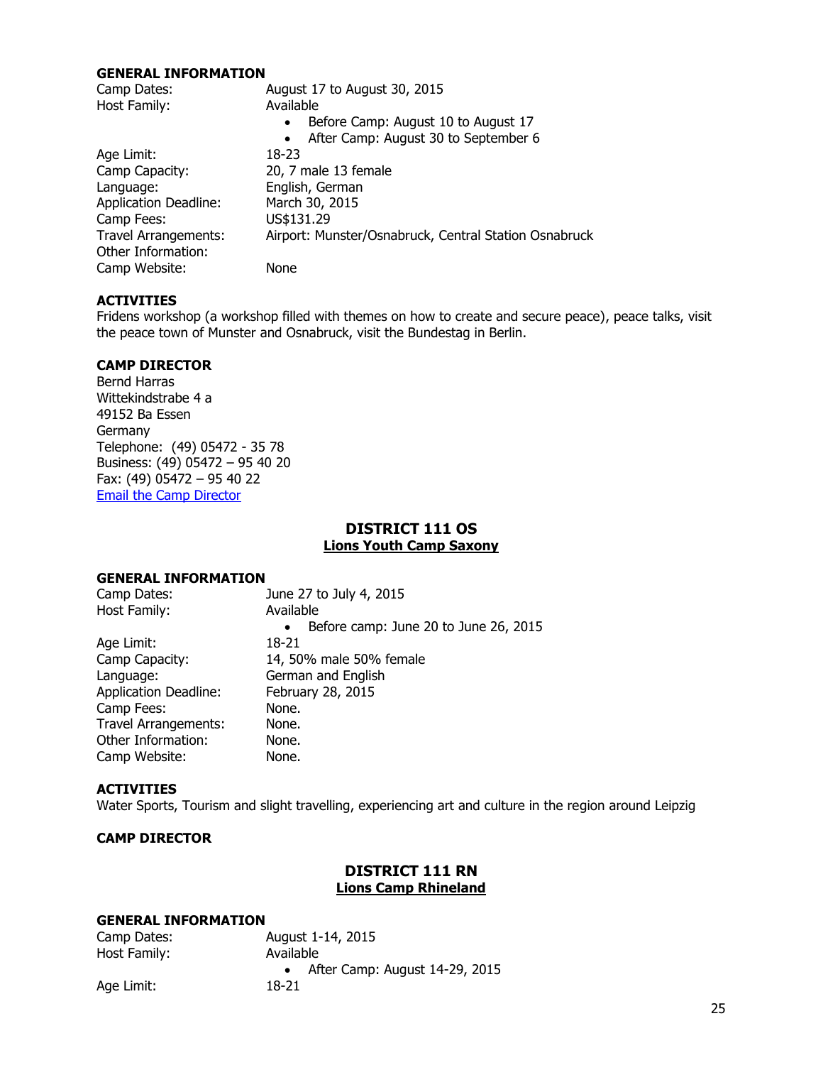### GENERAL INFORMATION

Camp Dates: August 17 to August 30, 2015
Host Family: Available

- Before Camp: August 10 to August 17
- After Camp: August 30 to September 6

Age Limit: 18-23
Camp Capacity: 20, 7 male 13 female
Language: English, German
Application Deadline: March 30, 2015
Camp Fees: US$131.29
Travel Arrangements: Airport: Munster/Osnabruck, Central Station Osnabruck
Other Information:
Camp Website: None

### ACTIVITIES

Fridens workshop (a workshop filled with themes on how to create and secure peace), peace talks, visit the peace town of Munster and Osnabruck, visit the Bundestag in Berlin.

### CAMP DIRECTOR

Bernd Harras
Wittekindstrabe 4 a
49152 Ba Essen
Germany
Telephone: (49) 05472 - 35 78
Business: (49) 05472 – 95 40 20
Fax: (49) 05472 – 95 40 22
Email the Camp Director

## DISTRICT 111 OS
## Lions Youth Camp Saxony

### GENERAL INFORMATION

Camp Dates: June 27 to July 4, 2015
Host Family: Available

- Before camp: June 20 to June 26, 2015

Age Limit: 18-21
Camp Capacity: 14, 50% male 50% female
Language: German and English
Application Deadline: February 28, 2015
Camp Fees: None.
Travel Arrangements: None.
Other Information: None.
Camp Website: None.

### ACTIVITIES

Water Sports, Tourism and slight travelling, experiencing art and culture in the region around Leipzig

### CAMP DIRECTOR

## DISTRICT 111 RN
## Lions Camp Rhineland

### GENERAL INFORMATION

Camp Dates: August 1-14, 2015
Host Family: Available

- After Camp: August 14-29, 2015

Age Limit: 18-21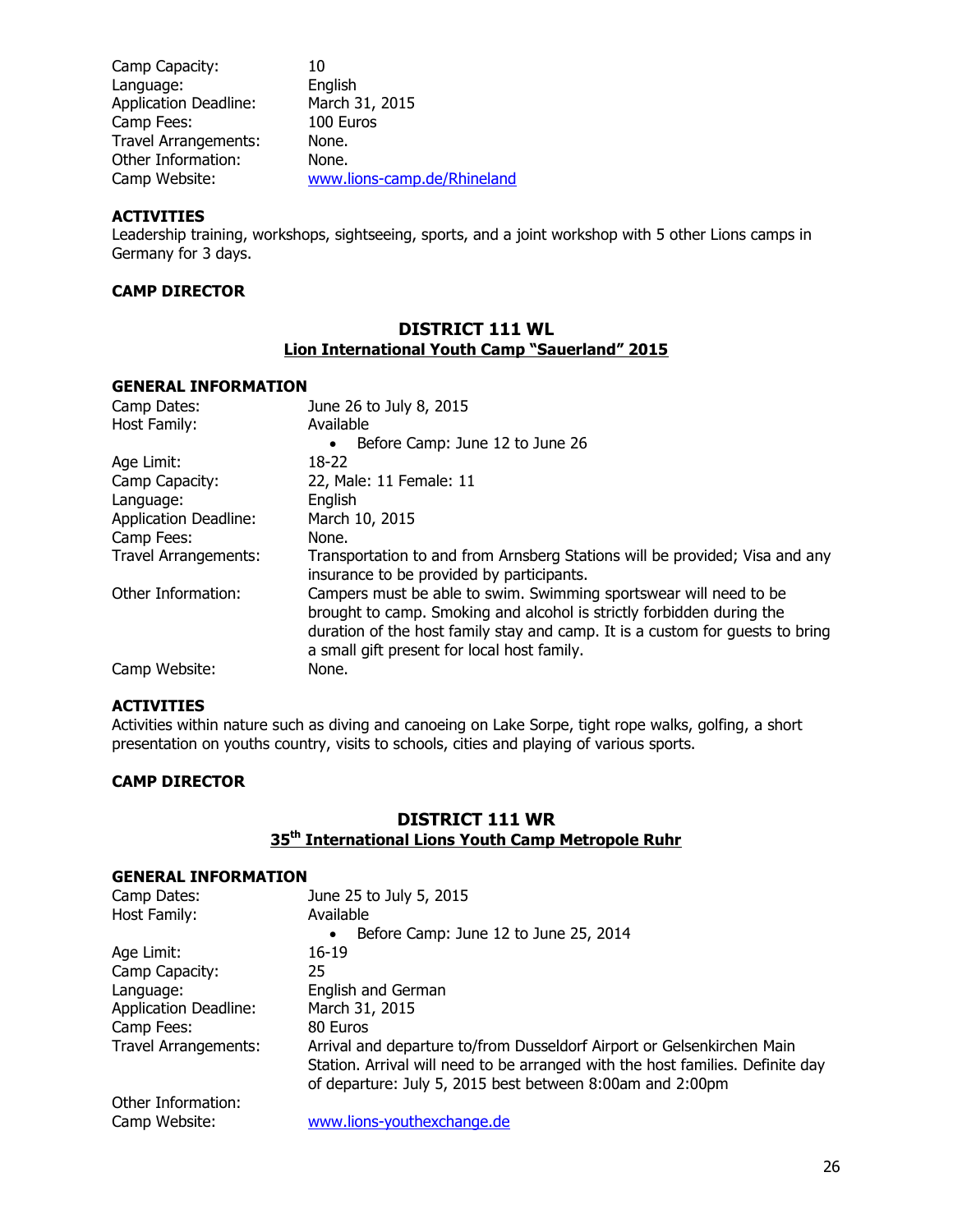| | |
|---|---|
| Camp Capacity: | 10 |
| Language: | English |
| Application Deadline: | March 31, 2015 |
| Camp Fees: | 100 Euros |
| Travel Arrangements: | None. |
| Other Information: | None. |
| Camp Website: | www.lions-camp.de/Rhineland |

**ACTIVITIES**

Leadership training, workshops, sightseeing, sports, and a joint workshop with 5 other Lions camps in Germany for 3 days.

**CAMP DIRECTOR**

## DISTRICT 111 WL

### Lion International Youth Camp "Sauerland" 2015

**GENERAL INFORMATION**

| | |
|---|---|
| Camp Dates: | June 26 to July 8, 2015 |
| Host Family: | Available<br>• Before Camp: June 12 to June 26 |
| Age Limit: | 18-22 |
| Camp Capacity: | 22, Male: 11 Female: 11 |
| Language: | English |
| Application Deadline: | March 10, 2015 |
| Camp Fees: | None. |
| Travel Arrangements: | Transportation to and from Arnsberg Stations will be provided; Visa and any insurance to be provided by participants. |
| Other Information: | Campers must be able to swim. Swimming sportswear will need to be brought to camp. Smoking and alcohol is strictly forbidden during the duration of the host family stay and camp. It is a custom for guests to bring a small gift present for local host family. |
| Camp Website: | None. |

**ACTIVITIES**

Activities within nature such as diving and canoeing on Lake Sorpe, tight rope walks, golfing, a short presentation on youths country, visits to schools, cities and playing of various sports.

**CAMP DIRECTOR**

## DISTRICT 111 WR

### 35th International Lions Youth Camp Metropole Ruhr

**GENERAL INFORMATION**

| | |
|---|---|
| Camp Dates: | June 25 to July 5, 2015 |
| Host Family: | Available<br>• Before Camp: June 12 to June 25, 2014 |
| Age Limit: | 16-19 |
| Camp Capacity: | 25 |
| Language: | English and German |
| Application Deadline: | March 31, 2015 |
| Camp Fees: | 80 Euros |
| Travel Arrangements: | Arrival and departure to/from Dusseldorf Airport or Gelsenkirchen Main Station. Arrival will need to be arranged with the host families. Definite day of departure: July 5, 2015 best between 8:00am and 2:00pm |
| Other Information: | |
| Camp Website: | www.lions-youthexchange.de |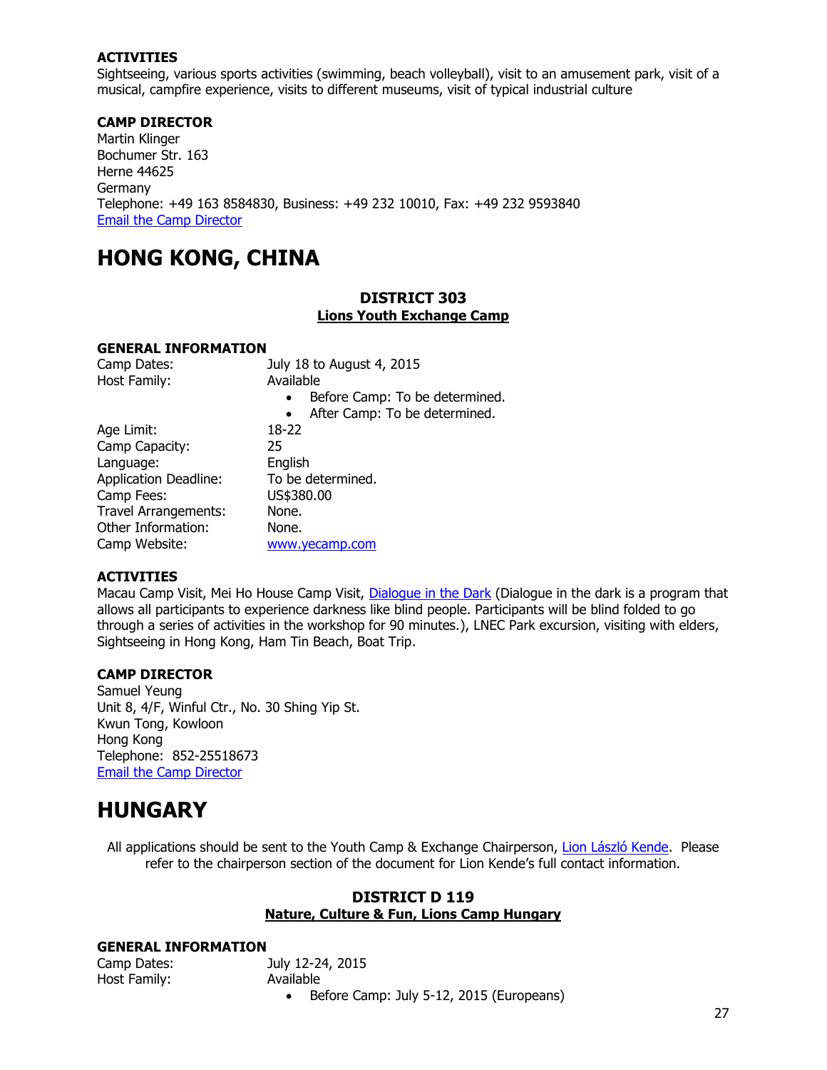**ACTIVITIES**
Sightseeing, various sports activities (swimming, beach volleyball), visit to an amusement park, visit of a musical, campfire experience, visits to different museums, visit of typical industrial culture

**CAMP DIRECTOR**
Martin Klinger
Bochumer Str. 163
Herne 44625
Germany
Telephone: +49 163 8584830, Business: +49 232 10010, Fax: +49 232 9593840
Email the Camp Director

# HONG KONG, CHINA

### DISTRICT 303
### Lions Youth Exchange Camp

**GENERAL INFORMATION**

| | |
|---|---|
| Camp Dates: | July 18 to August 4, 2015 |
| Host Family: | Available<br>• Before Camp: To be determined.<br>• After Camp: To be determined. |
| Age Limit: | 18-22 |
| Camp Capacity: | 25 |
| Language: | English |
| Application Deadline: | To be determined. |
| Camp Fees: | US$380.00 |
| Travel Arrangements: | None. |
| Other Information: | None. |
| Camp Website: | www.yecamp.com |

**ACTIVITIES**
Macau Camp Visit, Mei Ho House Camp Visit, Dialogue in the Dark (Dialogue in the dark is a program that allows all participants to experience darkness like blind people. Participants will be blind folded to go through a series of activities in the workshop for 90 minutes.), LNEC Park excursion, visiting with elders, Sightseeing in Hong Kong, Ham Tin Beach, Boat Trip.

**CAMP DIRECTOR**
Samuel Yeung
Unit 8, 4/F, Winful Ctr., No. 30 Shing Yip St.
Kwun Tong, Kowloon
Hong Kong
Telephone: 852-25518673
Email the Camp Director

# HUNGARY

All applications should be sent to the Youth Camp & Exchange Chairperson, Lion László Kende. Please refer to the chairperson section of the document for Lion Kende's full contact information.

### DISTRICT D 119
### Nature, Culture & Fun, Lions Camp Hungary

**GENERAL INFORMATION**

| | |
|---|---|
| Camp Dates: | July 12-24, 2015 |
| Host Family: | Available<br>• Before Camp: July 5-12, 2015 (Europeans) |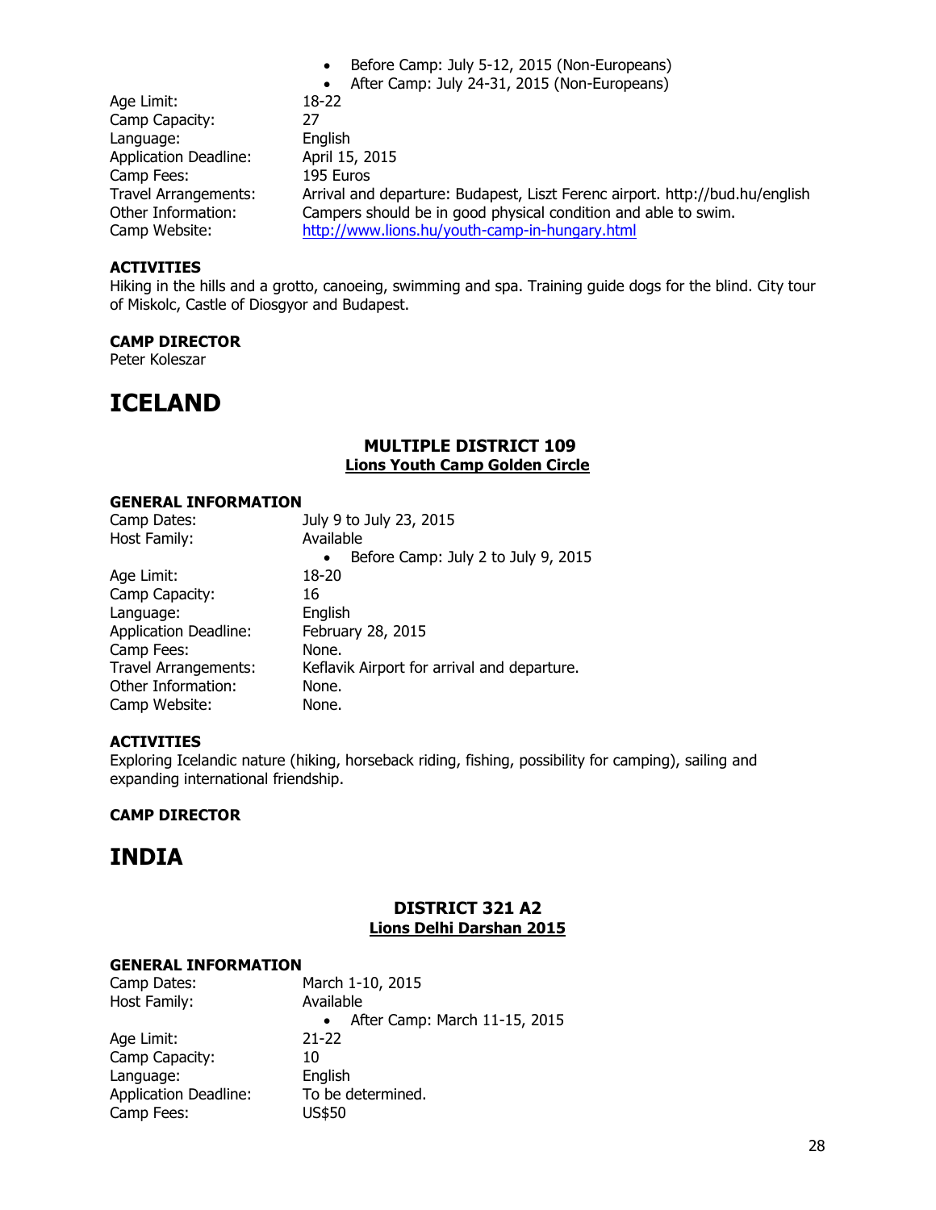- Before Camp: July 5-12, 2015 (Non-Europeans)
- After Camp: July 24-31, 2015 (Non-Europeans)

Age Limit: 18-22
Camp Capacity: 27
Language: English
Application Deadline: April 15, 2015
Camp Fees: 195 Euros
Travel Arrangements: Arrival and departure: Budapest, Liszt Ferenc airport. http://bud.hu/english
Other Information: Campers should be in good physical condition and able to swim.
Camp Website: http://www.lions.hu/youth-camp-in-hungary.html

**ACTIVITIES**
Hiking in the hills and a grotto, canoeing, swimming and spa. Training guide dogs for the blind. City tour of Miskolc, Castle of Diosgyor and Budapest.

**CAMP DIRECTOR**
Peter Koleszar

# ICELAND

### MULTIPLE DISTRICT 109
**Lions Youth Camp Golden Circle**

**GENERAL INFORMATION**
Camp Dates: July 9 to July 23, 2015
Host Family: Available

- Before Camp: July 2 to July 9, 2015

Age Limit: 18-20
Camp Capacity: 16
Language: English
Application Deadline: February 28, 2015
Camp Fees: None.
Travel Arrangements: Keflavik Airport for arrival and departure.
Other Information: None.
Camp Website: None.

**ACTIVITIES**
Exploring Icelandic nature (hiking, horseback riding, fishing, possibility for camping), sailing and expanding international friendship.

**CAMP DIRECTOR**

# INDIA

### DISTRICT 321 A2
**Lions Delhi Darshan 2015**

**GENERAL INFORMATION**
Camp Dates: March 1-10, 2015
Host Family: Available

- After Camp: March 11-15, 2015

Age Limit: 21-22
Camp Capacity: 10
Language: English
Application Deadline: To be determined.
Camp Fees: US$50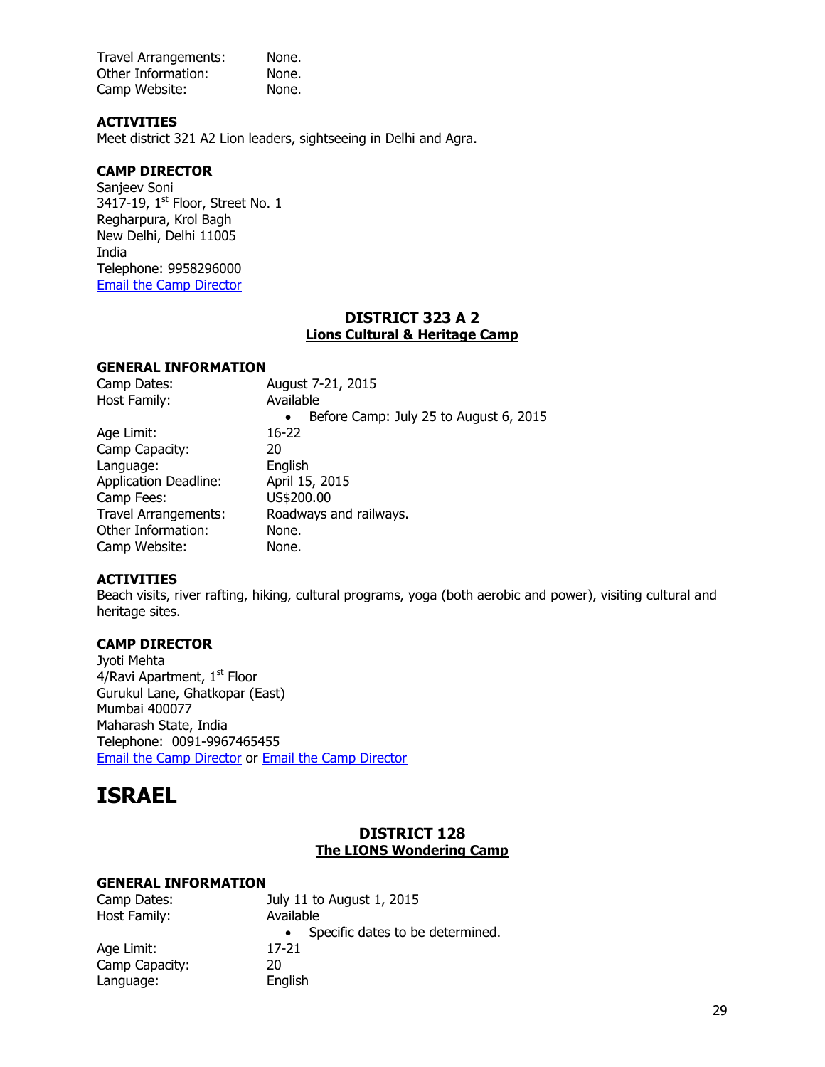Travel Arrangements: None.
Other Information: None.
Camp Website: None.

**ACTIVITIES**
Meet district 321 A2 Lion leaders, sightseeing in Delhi and Agra.

**CAMP DIRECTOR**
Sanjeev Soni
3417-19, 1st Floor, Street No. 1
Regharpura, Krol Bagh
New Delhi, Delhi 11005
India
Telephone: 9958296000
[Email the Camp Director]

### DISTRICT 323 A 2
**Lions Cultural & Heritage Camp**

**GENERAL INFORMATION**

Camp Dates: August 7-21, 2015
Host Family: Available
- Before Camp: July 25 to August 6, 2015

Age Limit: 16-22
Camp Capacity: 20
Language: English
Application Deadline: April 15, 2015
Camp Fees: US$200.00
Travel Arrangements: Roadways and railways.
Other Information: None.
Camp Website: None.

**ACTIVITIES**
Beach visits, river rafting, hiking, cultural programs, yoga (both aerobic and power), visiting cultural and heritage sites.

**CAMP DIRECTOR**
Jyoti Mehta
4/Ravi Apartment, 1st Floor
Gurukul Lane, Ghatkopar (East)
Mumbai 400077
Maharash State, India
Telephone: 0091-9967465455
[Email the Camp Director] or [Email the Camp Director]

# ISRAEL

### DISTRICT 128
**The LIONS Wondering Camp**

**GENERAL INFORMATION**

Camp Dates: July 11 to August 1, 2015
Host Family: Available
- Specific dates to be determined.

Age Limit: 17-21
Camp Capacity: 20
Language: English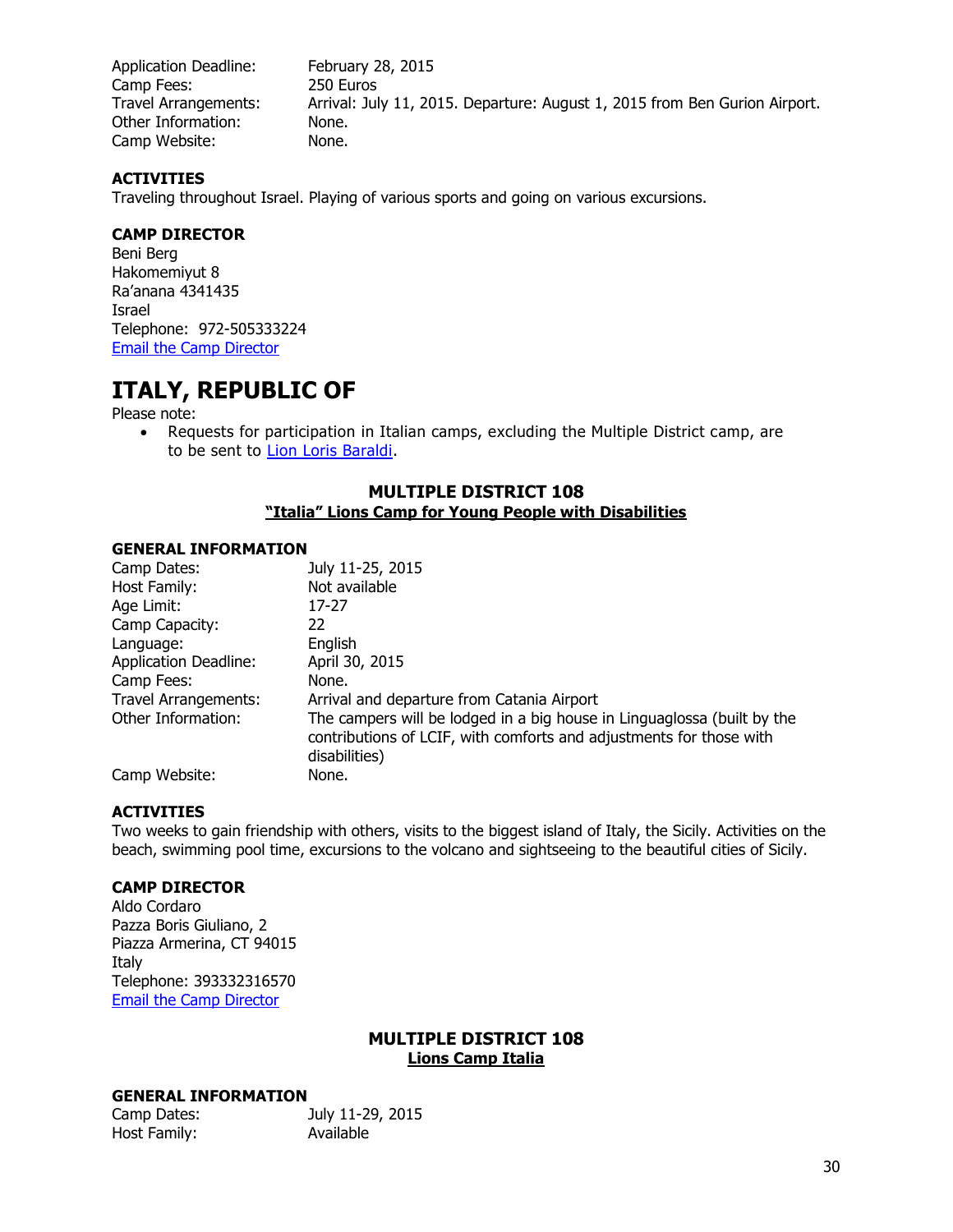| | |
|---|---|
| Application Deadline: | February 28, 2015 |
| Camp Fees: | 250 Euros |
| Travel Arrangements: | Arrival: July 11, 2015. Departure: August 1, 2015 from Ben Gurion Airport. |
| Other Information: | None. |
| Camp Website: | None. |

**ACTIVITIES**

Traveling throughout Israel. Playing of various sports and going on various excursions.

**CAMP DIRECTOR**

Beni Berg
Hakomemiyut 8
Ra'anana 4341435
Israel
Telephone: 972-505333224
Email the Camp Director

# ITALY, REPUBLIC OF

Please note:

- Requests for participation in Italian camps, excluding the Multiple District camp, are to be sent to Lion Loris Baraldi.

## MULTIPLE DISTRICT 108

### "Italia" Lions Camp for Young People with Disabilities

**GENERAL INFORMATION**

| | |
|---|---|
| Camp Dates: | July 11-25, 2015 |
| Host Family: | Not available |
| Age Limit: | 17-27 |
| Camp Capacity: | 22 |
| Language: | English |
| Application Deadline: | April 30, 2015 |
| Camp Fees: | None. |
| Travel Arrangements: | Arrival and departure from Catania Airport |
| Other Information: | The campers will be lodged in a big house in Linguaglossa (built by the contributions of LCIF, with comforts and adjustments for those with disabilities) |
| Camp Website: | None. |

**ACTIVITIES**

Two weeks to gain friendship with others, visits to the biggest island of Italy, the Sicily. Activities on the beach, swimming pool time, excursions to the volcano and sightseeing to the beautiful cities of Sicily.

**CAMP DIRECTOR**

Aldo Cordaro
Pazza Boris Giuliano, 2
Piazza Armerina, CT 94015
Italy
Telephone: 393332316570
Email the Camp Director

## MULTIPLE DISTRICT 108

### Lions Camp Italia

**GENERAL INFORMATION**

| | |
|---|---|
| Camp Dates: | July 11-29, 2015 |
| Host Family: | Available |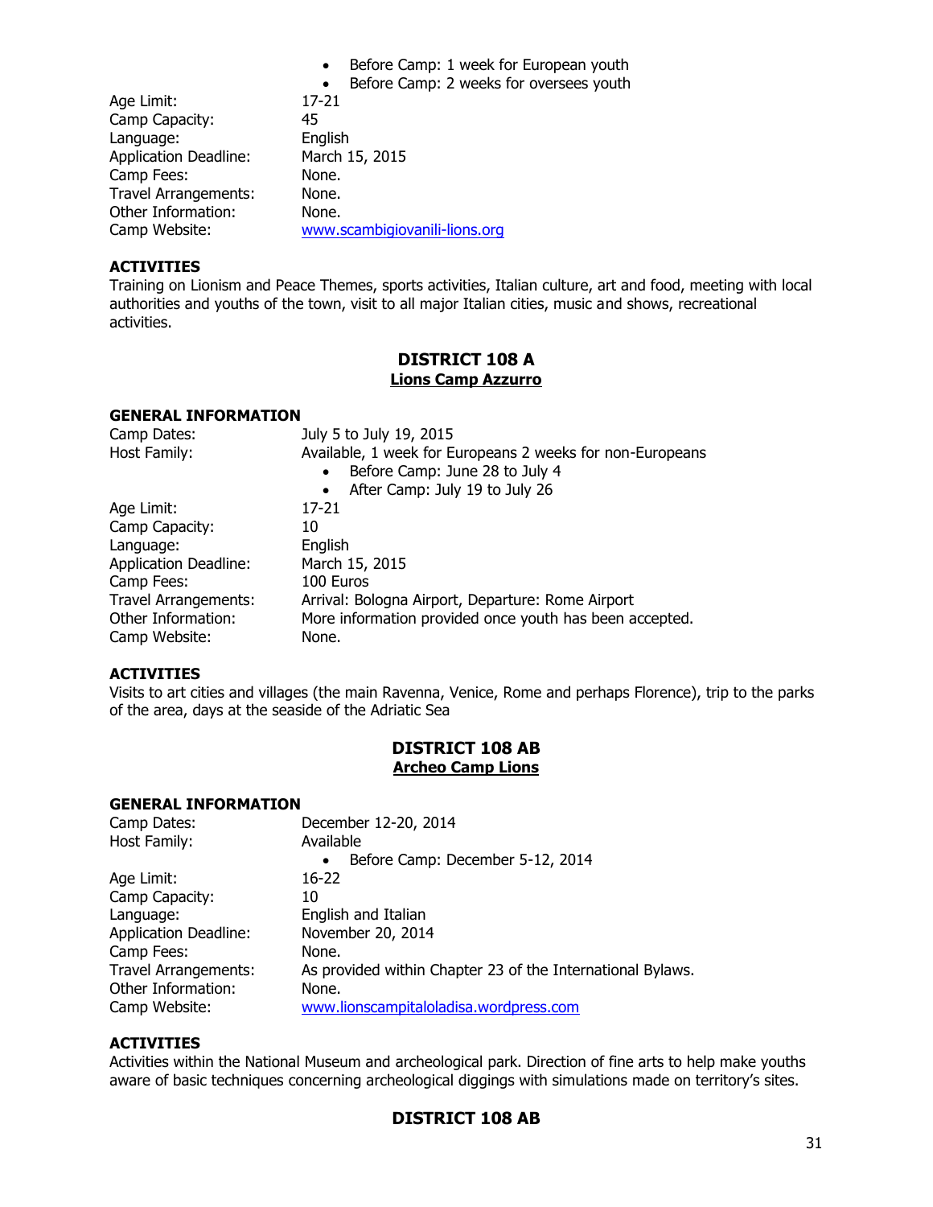- Before Camp: 1 week for European youth
- Before Camp: 2 weeks for oversees youth

Age Limit: 17-21
Camp Capacity: 45
Language: English
Application Deadline: March 15, 2015
Camp Fees: None.
Travel Arrangements: None.
Other Information: None.
Camp Website: www.scambigiovanili-lions.org

**ACTIVITIES**
Training on Lionism and Peace Themes, sports activities, Italian culture, art and food, meeting with local authorities and youths of the town, visit to all major Italian cities, music and shows, recreational activities.

## DISTRICT 108 A
### Lions Camp Azzurro

**GENERAL INFORMATION**
Camp Dates: July 5 to July 19, 2015
Host Family: Available, 1 week for Europeans 2 weeks for non-Europeans
- Before Camp: June 28 to July 4
- After Camp: July 19 to July 26

Age Limit: 17-21
Camp Capacity: 10
Language: English
Application Deadline: March 15, 2015
Camp Fees: 100 Euros
Travel Arrangements: Arrival: Bologna Airport, Departure: Rome Airport
Other Information: More information provided once youth has been accepted.
Camp Website: None.

**ACTIVITIES**
Visits to art cities and villages (the main Ravenna, Venice, Rome and perhaps Florence), trip to the parks of the area, days at the seaside of the Adriatic Sea

## DISTRICT 108 AB
### Archeo Camp Lions

**GENERAL INFORMATION**
Camp Dates: December 12-20, 2014
Host Family: Available
- Before Camp: December 5-12, 2014

Age Limit: 16-22
Camp Capacity: 10
Language: English and Italian
Application Deadline: November 20, 2014
Camp Fees: None.
Travel Arrangements: As provided within Chapter 23 of the International Bylaws.
Other Information: None.
Camp Website: www.lionscampitaloladisa.wordpress.com

**ACTIVITIES**
Activities within the National Museum and archeological park. Direction of fine arts to help make youths aware of basic techniques concerning archeological diggings with simulations made on territory's sites.

## DISTRICT 108 AB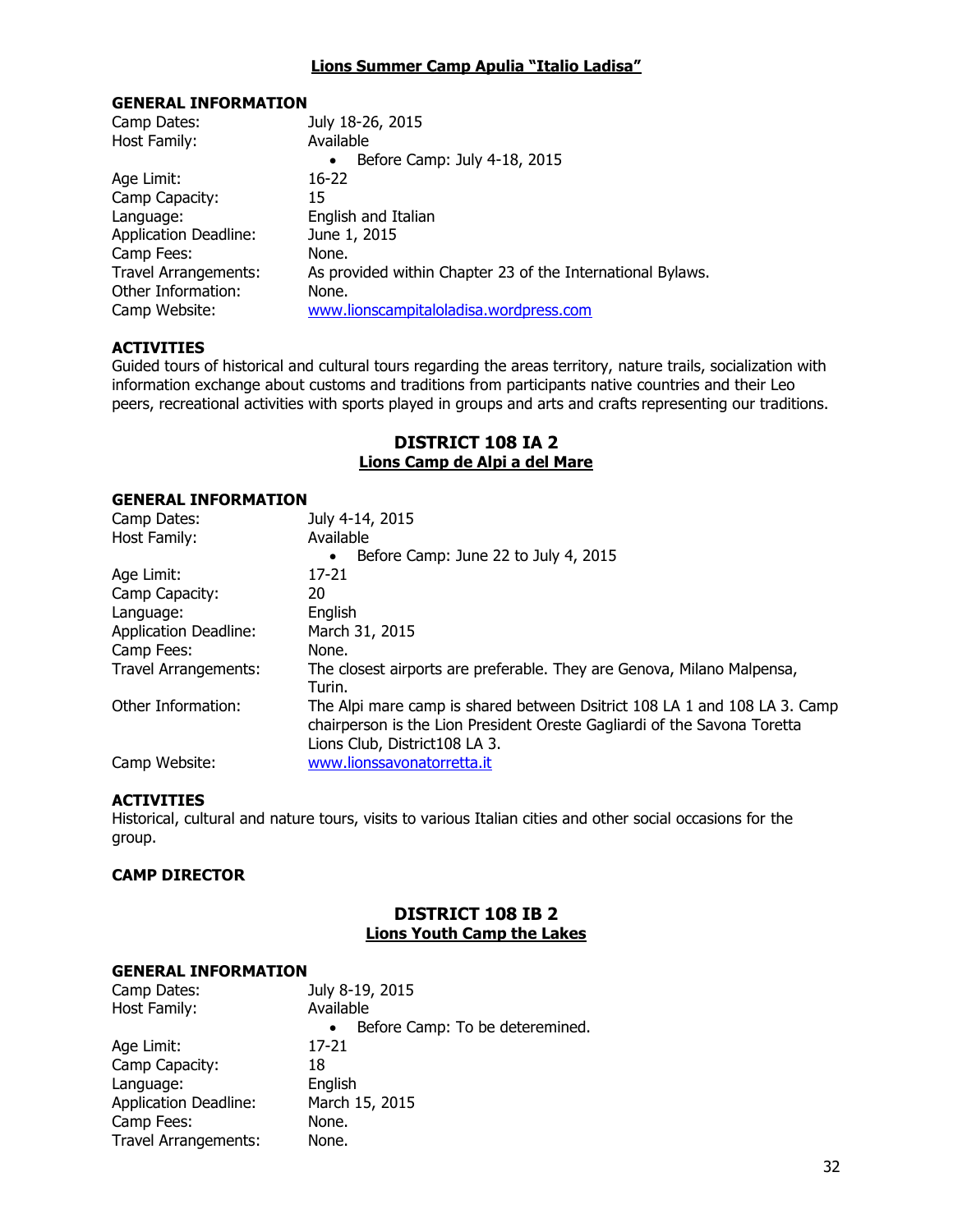## Lions Summer Camp Apulia "Italio Ladisa"

**GENERAL INFORMATION**

Camp Dates: July 18-26, 2015
Host Family: Available
- Before Camp: July 4-18, 2015

Age Limit: 16-22
Camp Capacity: 15
Language: English and Italian
Application Deadline: June 1, 2015
Camp Fees: None.
Travel Arrangements: As provided within Chapter 23 of the International Bylaws.
Other Information: None.
Camp Website: www.lionscampitaloladisa.wordpress.com

**ACTIVITIES**

Guided tours of historical and cultural tours regarding the areas territory, nature trails, socialization with information exchange about customs and traditions from participants native countries and their Leo peers, recreational activities with sports played in groups and arts and crafts representing our traditions.

## DISTRICT 108 IA 2

### Lions Camp de Alpi a del Mare

**GENERAL INFORMATION**

Camp Dates: July 4-14, 2015
Host Family: Available
- Before Camp: June 22 to July 4, 2015

Age Limit: 17-21
Camp Capacity: 20
Language: English
Application Deadline: March 31, 2015
Camp Fees: None.
Travel Arrangements: The closest airports are preferable. They are Genova, Milano Malpensa, Turin.
Other Information: The Alpi mare camp is shared between Dsitrict 108 LA 1 and 108 LA 3. Camp chairperson is the Lion President Oreste Gagliardi of the Savona Toretta Lions Club, District108 LA 3.
Camp Website: www.lionssavonatorretta.it

**ACTIVITIES**

Historical, cultural and nature tours, visits to various Italian cities and other social occasions for the group.

**CAMP DIRECTOR**

## DISTRICT 108 IB 2

### Lions Youth Camp the Lakes

**GENERAL INFORMATION**

Camp Dates: July 8-19, 2015
Host Family: Available
- Before Camp: To be deteremined.

Age Limit: 17-21
Camp Capacity: 18
Language: English
Application Deadline: March 15, 2015
Camp Fees: None.
Travel Arrangements: None.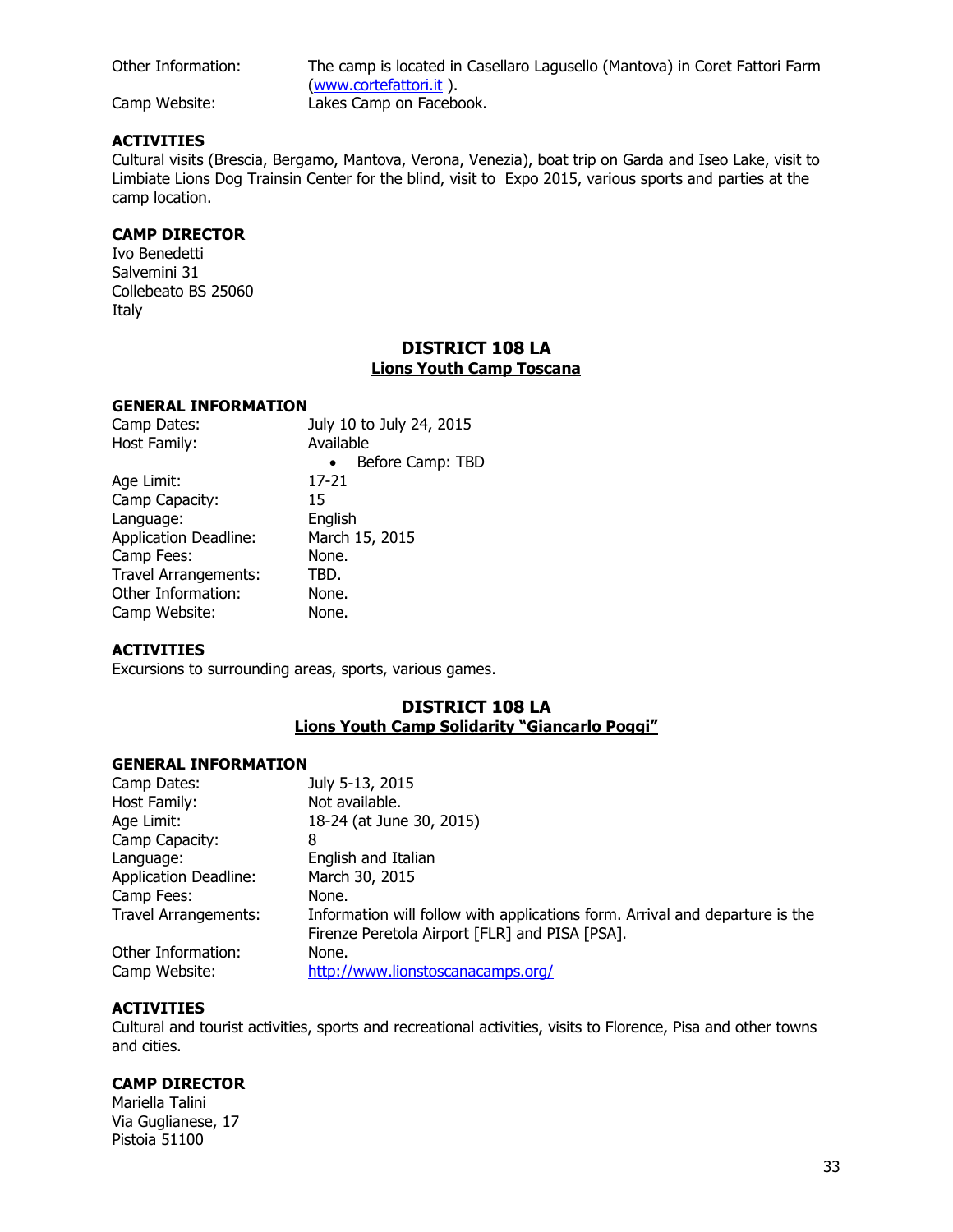| | |
|---|---|
| Other Information: | The camp is located in Casellaro Lagusello (Mantova) in Coret Fattori Farm ([www.cortefattori.it](http://www.cortefattori.it) ). |
| Camp Website: | Lakes Camp on Facebook. |

**ACTIVITIES**

Cultural visits (Brescia, Bergamo, Mantova, Verona, Venezia), boat trip on Garda and Iseo Lake, visit to Limbiate Lions Dog Trainsin Center for the blind, visit to Expo 2015, various sports and parties at the camp location.

**CAMP DIRECTOR**

Ivo Benedetti
Salvemini 31
Collebeato BS 25060
Italy

## DISTRICT 108 LA

### Lions Youth Camp Toscana

**GENERAL INFORMATION**

| | |
|---|---|
| Camp Dates: | July 10 to July 24, 2015 |
| Host Family: | Available<br>• Before Camp: TBD |
| Age Limit: | 17-21 |
| Camp Capacity: | 15 |
| Language: | English |
| Application Deadline: | March 15, 2015 |
| Camp Fees: | None. |
| Travel Arrangements: | TBD. |
| Other Information: | None. |
| Camp Website: | None. |

**ACTIVITIES**

Excursions to surrounding areas, sports, various games.

## DISTRICT 108 LA

### Lions Youth Camp Solidarity "Giancarlo Poggi"

**GENERAL INFORMATION**

| | |
|---|---|
| Camp Dates: | July 5-13, 2015 |
| Host Family: | Not available. |
| Age Limit: | 18-24 (at June 30, 2015) |
| Camp Capacity: | 8 |
| Language: | English and Italian |
| Application Deadline: | March 30, 2015 |
| Camp Fees: | None. |
| Travel Arrangements: | Information will follow with applications form. Arrival and departure is the Firenze Peretola Airport [FLR] and PISA [PSA]. |
| Other Information: | None. |
| Camp Website: | [http://www.lionstoscanacamps.org/](http://www.lionstoscanacamps.org/) |

**ACTIVITIES**

Cultural and tourist activities, sports and recreational activities, visits to Florence, Pisa and other towns and cities.

**CAMP DIRECTOR**

Mariella Talini
Via Guglianese, 17
Pistoia 51100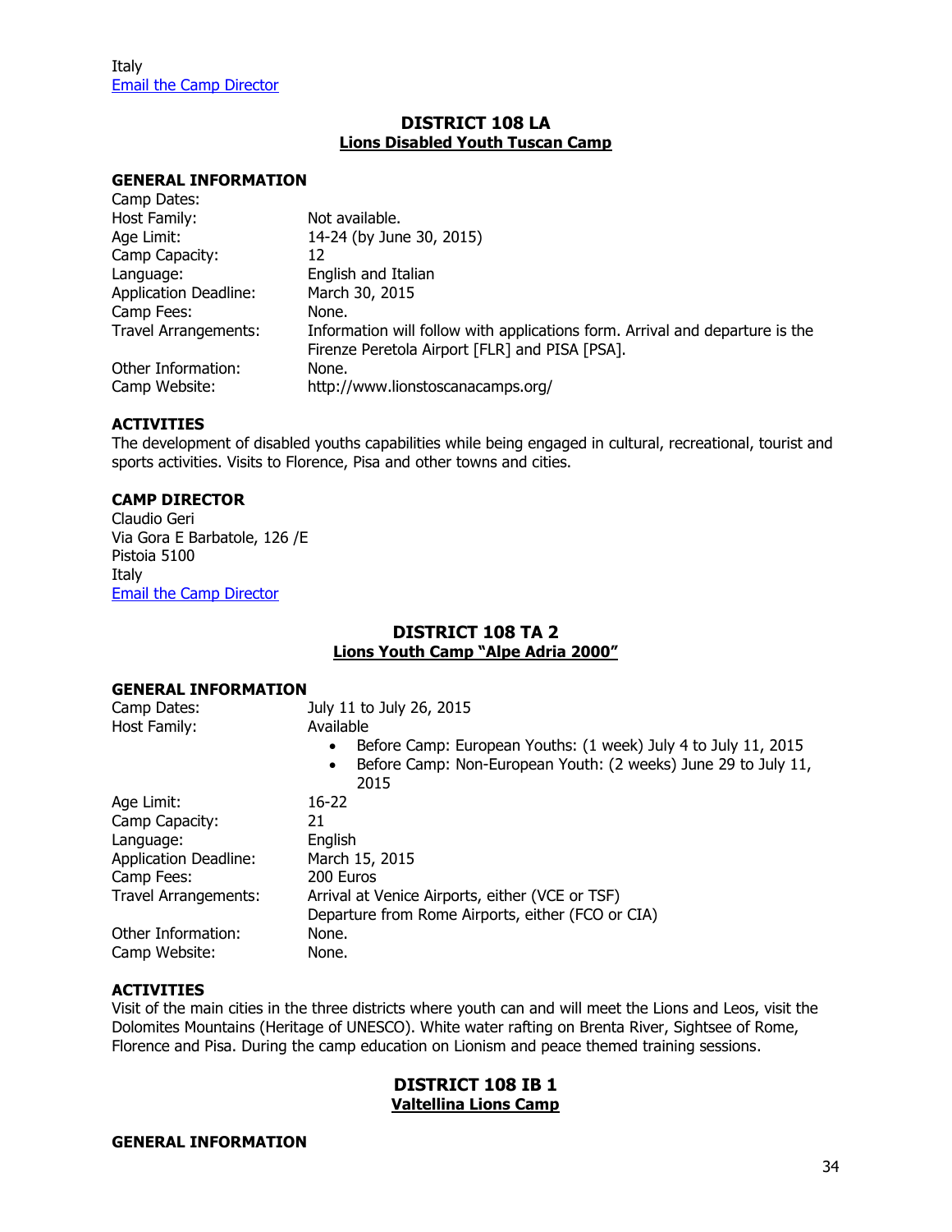Italy
Email the Camp Director

## DISTRICT 108 LA
**Lions Disabled Youth Tuscan Camp**

**GENERAL INFORMATION**

| | |
|---|---|
| Camp Dates: | |
| Host Family: | Not available. |
| Age Limit: | 14-24 (by June 30, 2015) |
| Camp Capacity: | 12 |
| Language: | English and Italian |
| Application Deadline: | March 30, 2015 |
| Camp Fees: | None. |
| Travel Arrangements: | Information will follow with applications form. Arrival and departure is the Firenze Peretola Airport [FLR] and PISA [PSA]. |
| Other Information: | None. |
| Camp Website: | http://www.lionstoscanacamps.org/ |

**ACTIVITIES**

The development of disabled youths capabilities while being engaged in cultural, recreational, tourist and sports activities. Visits to Florence, Pisa and other towns and cities.

**CAMP DIRECTOR**

Claudio Geri
Via Gora E Barbatole, 126 /E
Pistoia 5100
Italy
Email the Camp Director

## DISTRICT 108 TA 2
**Lions Youth Camp "Alpe Adria 2000"**

**GENERAL INFORMATION**

| | |
|---|---|
| Camp Dates: | July 11 to July 26, 2015 |
| Host Family: | Available<br>• Before Camp: European Youths: (1 week) July 4 to July 11, 2015<br>• Before Camp: Non-European Youth: (2 weeks) June 29 to July 11, 2015 |
| Age Limit: | 16-22 |
| Camp Capacity: | 21 |
| Language: | English |
| Application Deadline: | March 15, 2015 |
| Camp Fees: | 200 Euros |
| Travel Arrangements: | Arrival at Venice Airports, either (VCE or TSF)<br>Departure from Rome Airports, either (FCO or CIA) |
| Other Information: | None. |
| Camp Website: | None. |

**ACTIVITIES**

Visit of the main cities in the three districts where youth can and will meet the Lions and Leos, visit the Dolomites Mountains (Heritage of UNESCO). White water rafting on Brenta River, Sightsee of Rome, Florence and Pisa. During the camp education on Lionism and peace themed training sessions.

## DISTRICT 108 IB 1
**Valtellina Lions Camp**

**GENERAL INFORMATION**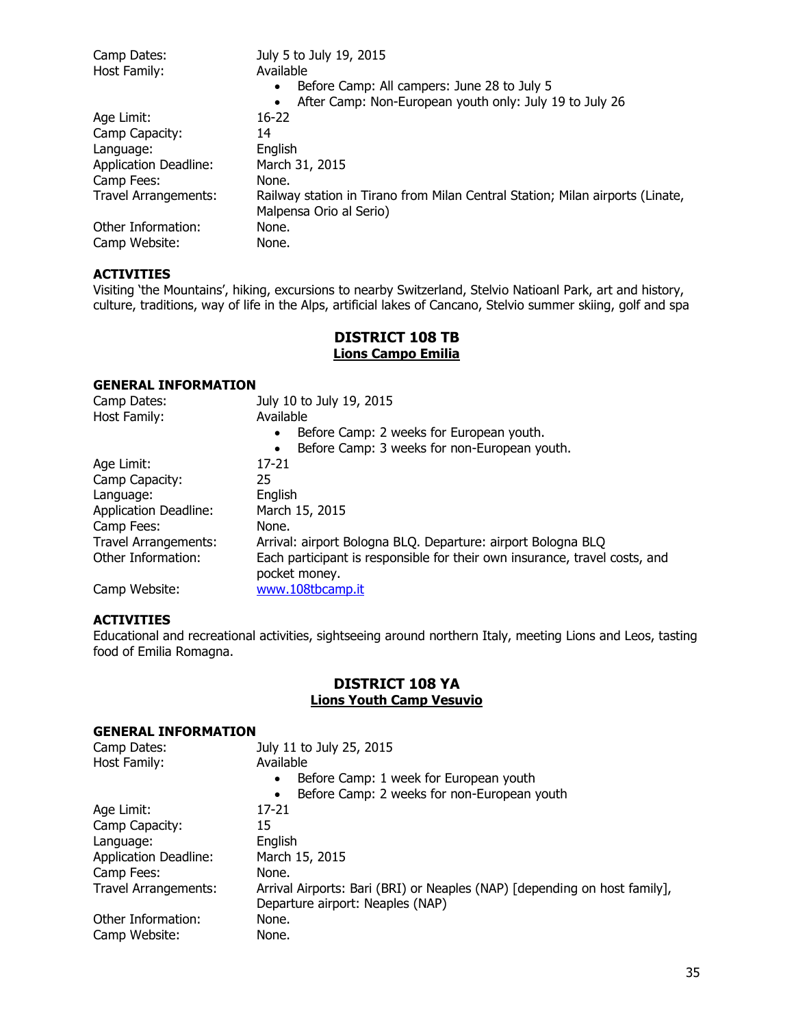| | |
|---|---|
| Camp Dates: | July 5 to July 19, 2015 |
| Host Family: | Available<br>• Before Camp: All campers: June 28 to July 5<br>• After Camp: Non-European youth only: July 19 to July 26 |
| Age Limit: | 16-22 |
| Camp Capacity: | 14 |
| Language: | English |
| Application Deadline: | March 31, 2015 |
| Camp Fees: | None. |
| Travel Arrangements: | Railway station in Tirano from Milan Central Station; Milan airports (Linate, Malpensa Orio al Serio) |
| Other Information: | None. |
| Camp Website: | None. |

### ACTIVITIES

Visiting 'the Mountains', hiking, excursions to nearby Switzerland, Stelvio Natioanl Park, art and history, culture, traditions, way of life in the Alps, artificial lakes of Cancano, Stelvio summer skiing, golf and spa

## DISTRICT 108 TB
## Lions Campo Emilia

### GENERAL INFORMATION

| | |
|---|---|
| Camp Dates: | July 10 to July 19, 2015 |
| Host Family: | Available<br>• Before Camp: 2 weeks for European youth.<br>• Before Camp: 3 weeks for non-European youth. |
| Age Limit: | 17-21 |
| Camp Capacity: | 25 |
| Language: | English |
| Application Deadline: | March 15, 2015 |
| Camp Fees: | None. |
| Travel Arrangements: | Arrival: airport Bologna BLQ. Departure: airport Bologna BLQ |
| Other Information: | Each participant is responsible for their own insurance, travel costs, and pocket money. |
| Camp Website: | www.108tbcamp.it |

### ACTIVITIES

Educational and recreational activities, sightseeing around northern Italy, meeting Lions and Leos, tasting food of Emilia Romagna.

## DISTRICT 108 YA
## Lions Youth Camp Vesuvio

### GENERAL INFORMATION

| | |
|---|---|
| Camp Dates: | July 11 to July 25, 2015 |
| Host Family: | Available<br>• Before Camp: 1 week for European youth<br>• Before Camp: 2 weeks for non-European youth |
| Age Limit: | 17-21 |
| Camp Capacity: | 15 |
| Language: | English |
| Application Deadline: | March 15, 2015 |
| Camp Fees: | None. |
| Travel Arrangements: | Arrival Airports: Bari (BRI) or Neaples (NAP) [depending on host family], Departure airport: Neaples (NAP) |
| Other Information: | None. |
| Camp Website: | None. |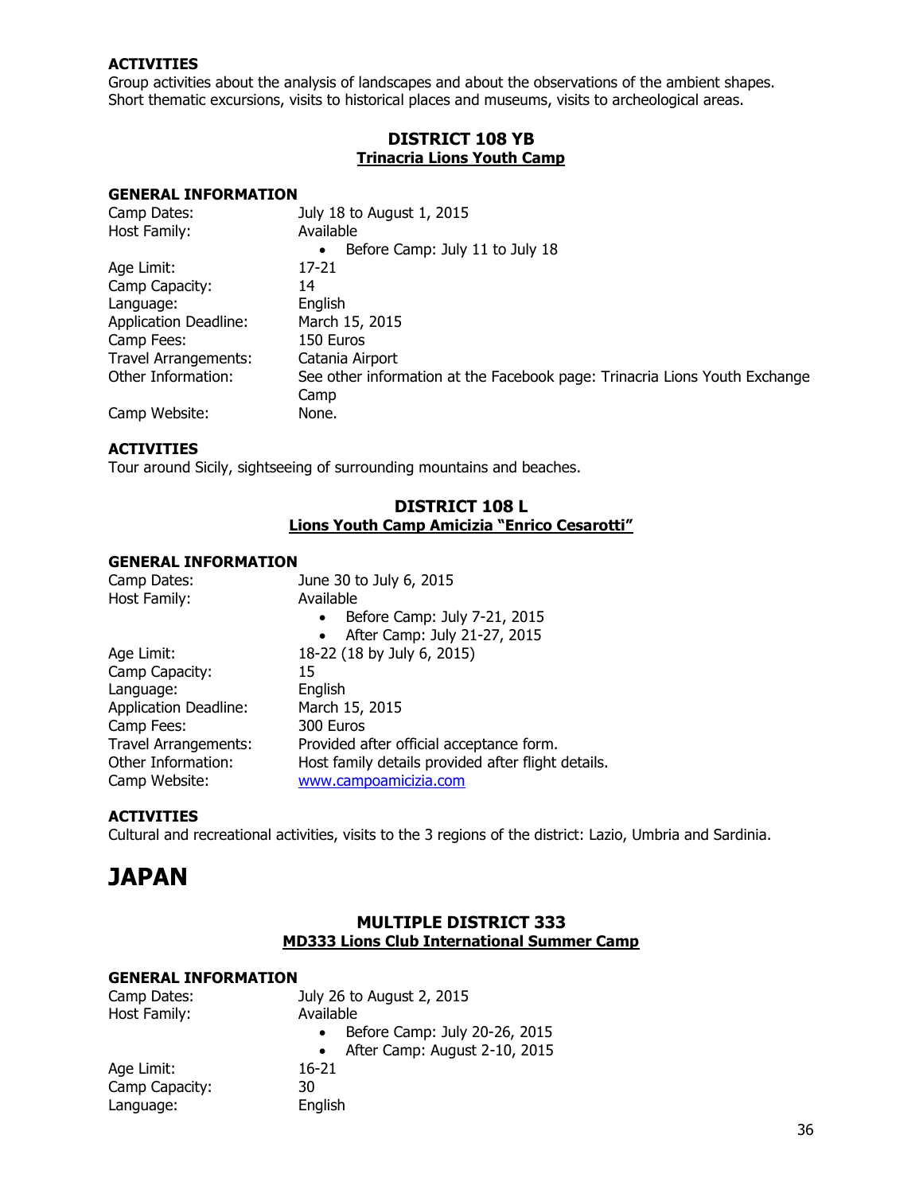### ACTIVITIES

Group activities about the analysis of landscapes and about the observations of the ambient shapes. Short thematic excursions, visits to historical places and museums, visits to archeological areas.

## DISTRICT 108 YB

### Trinacria Lions Youth Camp

### GENERAL INFORMATION

| | |
|---|---|
| Camp Dates: | July 18 to August 1, 2015 |
| Host Family: | Available<br>• Before Camp: July 11 to July 18 |
| Age Limit: | 17-21 |
| Camp Capacity: | 14 |
| Language: | English |
| Application Deadline: | March 15, 2015 |
| Camp Fees: | 150 Euros |
| Travel Arrangements: | Catania Airport |
| Other Information: | See other information at the Facebook page: Trinacria Lions Youth Exchange Camp |
| Camp Website: | None. |

### ACTIVITIES

Tour around Sicily, sightseeing of surrounding mountains and beaches.

## DISTRICT 108 L

### Lions Youth Camp Amicizia "Enrico Cesarotti"

### GENERAL INFORMATION

| | |
|---|---|
| Camp Dates: | June 30 to July 6, 2015 |
| Host Family: | Available<br>• Before Camp: July 7-21, 2015<br>• After Camp: July 21-27, 2015 |
| Age Limit: | 18-22 (18 by July 6, 2015) |
| Camp Capacity: | 15 |
| Language: | English |
| Application Deadline: | March 15, 2015 |
| Camp Fees: | 300 Euros |
| Travel Arrangements: | Provided after official acceptance form. |
| Other Information: | Host family details provided after flight details. |
| Camp Website: | www.campoamicizia.com |

### ACTIVITIES

Cultural and recreational activities, visits to the 3 regions of the district: Lazio, Umbria and Sardinia.

# JAPAN

## MULTIPLE DISTRICT 333

### MD333 Lions Club International Summer Camp

### GENERAL INFORMATION

| | |
|---|---|
| Camp Dates: | July 26 to August 2, 2015 |
| Host Family: | Available<br>• Before Camp: July 20-26, 2015<br>• After Camp: August 2-10, 2015 |
| Age Limit: | 16-21 |
| Camp Capacity: | 30 |
| Language: | English |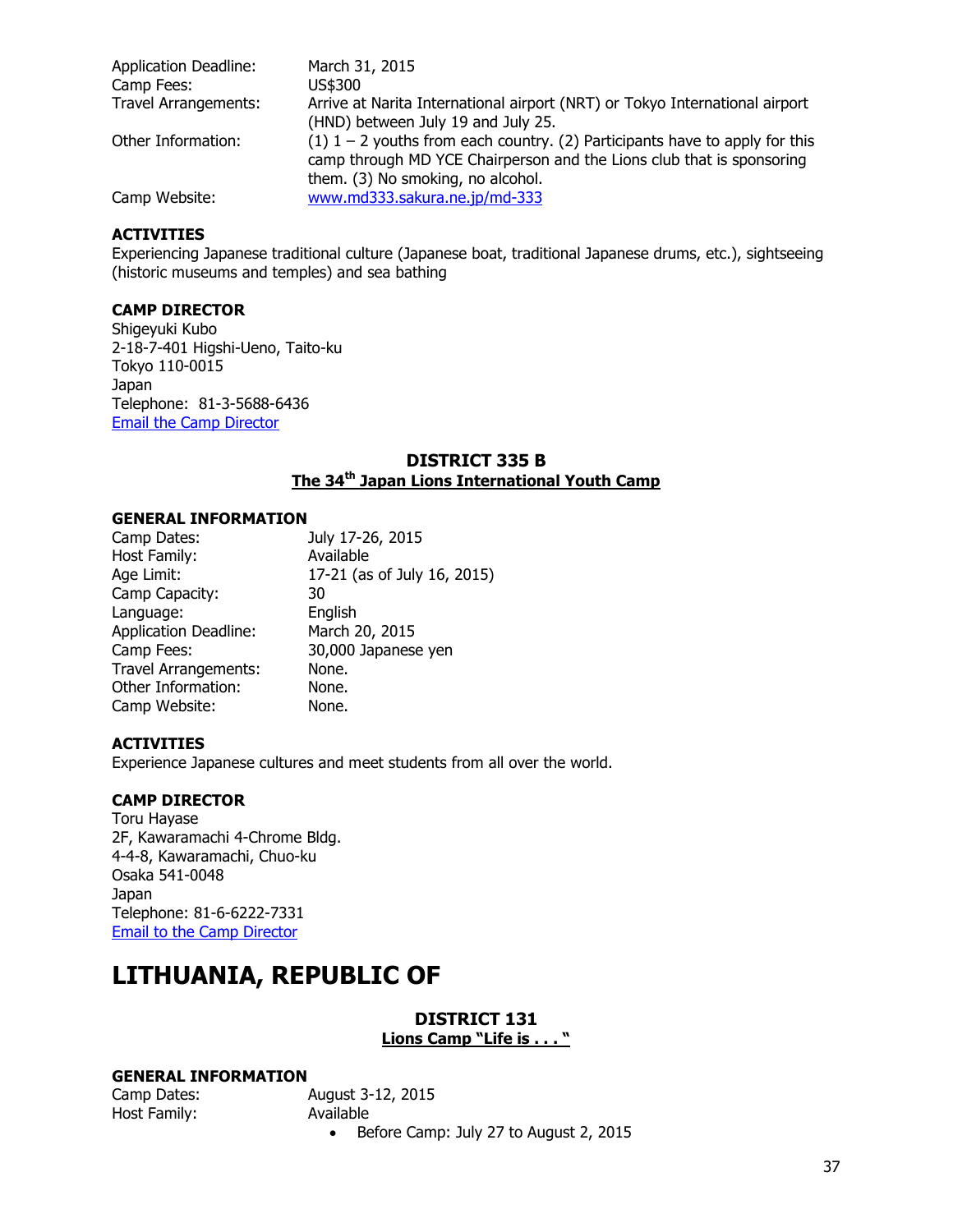| | |
|---|---|
| Application Deadline: | March 31, 2015 |
| Camp Fees: | US$300 |
| Travel Arrangements: | Arrive at Narita International airport (NRT) or Tokyo International airport (HND) between July 19 and July 25. |
| Other Information: | (1) 1 – 2 youths from each country. (2) Participants have to apply for this camp through MD YCE Chairperson and the Lions club that is sponsoring them. (3) No smoking, no alcohol. |
| Camp Website: | www.md333.sakura.ne.jp/md-333 |

**ACTIVITIES**

Experiencing Japanese traditional culture (Japanese boat, traditional Japanese drums, etc.), sightseeing (historic museums and temples) and sea bathing

**CAMP DIRECTOR**

Shigeyuki Kubo
2-18-7-401 Higshi-Ueno, Taito-ku
Tokyo 110-0015
Japan
Telephone: 81-3-5688-6436
Email the Camp Director

### DISTRICT 335 B

**The 34th Japan Lions International Youth Camp**

**GENERAL INFORMATION**

| | |
|---|---|
| Camp Dates: | July 17-26, 2015 |
| Host Family: | Available |
| Age Limit: | 17-21 (as of July 16, 2015) |
| Camp Capacity: | 30 |
| Language: | English |
| Application Deadline: | March 20, 2015 |
| Camp Fees: | 30,000 Japanese yen |
| Travel Arrangements: | None. |
| Other Information: | None. |
| Camp Website: | None. |

**ACTIVITIES**

Experience Japanese cultures and meet students from all over the world.

**CAMP DIRECTOR**

Toru Hayase
2F, Kawaramachi 4-Chrome Bldg.
4-4-8, Kawaramachi, Chuo-ku
Osaka 541-0048
Japan
Telephone: 81-6-6222-7331
Email to the Camp Director

# LITHUANIA, REPUBLIC OF

### DISTRICT 131

**Lions Camp "Life is . . . "**

**GENERAL INFORMATION**

| | |
|---|---|
| Camp Dates: | August 3-12, 2015 |
| Host Family: | Available<br>• Before Camp: July 27 to August 2, 2015 |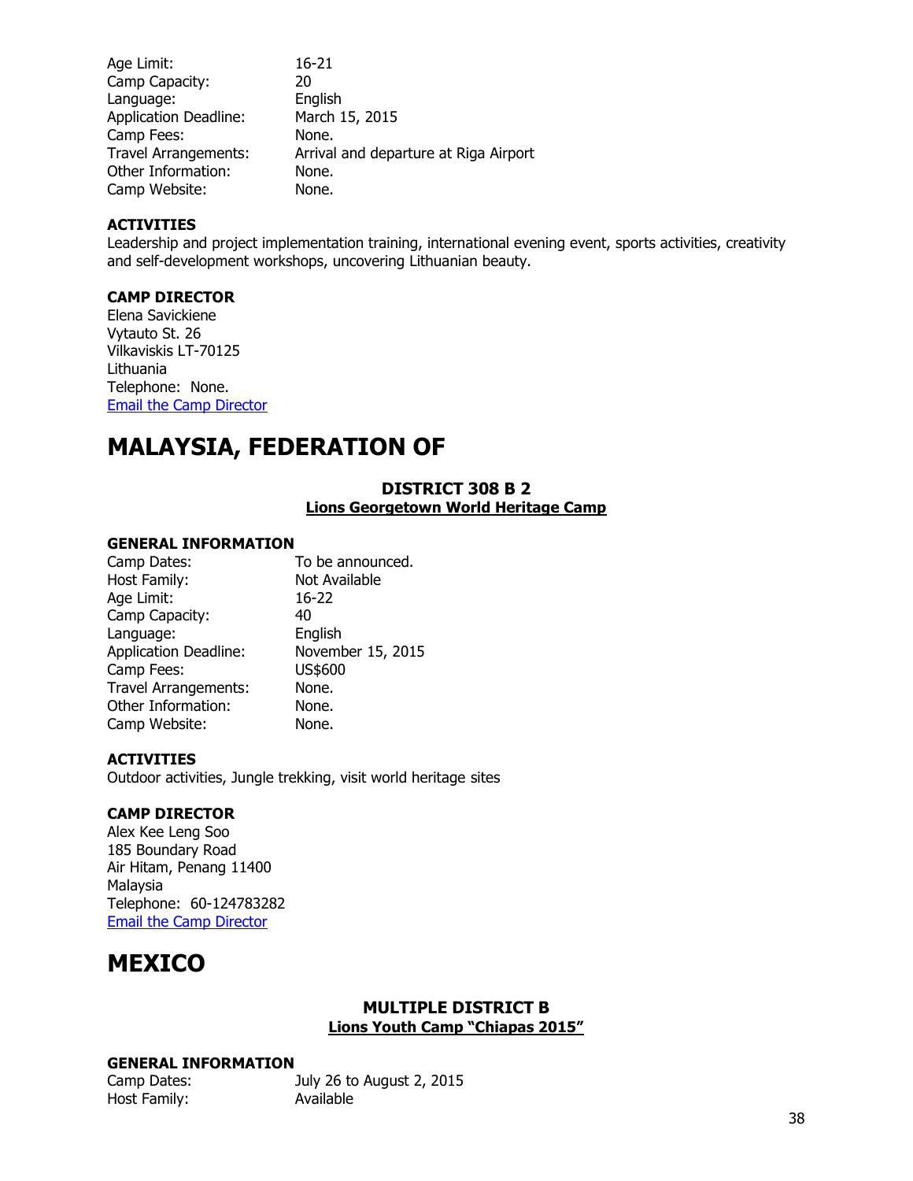Age Limit: 16-21
Camp Capacity: 20
Language: English
Application Deadline: March 15, 2015
Camp Fees: None.
Travel Arrangements: Arrival and departure at Riga Airport
Other Information: None.
Camp Website: None.

**ACTIVITIES**
Leadership and project implementation training, international evening event, sports activities, creativity and self-development workshops, uncovering Lithuanian beauty.

**CAMP DIRECTOR**
Elena Savickiene
Vytauto St. 26
Vilkaviskis LT-70125
Lithuania
Telephone: None.
Email the Camp Director

# MALAYSIA, FEDERATION OF

### DISTRICT 308 B 2
### Lions Georgetown World Heritage Camp

**GENERAL INFORMATION**
Camp Dates: To be announced.
Host Family: Not Available
Age Limit: 16-22
Camp Capacity: 40
Language: English
Application Deadline: November 15, 2015
Camp Fees: US$600
Travel Arrangements: None.
Other Information: None.
Camp Website: None.

**ACTIVITIES**
Outdoor activities, Jungle trekking, visit world heritage sites

**CAMP DIRECTOR**
Alex Kee Leng Soo
185 Boundary Road
Air Hitam, Penang 11400
Malaysia
Telephone: 60-124783282
Email the Camp Director

# MEXICO

### MULTIPLE DISTRICT B
### Lions Youth Camp "Chiapas 2015"

**GENERAL INFORMATION**
Camp Dates: July 26 to August 2, 2015
Host Family: Available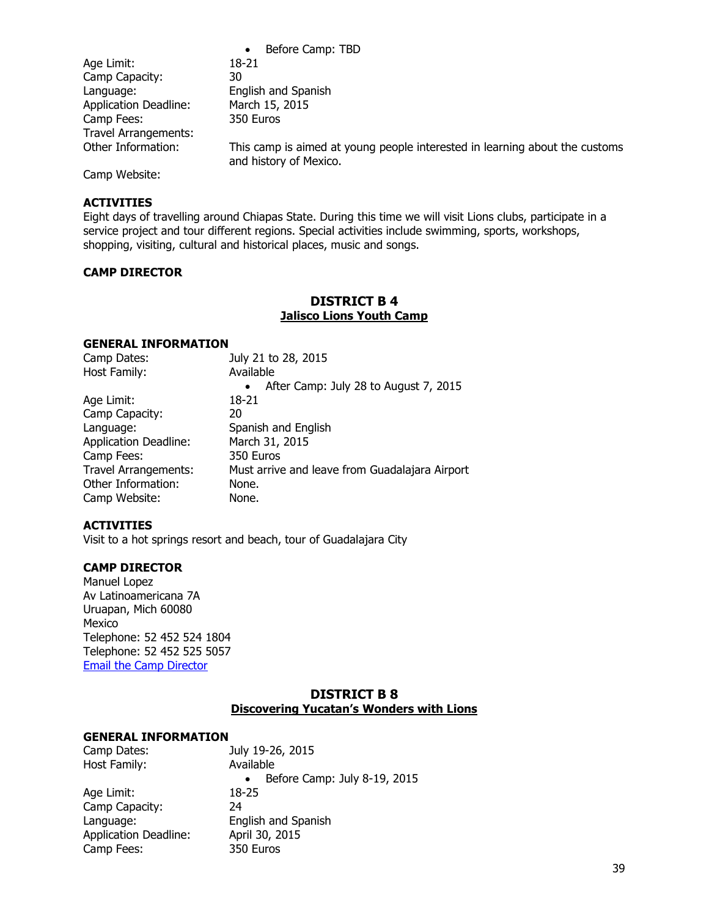- Before Camp: TBD

Age Limit: 18-21
Camp Capacity: 30
Language: English and Spanish
Application Deadline: March 15, 2015
Camp Fees: 350 Euros
Travel Arrangements:
Other Information: This camp is aimed at young people interested in learning about the customs and history of Mexico.
Camp Website:

**ACTIVITIES**
Eight days of travelling around Chiapas State. During this time we will visit Lions clubs, participate in a service project and tour different regions. Special activities include swimming, sports, workshops, shopping, visiting, cultural and historical places, music and songs.

**CAMP DIRECTOR**

## DISTRICT B 4
### Jalisco Lions Youth Camp

**GENERAL INFORMATION**
Camp Dates: July 21 to 28, 2015
Host Family: Available
- After Camp: July 28 to August 7, 2015

Age Limit: 18-21
Camp Capacity: 20
Language: Spanish and English
Application Deadline: March 31, 2015
Camp Fees: 350 Euros
Travel Arrangements: Must arrive and leave from Guadalajara Airport
Other Information: None.
Camp Website: None.

**ACTIVITIES**
Visit to a hot springs resort and beach, tour of Guadalajara City

**CAMP DIRECTOR**
Manuel Lopez
Av Latinoamericana 7A
Uruapan, Mich 60080
Mexico
Telephone: 52 452 524 1804
Telephone: 52 452 525 5057
Email the Camp Director

## DISTRICT B 8
### Discovering Yucatan's Wonders with Lions

**GENERAL INFORMATION**
Camp Dates: July 19-26, 2015
Host Family: Available
- Before Camp: July 8-19, 2015

Age Limit: 18-25
Camp Capacity: 24
Language: English and Spanish
Application Deadline: April 30, 2015
Camp Fees: 350 Euros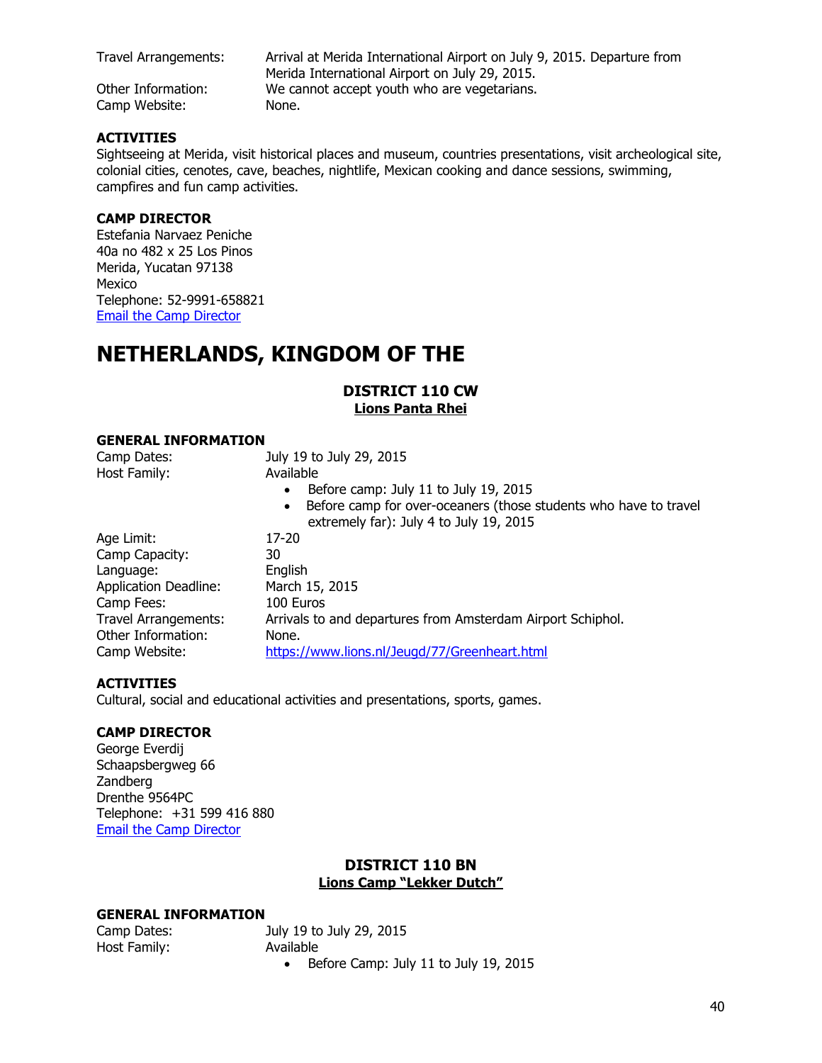Travel Arrangements: Arrival at Merida International Airport on July 9, 2015. Departure from Merida International Airport on July 29, 2015.
Other Information: We cannot accept youth who are vegetarians.
Camp Website: None.

**ACTIVITIES**
Sightseeing at Merida, visit historical places and museum, countries presentations, visit archeological site, colonial cities, cenotes, cave, beaches, nightlife, Mexican cooking and dance sessions, swimming, campfires and fun camp activities.

**CAMP DIRECTOR**
Estefania Narvaez Peniche
40a no 482 x 25 Los Pinos
Merida, Yucatan 97138
Mexico
Telephone: 52-9991-658821
Email the Camp Director

# NETHERLANDS, KINGDOM OF THE

## DISTRICT 110 CW
**Lions Panta Rhei**

**GENERAL INFORMATION**

Camp Dates: July 19 to July 29, 2015
Host Family: Available
- Before camp: July 11 to July 19, 2015
- Before camp for over-oceaners (those students who have to travel extremely far): July 4 to July 19, 2015

Age Limit: 17-20
Camp Capacity: 30
Language: English
Application Deadline: March 15, 2015
Camp Fees: 100 Euros
Travel Arrangements: Arrivals to and departures from Amsterdam Airport Schiphol.
Other Information: None.
Camp Website: https://www.lions.nl/Jeugd/77/Greenheart.html

**ACTIVITIES**
Cultural, social and educational activities and presentations, sports, games.

**CAMP DIRECTOR**
George Everdij
Schaapsbergweg 66
Zandberg
Drenthe 9564PC
Telephone: +31 599 416 880
Email the Camp Director

## DISTRICT 110 BN
**Lions Camp "Lekker Dutch"**

**GENERAL INFORMATION**

Camp Dates: July 19 to July 29, 2015
Host Family: Available
- Before Camp: July 11 to July 19, 2015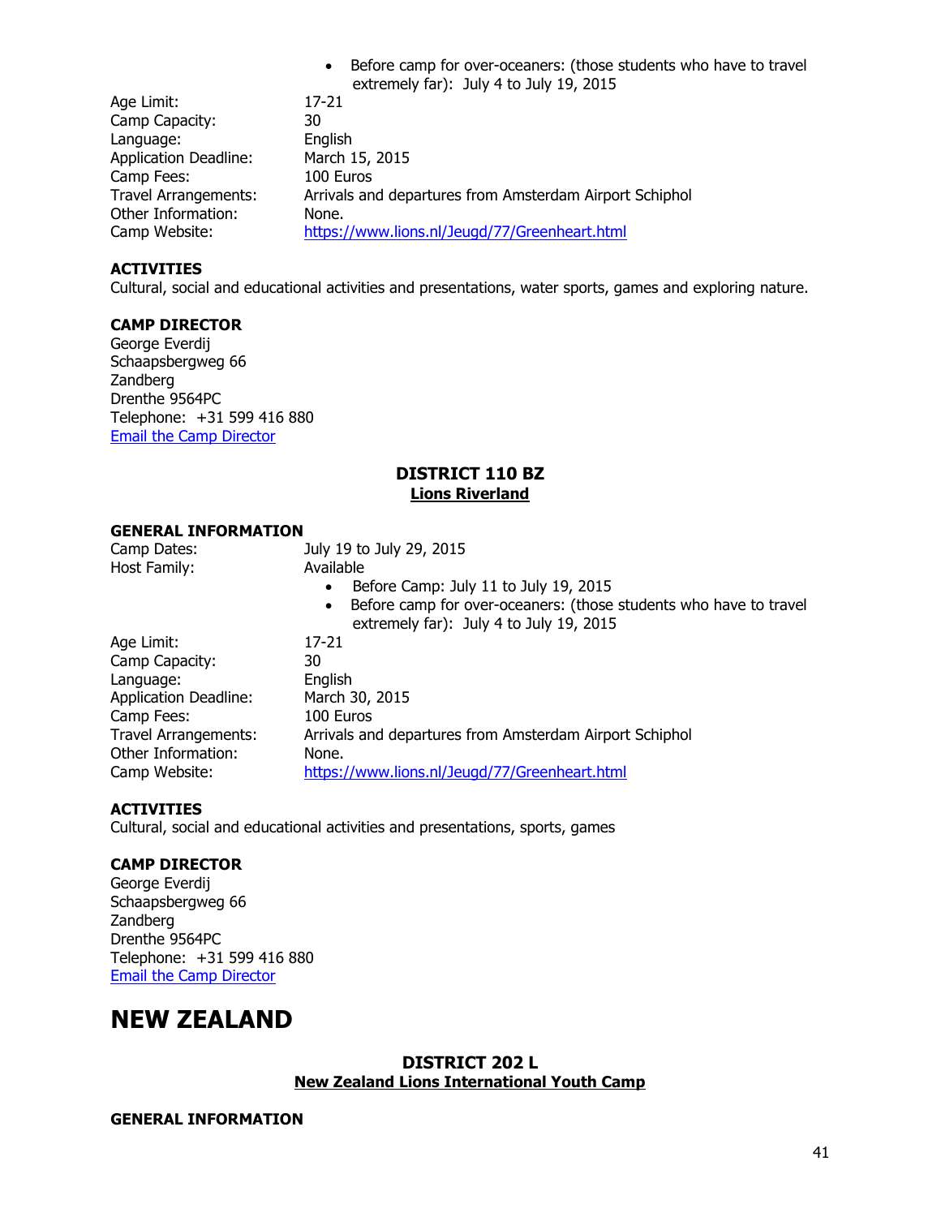- Before camp for over-oceaners: (those students who have to travel extremely far): July 4 to July 19, 2015

Age Limit: 17-21
Camp Capacity: 30
Language: English
Application Deadline: March 15, 2015
Camp Fees: 100 Euros
Travel Arrangements: Arrivals and departures from Amsterdam Airport Schiphol
Other Information: None.
Camp Website: https://www.lions.nl/Jeugd/77/Greenheart.html

**ACTIVITIES**
Cultural, social and educational activities and presentations, water sports, games and exploring nature.

**CAMP DIRECTOR**
George Everdij
Schaapsbergweg 66
Zandberg
Drenthe 9564PC
Telephone: +31 599 416 880
Email the Camp Director

### DISTRICT 110 BZ
**Lions Riverland**

**GENERAL INFORMATION**
Camp Dates: July 19 to July 29, 2015
Host Family: Available

- Before Camp: July 11 to July 19, 2015
- Before camp for over-oceaners: (those students who have to travel extremely far): July 4 to July 19, 2015

Age Limit: 17-21
Camp Capacity: 30
Language: English
Application Deadline: March 30, 2015
Camp Fees: 100 Euros
Travel Arrangements: Arrivals and departures from Amsterdam Airport Schiphol
Other Information: None.
Camp Website: https://www.lions.nl/Jeugd/77/Greenheart.html

**ACTIVITIES**
Cultural, social and educational activities and presentations, sports, games

**CAMP DIRECTOR**
George Everdij
Schaapsbergweg 66
Zandberg
Drenthe 9564PC
Telephone: +31 599 416 880
Email the Camp Director

# NEW ZEALAND

### DISTRICT 202 L
**New Zealand Lions International Youth Camp**

**GENERAL INFORMATION**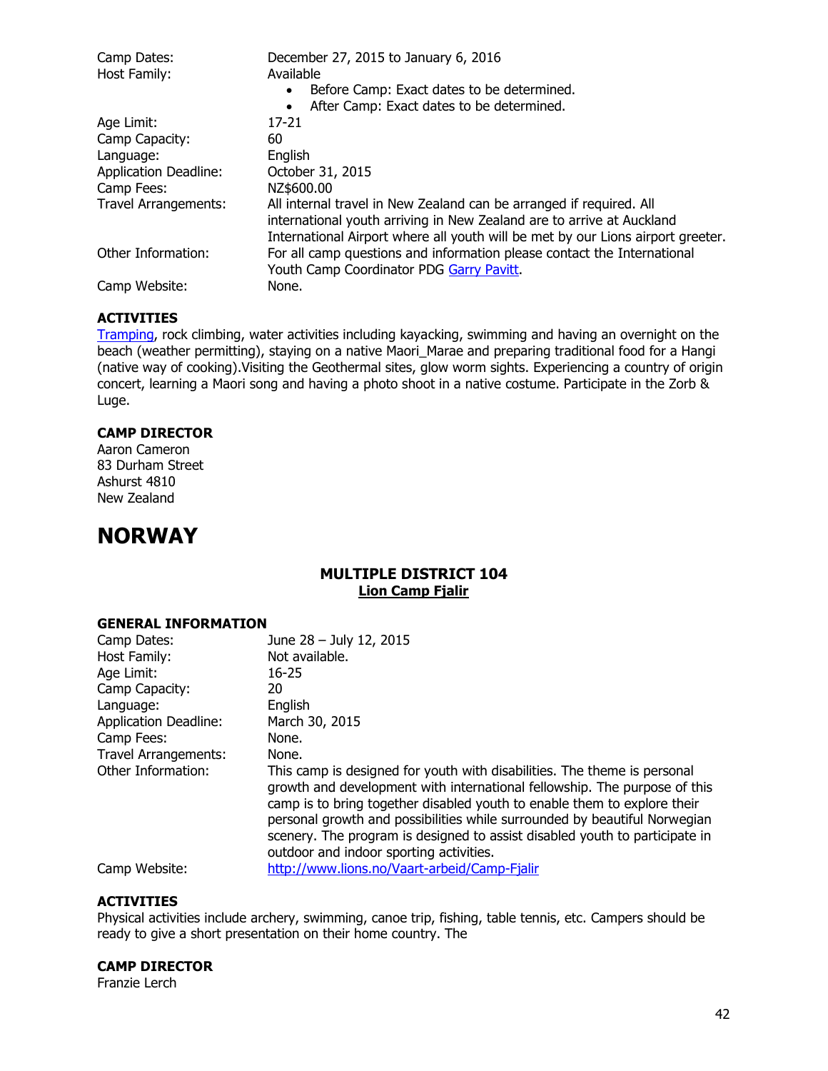| | |
|---|---|
| Camp Dates: | December 27, 2015 to January 6, 2016 |
| Host Family: | Available<br>• Before Camp: Exact dates to be determined.<br>• After Camp: Exact dates to be determined. |
| Age Limit: | 17-21 |
| Camp Capacity: | 60 |
| Language: | English |
| Application Deadline: | October 31, 2015 |
| Camp Fees: | NZ$600.00 |
| Travel Arrangements: | All internal travel in New Zealand can be arranged if required. All international youth arriving in New Zealand are to arrive at Auckland International Airport where all youth will be met by our Lions airport greeter. |
| Other Information: | For all camp questions and information please contact the International Youth Camp Coordinator PDG Garry Pavitt. |
| Camp Website: | None. |

### ACTIVITIES

Tramping, rock climbing, water activities including kayacking, swimming and having an overnight on the beach (weather permitting), staying on a native Maori_Marae and preparing traditional food for a Hangi (native way of cooking).Visiting the Geothermal sites, glow worm sights. Experiencing a country of origin concert, learning a Maori song and having a photo shoot in a native costume. Participate in the Zorb & Luge.

### CAMP DIRECTOR

Aaron Cameron
83 Durham Street
Ashurst 4810
New Zealand

# NORWAY

## MULTIPLE DISTRICT 104

**Lion Camp Fjalir**

### GENERAL INFORMATION

| | |
|---|---|
| Camp Dates: | June 28 – July 12, 2015 |
| Host Family: | Not available. |
| Age Limit: | 16-25 |
| Camp Capacity: | 20 |
| Language: | English |
| Application Deadline: | March 30, 2015 |
| Camp Fees: | None. |
| Travel Arrangements: | None. |
| Other Information: | This camp is designed for youth with disabilities. The theme is personal growth and development with international fellowship. The purpose of this camp is to bring together disabled youth to enable them to explore their personal growth and possibilities while surrounded by beautiful Norwegian scenery. The program is designed to assist disabled youth to participate in outdoor and indoor sporting activities. |
| Camp Website: | http://www.lions.no/Vaart-arbeid/Camp-Fjalir |

### ACTIVITIES

Physical activities include archery, swimming, canoe trip, fishing, table tennis, etc. Campers should be ready to give a short presentation on their home country. The

### CAMP DIRECTOR

Franzie Lerch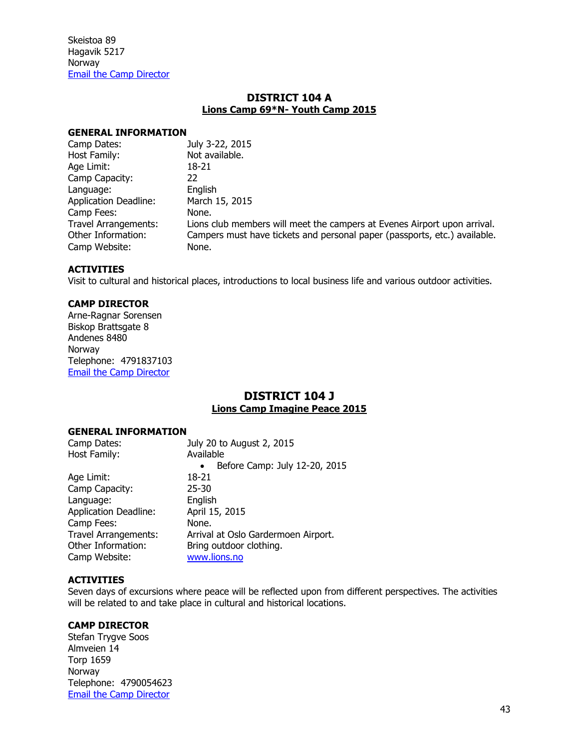Skeistoa 89
Hagavik 5217
Norway
Email the Camp Director

## DISTRICT 104 A

### Lions Camp 69*N- Youth Camp 2015

**GENERAL INFORMATION**

| | |
|---|---|
| Camp Dates: | July 3-22, 2015 |
| Host Family: | Not available. |
| Age Limit: | 18-21 |
| Camp Capacity: | 22 |
| Language: | English |
| Application Deadline: | March 15, 2015 |
| Camp Fees: | None. |
| Travel Arrangements: | Lions club members will meet the campers at Evenes Airport upon arrival. |
| Other Information: | Campers must have tickets and personal paper (passports, etc.) available. |
| Camp Website: | None. |

**ACTIVITIES**

Visit to cultural and historical places, introductions to local business life and various outdoor activities.

**CAMP DIRECTOR**

Arne-Ragnar Sorensen
Biskop Brattsgate 8
Andenes 8480
Norway
Telephone: 4791837103
Email the Camp Director

## DISTRICT 104 J

### Lions Camp Imagine Peace 2015

**GENERAL INFORMATION**

| | |
|---|---|
| Camp Dates: | July 20 to August 2, 2015 |
| Host Family: | Available<br>• Before Camp: July 12-20, 2015 |
| Age Limit: | 18-21 |
| Camp Capacity: | 25-30 |
| Language: | English |
| Application Deadline: | April 15, 2015 |
| Camp Fees: | None. |
| Travel Arrangements: | Arrival at Oslo Gardermoen Airport. |
| Other Information: | Bring outdoor clothing. |
| Camp Website: | www.lions.no |

**ACTIVITIES**

Seven days of excursions where peace will be reflected upon from different perspectives. The activities will be related to and take place in cultural and historical locations.

**CAMP DIRECTOR**

Stefan Trygve Soos
Almveien 14
Torp 1659
Norway
Telephone: 4790054623
Email the Camp Director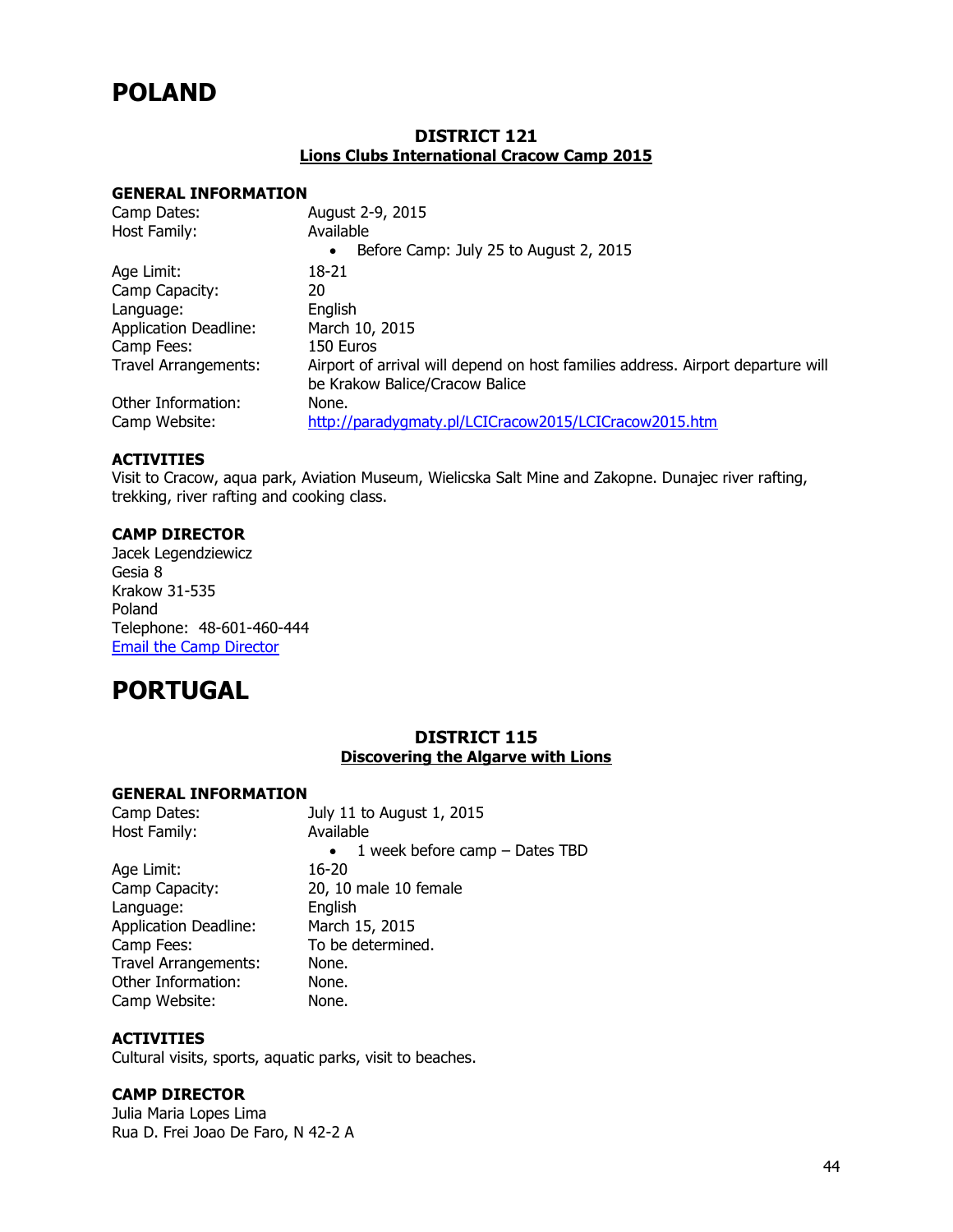# POLAND

### DISTRICT 121
### Lions Clubs International Cracow Camp 2015

**GENERAL INFORMATION**

| | |
|---|---|
| Camp Dates: | August 2-9, 2015 |
| Host Family: | Available<br>• Before Camp: July 25 to August 2, 2015 |
| Age Limit: | 18-21 |
| Camp Capacity: | 20 |
| Language: | English |
| Application Deadline: | March 10, 2015 |
| Camp Fees: | 150 Euros |
| Travel Arrangements: | Airport of arrival will depend on host families address. Airport departure will be Krakow Balice/Cracow Balice |
| Other Information: | None. |
| Camp Website: | [http://paradygmaty.pl/LCICracow2015/LCICracow2015.htm](http://paradygmaty.pl/LCICracow2015/LCICracow2015.htm) |

**ACTIVITIES**

Visit to Cracow, aqua park, Aviation Museum, Wielicska Salt Mine and Zakopne. Dunajec river rafting, trekking, river rafting and cooking class.

**CAMP DIRECTOR**

Jacek Legendziewicz
Gesia 8
Krakow 31-535
Poland
Telephone: 48-601-460-444
Email the Camp Director

# PORTUGAL

### DISTRICT 115
### Discovering the Algarve with Lions

**GENERAL INFORMATION**

| | |
|---|---|
| Camp Dates: | July 11 to August 1, 2015 |
| Host Family: | Available<br>• 1 week before camp – Dates TBD |
| Age Limit: | 16-20 |
| Camp Capacity: | 20, 10 male 10 female |
| Language: | English |
| Application Deadline: | March 15, 2015 |
| Camp Fees: | To be determined. |
| Travel Arrangements: | None. |
| Other Information: | None. |
| Camp Website: | None. |

**ACTIVITIES**

Cultural visits, sports, aquatic parks, visit to beaches.

**CAMP DIRECTOR**

Julia Maria Lopes Lima
Rua D. Frei Joao De Faro, N 42-2 A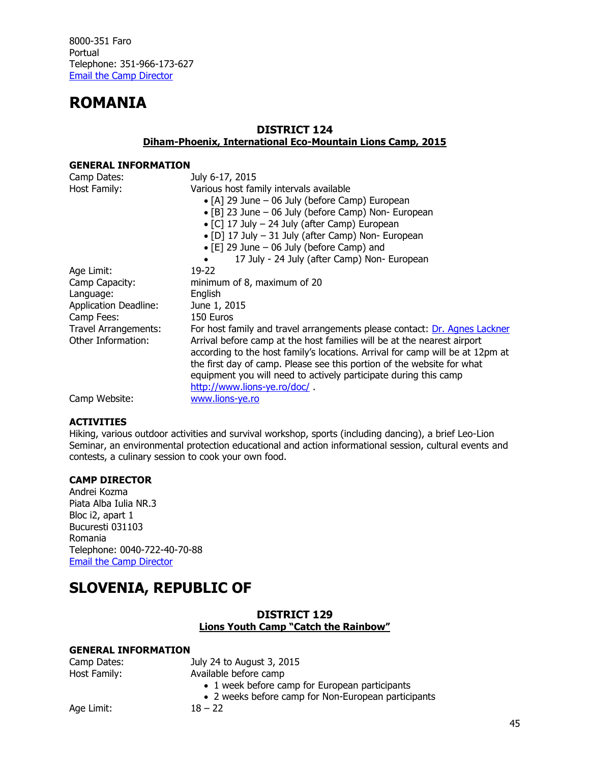8000-351 Faro
Portual
Telephone: 351-966-173-627
Email the Camp Director

# ROMANIA

### DISTRICT 124
### Diham-Phoenix, International Eco-Mountain Lions Camp, 2015

**GENERAL INFORMATION**

| | |
|---|---|
| Camp Dates: | July 6-17, 2015 |
| Host Family: | Various host family intervals available<br>• [A] 29 June – 06 July (before Camp) European<br>• [B] 23 June – 06 July (before Camp) Non- European<br>• [C] 17 July – 24 July (after Camp) European<br>• [D] 17 July – 31 July (after Camp) Non- European<br>• [E] 29 June – 06 July (before Camp) and<br>• 17 July - 24 July (after Camp) Non- European |
| Age Limit: | 19-22 |
| Camp Capacity: | minimum of 8, maximum of 20 |
| Language: | English |
| Application Deadline: | June 1, 2015 |
| Camp Fees: | 150 Euros |
| Travel Arrangements: | For host family and travel arrangements please contact: Dr. Agnes Lackner |
| Other Information: | Arrival before camp at the host families will be at the nearest airport according to the host family's locations. Arrival for camp will be at 12pm at the first day of camp. Please see this portion of the website for what equipment you will need to actively participate during this camp http://www.lions-ye.ro/doc/ . |
| Camp Website: | www.lions-ye.ro |

**ACTIVITIES**

Hiking, various outdoor activities and survival workshop, sports (including dancing), a brief Leo-Lion Seminar, an environmental protection educational and action informational session, cultural events and contests, a culinary session to cook your own food.

**CAMP DIRECTOR**

Andrei Kozma
Piata Alba Iulia NR.3
Bloc i2, apart 1
Bucuresti 031103
Romania
Telephone: 0040-722-40-70-88
Email the Camp Director

# SLOVENIA, REPUBLIC OF

### DISTRICT 129
### Lions Youth Camp "Catch the Rainbow"

**GENERAL INFORMATION**

| | |
|---|---|
| Camp Dates: | July 24 to August 3, 2015 |
| Host Family: | Available before camp<br>• 1 week before camp for European participants<br>• 2 weeks before camp for Non-European participants |
| Age Limit: | 18 – 22 |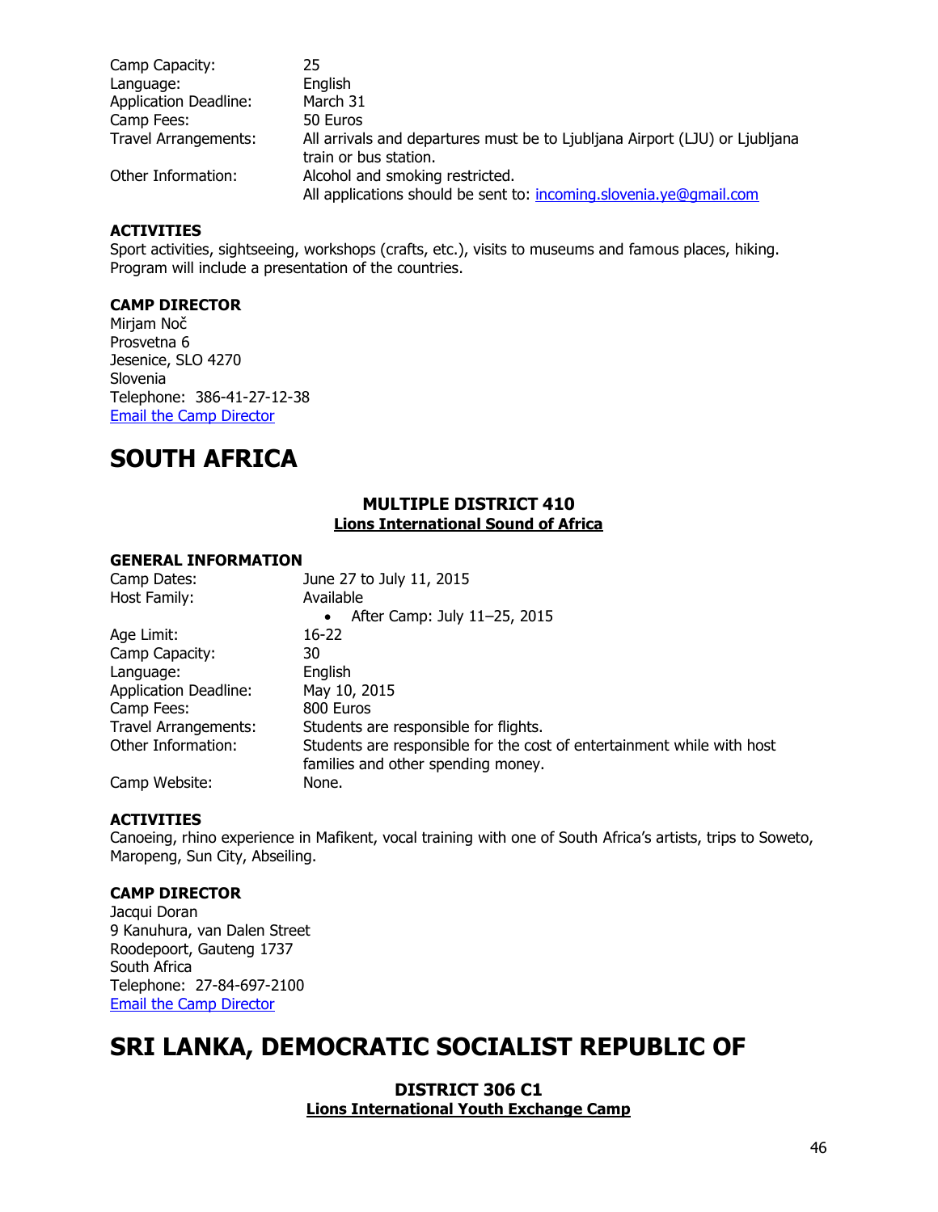Camp Capacity: 25
Language: English
Application Deadline: March 31
Camp Fees: 50 Euros
Travel Arrangements: All arrivals and departures must be to Ljubljana Airport (LJU) or Ljubljana train or bus station.
Other Information: Alcohol and smoking restricted.
All applications should be sent to: incoming.slovenia.ye@gmail.com

**ACTIVITIES**
Sport activities, sightseeing, workshops (crafts, etc.), visits to museums and famous places, hiking. Program will include a presentation of the countries.

**CAMP DIRECTOR**
Mirjam Noč
Prosvetna 6
Jesenice, SLO 4270
Slovenia
Telephone: 386-41-27-12-38
Email the Camp Director

# SOUTH AFRICA

### MULTIPLE DISTRICT 410
**Lions International Sound of Africa**

**GENERAL INFORMATION**
Camp Dates: June 27 to July 11, 2015
Host Family: Available
- After Camp: July 11–25, 2015

Age Limit: 16-22
Camp Capacity: 30
Language: English
Application Deadline: May 10, 2015
Camp Fees: 800 Euros
Travel Arrangements: Students are responsible for flights.
Other Information: Students are responsible for the cost of entertainment while with host families and other spending money.
Camp Website: None.

**ACTIVITIES**
Canoeing, rhino experience in Mafikent, vocal training with one of South Africa's artists, trips to Soweto, Maropeng, Sun City, Abseiling.

**CAMP DIRECTOR**
Jacqui Doran
9 Kanuhura, van Dalen Street
Roodepoort, Gauteng 1737
South Africa
Telephone: 27-84-697-2100
Email the Camp Director

# SRI LANKA, DEMOCRATIC SOCIALIST REPUBLIC OF

### DISTRICT 306 C1
**Lions International Youth Exchange Camp**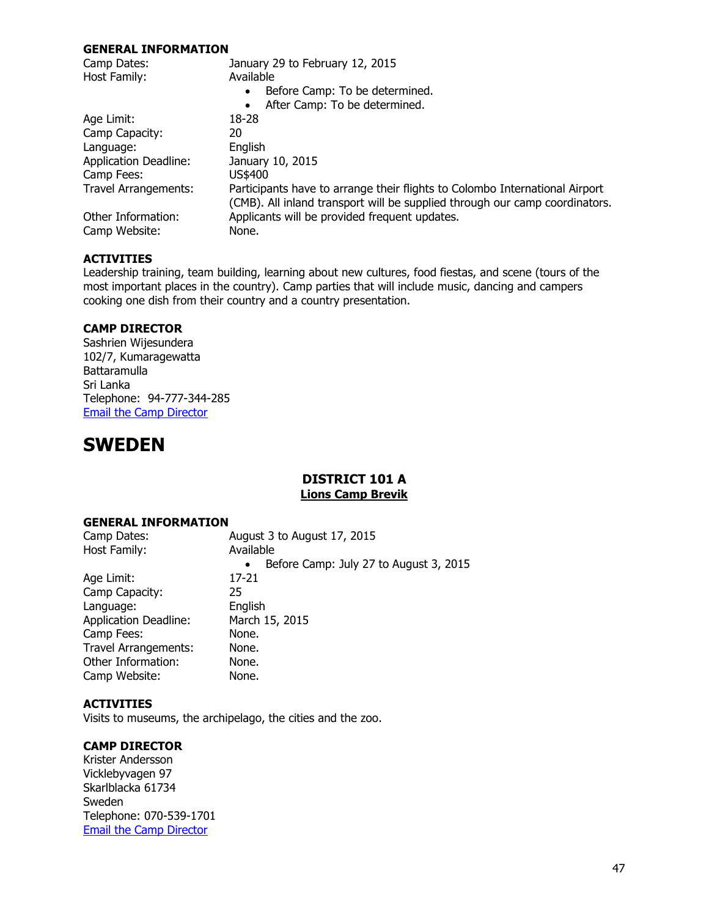### GENERAL INFORMATION

| | |
|---|---|
| Camp Dates: | January 29 to February 12, 2015 |
| Host Family: | Available<br>• Before Camp: To be determined.<br>• After Camp: To be determined. |
| Age Limit: | 18-28 |
| Camp Capacity: | 20 |
| Language: | English |
| Application Deadline: | January 10, 2015 |
| Camp Fees: | US$400 |
| Travel Arrangements: | Participants have to arrange their flights to Colombo International Airport (CMB). All inland transport will be supplied through our camp coordinators. |
| Other Information: | Applicants will be provided frequent updates. |
| Camp Website: | None. |

### ACTIVITIES

Leadership training, team building, learning about new cultures, food fiestas, and scene (tours of the most important places in the country). Camp parties that will include music, dancing and campers cooking one dish from their country and a country presentation.

### CAMP DIRECTOR

Sashrien Wijesundera
102/7, Kumaragewatta
Battaramulla
Sri Lanka
Telephone: 94-777-344-285
Email the Camp Director

# SWEDEN

## DISTRICT 101 A

**Lions Camp Brevik**

### GENERAL INFORMATION

| | |
|---|---|
| Camp Dates: | August 3 to August 17, 2015 |
| Host Family: | Available<br>• Before Camp: July 27 to August 3, 2015 |
| Age Limit: | 17-21 |
| Camp Capacity: | 25 |
| Language: | English |
| Application Deadline: | March 15, 2015 |
| Camp Fees: | None. |
| Travel Arrangements: | None. |
| Other Information: | None. |
| Camp Website: | None. |

### ACTIVITIES

Visits to museums, the archipelago, the cities and the zoo.

### CAMP DIRECTOR

Krister Andersson
Vicklebyvagen 97
Skarlblacka 61734
Sweden
Telephone: 070-539-1701
Email the Camp Director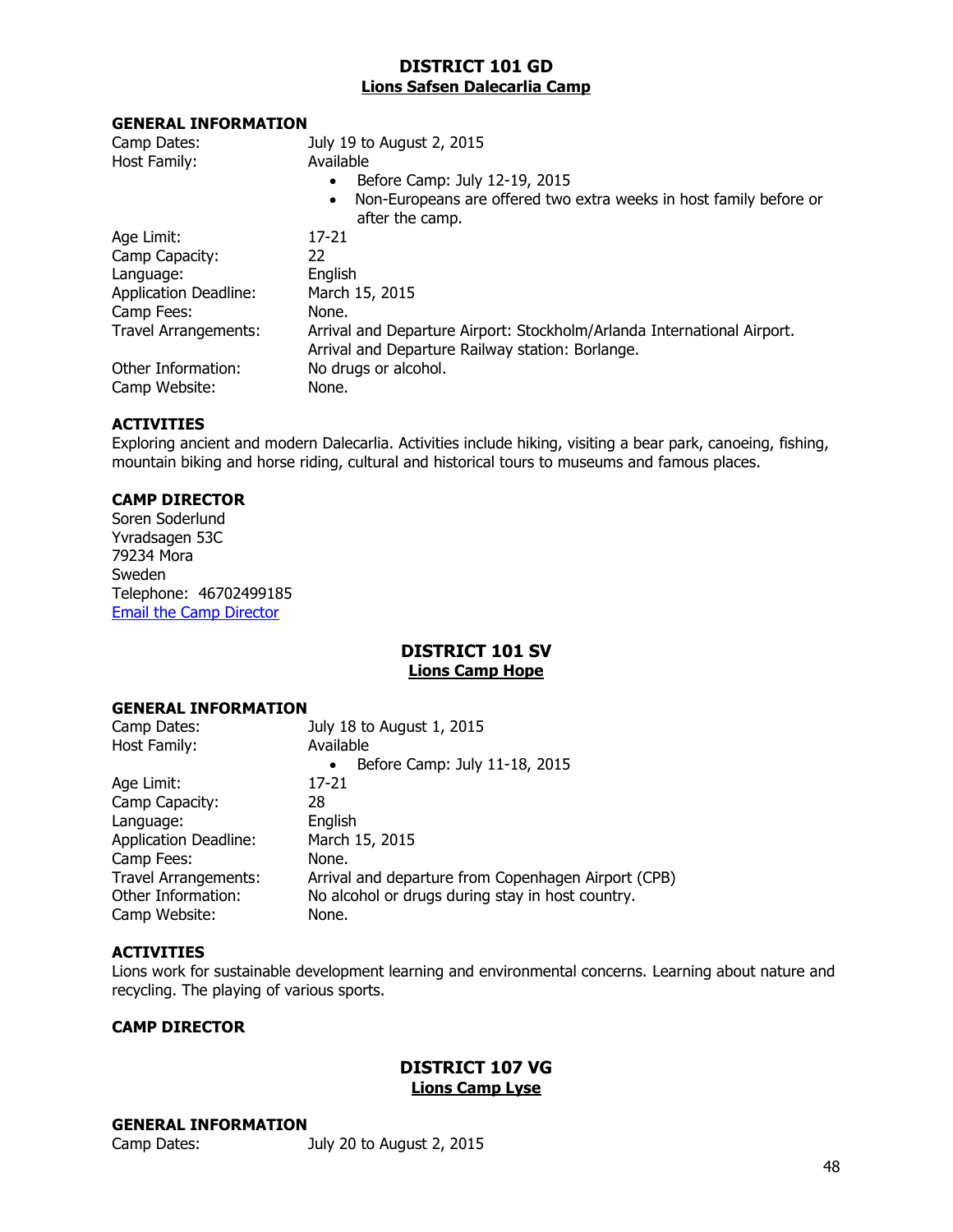## DISTRICT 101 GD
### Lions Safsen Dalecarlia Camp

**GENERAL INFORMATION**

| | |
|---|---|
| Camp Dates: | July 19 to August 2, 2015 |
| Host Family: | Available<br>• Before Camp: July 12-19, 2015<br>• Non-Europeans are offered two extra weeks in host family before or after the camp. |
| Age Limit: | 17-21 |
| Camp Capacity: | 22 |
| Language: | English |
| Application Deadline: | March 15, 2015 |
| Camp Fees: | None. |
| Travel Arrangements: | Arrival and Departure Airport: Stockholm/Arlanda International Airport.<br>Arrival and Departure Railway station: Borlange. |
| Other Information: | No drugs or alcohol. |
| Camp Website: | None. |

**ACTIVITIES**

Exploring ancient and modern Dalecarlia. Activities include hiking, visiting a bear park, canoeing, fishing, mountain biking and horse riding, cultural and historical tours to museums and famous places.

**CAMP DIRECTOR**

Soren Soderlund
Yvradsagen 53C
79234 Mora
Sweden
Telephone: 46702499185
[Email the Camp Director]

## DISTRICT 101 SV
### Lions Camp Hope

**GENERAL INFORMATION**

| | |
|---|---|
| Camp Dates: | July 18 to August 1, 2015 |
| Host Family: | Available<br>• Before Camp: July 11-18, 2015 |
| Age Limit: | 17-21 |
| Camp Capacity: | 28 |
| Language: | English |
| Application Deadline: | March 15, 2015 |
| Camp Fees: | None. |
| Travel Arrangements: | Arrival and departure from Copenhagen Airport (CPB) |
| Other Information: | No alcohol or drugs during stay in host country. |
| Camp Website: | None. |

**ACTIVITIES**

Lions work for sustainable development learning and environmental concerns. Learning about nature and recycling. The playing of various sports.

**CAMP DIRECTOR**

## DISTRICT 107 VG
### Lions Camp Lyse

**GENERAL INFORMATION**

| | |
|---|---|
| Camp Dates: | July 20 to August 2, 2015 |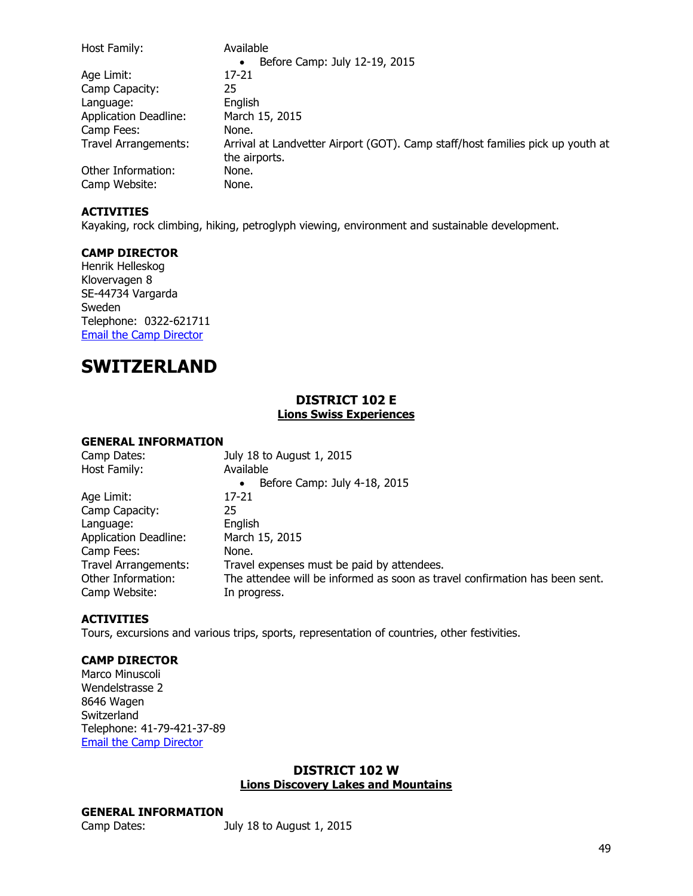| | |
|---|---|
| Host Family: | Available<br>• Before Camp: July 12-19, 2015 |
| Age Limit: | 17-21 |
| Camp Capacity: | 25 |
| Language: | English |
| Application Deadline: | March 15, 2015 |
| Camp Fees: | None. |
| Travel Arrangements: | Arrival at Landvetter Airport (GOT). Camp staff/host families pick up youth at the airports. |
| Other Information: | None. |
| Camp Website: | None. |

**ACTIVITIES**

Kayaking, rock climbing, hiking, petroglyph viewing, environment and sustainable development.

**CAMP DIRECTOR**

Henrik Helleskog
Klovervagen 8
SE-44734 Vargarda
Sweden
Telephone: 0322-621711
Email the Camp Director

# SWITZERLAND

## DISTRICT 102 E
**Lions Swiss Experiences**

**GENERAL INFORMATION**

| | |
|---|---|
| Camp Dates: | July 18 to August 1, 2015 |
| Host Family: | Available<br>• Before Camp: July 4-18, 2015 |
| Age Limit: | 17-21 |
| Camp Capacity: | 25 |
| Language: | English |
| Application Deadline: | March 15, 2015 |
| Camp Fees: | None. |
| Travel Arrangements: | Travel expenses must be paid by attendees. |
| Other Information: | The attendee will be informed as soon as travel confirmation has been sent. |
| Camp Website: | In progress. |

**ACTIVITIES**

Tours, excursions and various trips, sports, representation of countries, other festivities.

**CAMP DIRECTOR**

Marco Minuscoli
Wendelstrasse 2
8646 Wagen
Switzerland
Telephone: 41-79-421-37-89
Email the Camp Director

## DISTRICT 102 W
**Lions Discovery Lakes and Mountains**

**GENERAL INFORMATION**

| | |
|---|---|
| Camp Dates: | July 18 to August 1, 2015 |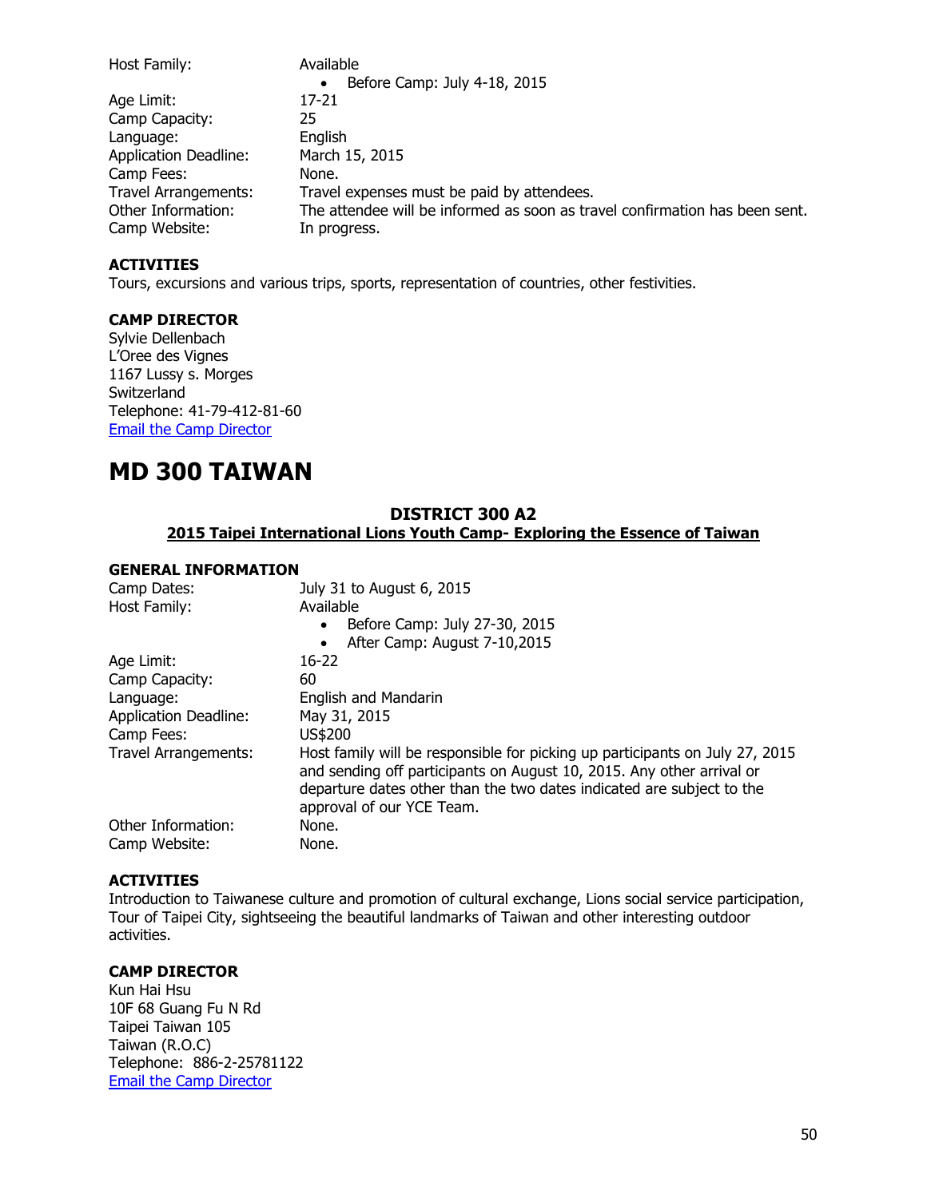| | |
|---|---|
| Host Family: | Available<br>• Before Camp: July 4-18, 2015 |
| Age Limit: | 17-21 |
| Camp Capacity: | 25 |
| Language: | English |
| Application Deadline: | March 15, 2015 |
| Camp Fees: | None. |
| Travel Arrangements: | Travel expenses must be paid by attendees. |
| Other Information: | The attendee will be informed as soon as travel confirmation has been sent. |
| Camp Website: | In progress. |

**ACTIVITIES**

Tours, excursions and various trips, sports, representation of countries, other festivities.

**CAMP DIRECTOR**

Sylvie Dellenbach
L'Oree des Vignes
1167 Lussy s. Morges
Switzerland
Telephone: 41-79-412-81-60
Email the Camp Director

# MD 300 TAIWAN

### DISTRICT 300 A2

**2015 Taipei International Lions Youth Camp- Exploring the Essence of Taiwan**

**GENERAL INFORMATION**

| | |
|---|---|
| Camp Dates: | July 31 to August 6, 2015 |
| Host Family: | Available<br>• Before Camp: July 27-30, 2015<br>• After Camp: August 7-10,2015 |
| Age Limit: | 16-22 |
| Camp Capacity: | 60 |
| Language: | English and Mandarin |
| Application Deadline: | May 31, 2015 |
| Camp Fees: | US$200 |
| Travel Arrangements: | Host family will be responsible for picking up participants on July 27, 2015 and sending off participants on August 10, 2015. Any other arrival or departure dates other than the two dates indicated are subject to the approval of our YCE Team. |
| Other Information: | None. |
| Camp Website: | None. |

**ACTIVITIES**

Introduction to Taiwanese culture and promotion of cultural exchange, Lions social service participation, Tour of Taipei City, sightseeing the beautiful landmarks of Taiwan and other interesting outdoor activities.

**CAMP DIRECTOR**

Kun Hai Hsu
10F 68 Guang Fu N Rd
Taipei Taiwan 105
Taiwan (R.O.C)
Telephone: 886-2-25781122
Email the Camp Director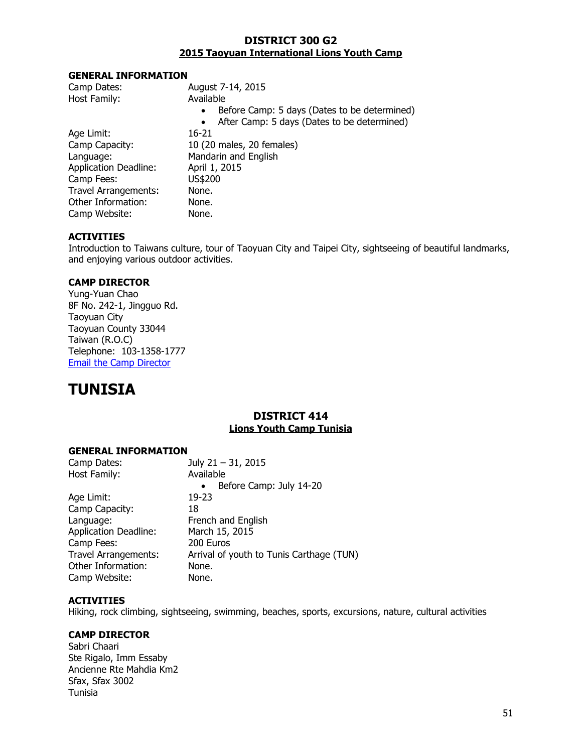### DISTRICT 300 G2

### 2015 Taoyuan International Lions Youth Camp

**GENERAL INFORMATION**

Camp Dates: August 7-14, 2015
Host Family: Available

- Before Camp: 5 days (Dates to be determined)
- After Camp: 5 days (Dates to be determined)

Age Limit: 16-21
Camp Capacity: 10 (20 males, 20 females)
Language: Mandarin and English
Application Deadline: April 1, 2015
Camp Fees: US$200
Travel Arrangements: None.
Other Information: None.
Camp Website: None.

**ACTIVITIES**

Introduction to Taiwans culture, tour of Taoyuan City and Taipei City, sightseeing of beautiful landmarks, and enjoying various outdoor activities.

**CAMP DIRECTOR**

Yung-Yuan Chao
8F No. 242-1, Jingguo Rd.
Taoyuan City
Taoyuan County 33044
Taiwan (R.O.C)
Telephone: 103-1358-1777
Email the Camp Director

# TUNISIA

### DISTRICT 414

### Lions Youth Camp Tunisia

**GENERAL INFORMATION**

Camp Dates: July 21 – 31, 2015
Host Family: Available

- Before Camp: July 14-20

Age Limit: 19-23
Camp Capacity: 18
Language: French and English
Application Deadline: March 15, 2015
Camp Fees: 200 Euros
Travel Arrangements: Arrival of youth to Tunis Carthage (TUN)
Other Information: None.
Camp Website: None.

**ACTIVITIES**

Hiking, rock climbing, sightseeing, swimming, beaches, sports, excursions, nature, cultural activities

**CAMP DIRECTOR**

Sabri Chaari
Ste Rigalo, Imm Essaby
Ancienne Rte Mahdia Km2
Sfax, Sfax 3002
Tunisia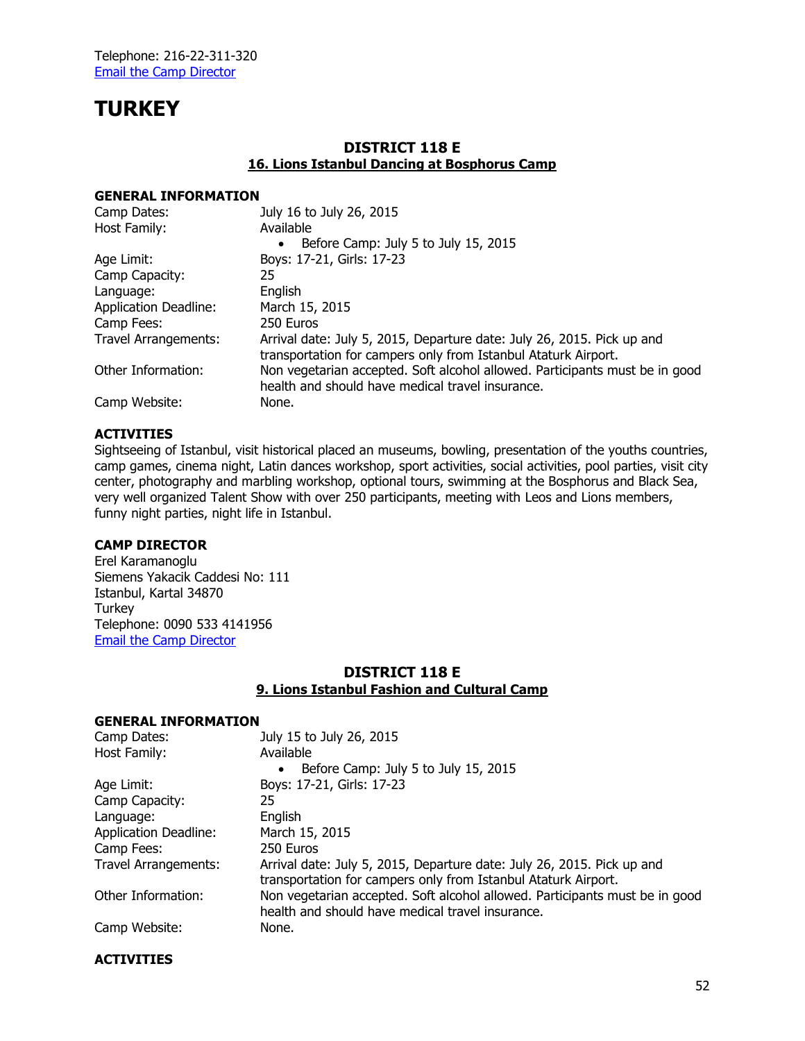Telephone: 216-22-311-320
Email the Camp Director

# TURKEY

## DISTRICT 118 E

### 16. Lions Istanbul Dancing at Bosphorus Camp

**GENERAL INFORMATION**

| | |
|---|---|
| Camp Dates: | July 16 to July 26, 2015 |
| Host Family: | Available<br>• Before Camp: July 5 to July 15, 2015 |
| Age Limit: | Boys: 17-21, Girls: 17-23 |
| Camp Capacity: | 25 |
| Language: | English |
| Application Deadline: | March 15, 2015 |
| Camp Fees: | 250 Euros |
| Travel Arrangements: | Arrival date: July 5, 2015, Departure date: July 26, 2015. Pick up and transportation for campers only from Istanbul Ataturk Airport. |
| Other Information: | Non vegetarian accepted. Soft alcohol allowed. Participants must be in good health and should have medical travel insurance. |
| Camp Website: | None. |

**ACTIVITIES**

Sightseeing of Istanbul, visit historical placed an museums, bowling, presentation of the youths countries, camp games, cinema night, Latin dances workshop, sport activities, social activities, pool parties, visit city center, photography and marbling workshop, optional tours, swimming at the Bosphorus and Black Sea, very well organized Talent Show with over 250 participants, meeting with Leos and Lions members, funny night parties, night life in Istanbul.

**CAMP DIRECTOR**

Erel Karamanoglu
Siemens Yakacik Caddesi No: 111
Istanbul, Kartal 34870
Turkey
Telephone: 0090 533 4141956
Email the Camp Director

## DISTRICT 118 E

### 9. Lions Istanbul Fashion and Cultural Camp

**GENERAL INFORMATION**

| | |
|---|---|
| Camp Dates: | July 15 to July 26, 2015 |
| Host Family: | Available<br>• Before Camp: July 5 to July 15, 2015 |
| Age Limit: | Boys: 17-21, Girls: 17-23 |
| Camp Capacity: | 25 |
| Language: | English |
| Application Deadline: | March 15, 2015 |
| Camp Fees: | 250 Euros |
| Travel Arrangements: | Arrival date: July 5, 2015, Departure date: July 26, 2015. Pick up and transportation for campers only from Istanbul Ataturk Airport. |
| Other Information: | Non vegetarian accepted. Soft alcohol allowed. Participants must be in good health and should have medical travel insurance. |
| Camp Website: | None. |

**ACTIVITIES**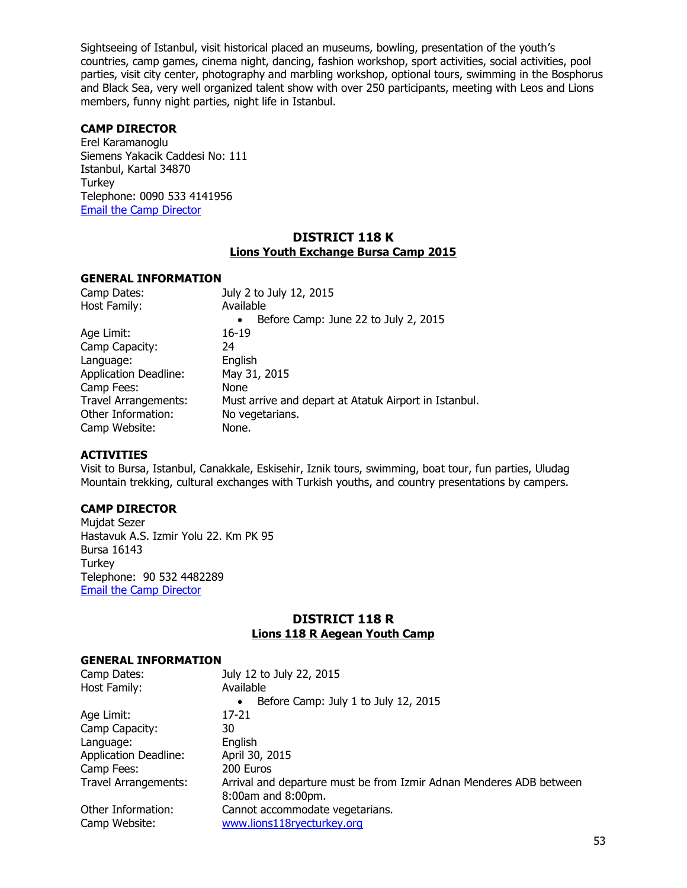Sightseeing of Istanbul, visit historical placed an museums, bowling, presentation of the youth's countries, camp games, cinema night, dancing, fashion workshop, sport activities, social activities, pool parties, visit city center, photography and marbling workshop, optional tours, swimming in the Bosphorus and Black Sea, very well organized talent show with over 250 participants, meeting with Leos and Lions members, funny night parties, night life in Istanbul.

**CAMP DIRECTOR**

Erel Karamanoglu
Siemens Yakacik Caddesi No: 111
Istanbul, Kartal 34870
Turkey
Telephone: 0090 533 4141956
Email the Camp Director

## DISTRICT 118 K

### Lions Youth Exchange Bursa Camp 2015

**GENERAL INFORMATION**

| | |
|---|---|
| Camp Dates: | July 2 to July 12, 2015 |
| Host Family: | Available<br>• Before Camp: June 22 to July 2, 2015 |
| Age Limit: | 16-19 |
| Camp Capacity: | 24 |
| Language: | English |
| Application Deadline: | May 31, 2015 |
| Camp Fees: | None |
| Travel Arrangements: | Must arrive and depart at Atatuk Airport in Istanbul. |
| Other Information: | No vegetarians. |
| Camp Website: | None. |

**ACTIVITIES**

Visit to Bursa, Istanbul, Canakkale, Eskisehir, Iznik tours, swimming, boat tour, fun parties, Uludag Mountain trekking, cultural exchanges with Turkish youths, and country presentations by campers.

**CAMP DIRECTOR**

Mujdat Sezer
Hastavuk A.S. Izmir Yolu 22. Km PK 95
Bursa 16143
Turkey
Telephone: 90 532 4482289
Email the Camp Director

## DISTRICT 118 R

### Lions 118 R Aegean Youth Camp

**GENERAL INFORMATION**

| | |
|---|---|
| Camp Dates: | July 12 to July 22, 2015 |
| Host Family: | Available<br>• Before Camp: July 1 to July 12, 2015 |
| Age Limit: | 17-21 |
| Camp Capacity: | 30 |
| Language: | English |
| Application Deadline: | April 30, 2015 |
| Camp Fees: | 200 Euros |
| Travel Arrangements: | Arrival and departure must be from Izmir Adnan Menderes ADB between 8:00am and 8:00pm. |
| Other Information: | Cannot accommodate vegetarians. |
| Camp Website: | www.lions118ryecturkey.org |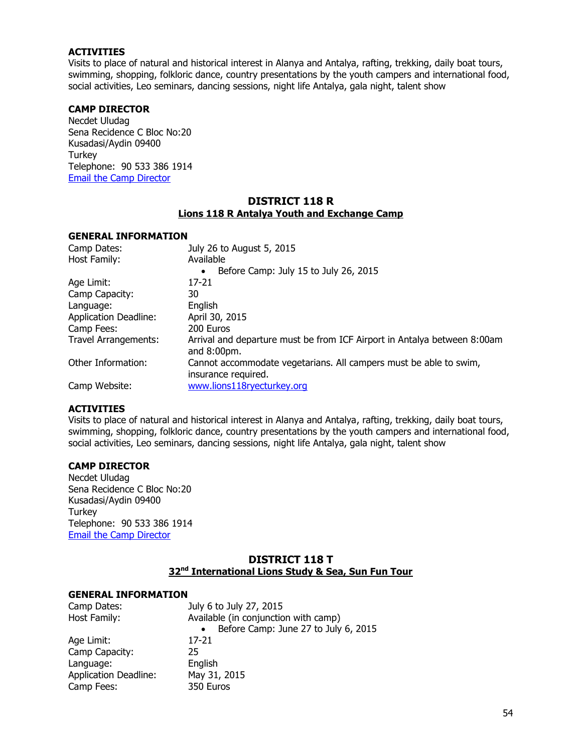**ACTIVITIES**

Visits to place of natural and historical interest in Alanya and Antalya, rafting, trekking, daily boat tours, swimming, shopping, folkloric dance, country presentations by the youth campers and international food, social activities, Leo seminars, dancing sessions, night life Antalya, gala night, talent show

**CAMP DIRECTOR**

Necdet Uludag
Sena Recidence C Bloc No:20
Kusadasi/Aydin 09400
Turkey
Telephone: 90 533 386 1914
Email the Camp Director

## DISTRICT 118 R

### Lions 118 R Antalya Youth and Exchange Camp

**GENERAL INFORMATION**

| | |
|---|---|
| Camp Dates: | July 26 to August 5, 2015 |
| Host Family: | Available<br>• Before Camp: July 15 to July 26, 2015 |
| Age Limit: | 17-21 |
| Camp Capacity: | 30 |
| Language: | English |
| Application Deadline: | April 30, 2015 |
| Camp Fees: | 200 Euros |
| Travel Arrangements: | Arrival and departure must be from ICF Airport in Antalya between 8:00am and 8:00pm. |
| Other Information: | Cannot accommodate vegetarians. All campers must be able to swim, insurance required. |
| Camp Website: | www.lions118ryecturkey.org |

**ACTIVITIES**

Visits to place of natural and historical interest in Alanya and Antalya, rafting, trekking, daily boat tours, swimming, shopping, folkloric dance, country presentations by the youth campers and international food, social activities, Leo seminars, dancing sessions, night life Antalya, gala night, talent show

**CAMP DIRECTOR**

Necdet Uludag
Sena Recidence C Bloc No:20
Kusadasi/Aydin 09400
Turkey
Telephone: 90 533 386 1914
Email the Camp Director

## DISTRICT 118 T

### 32nd International Lions Study & Sea, Sun Fun Tour

**GENERAL INFORMATION**

| | |
|---|---|
| Camp Dates: | July 6 to July 27, 2015 |
| Host Family: | Available (in conjunction with camp)<br>• Before Camp: June 27 to July 6, 2015 |
| Age Limit: | 17-21 |
| Camp Capacity: | 25 |
| Language: | English |
| Application Deadline: | May 31, 2015 |
| Camp Fees: | 350 Euros |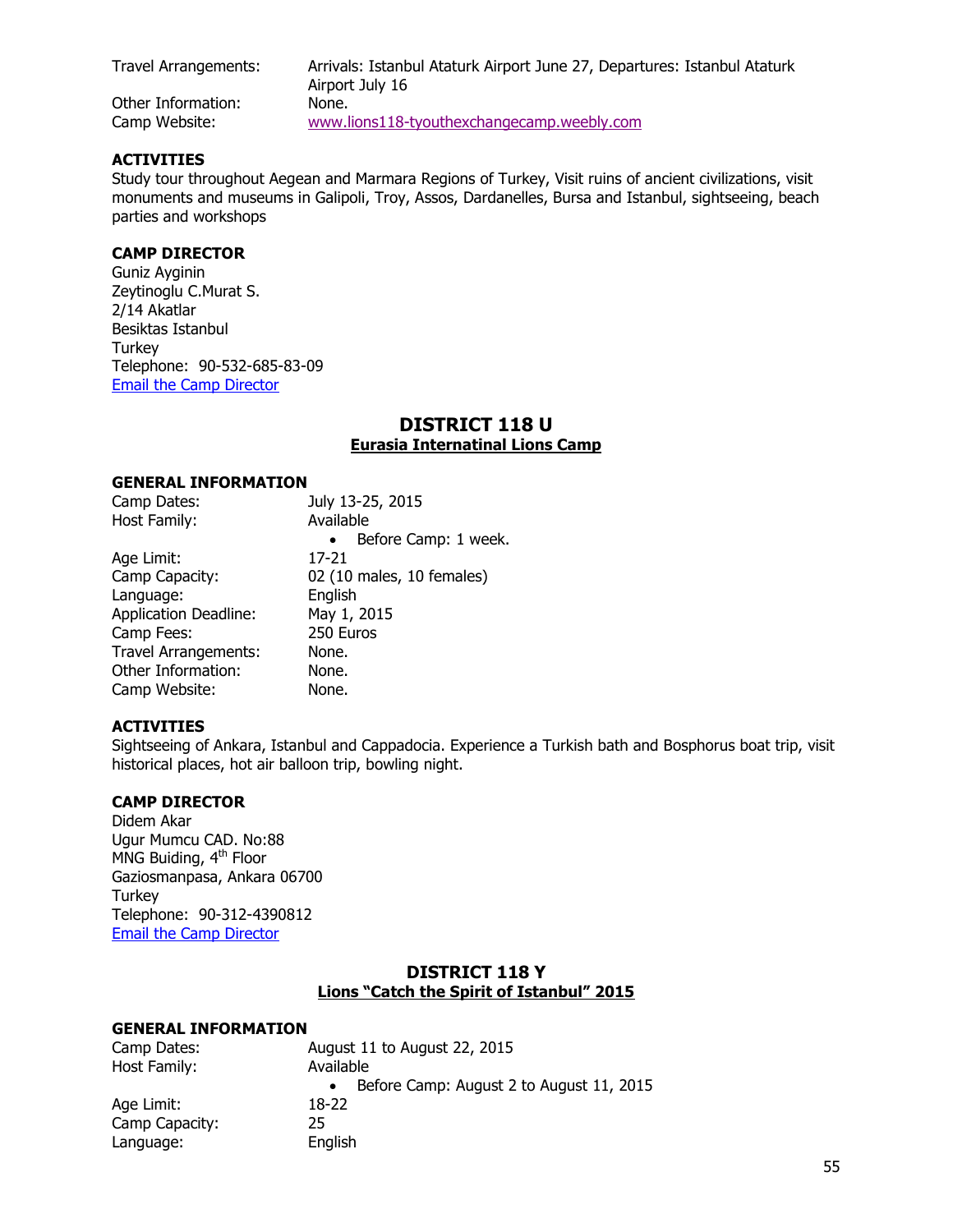Travel Arrangements: Arrivals: Istanbul Ataturk Airport June 27, Departures: Istanbul Ataturk Airport July 16
Other Information: None.
Camp Website: [www.lions118-tyouthexchangecamp.weebly.com](www.lions118-tyouthexchangecamp.weebly.com)

**ACTIVITIES**

Study tour throughout Aegean and Marmara Regions of Turkey, Visit ruins of ancient civilizations, visit monuments and museums in Galipoli, Troy, Assos, Dardanelles, Bursa and Istanbul, sightseeing, beach parties and workshops

**CAMP DIRECTOR**

Guniz Ayginin
Zeytinoglu C.Murat S.
2/14 Akatlar
Besiktas Istanbul
Turkey
Telephone: 90-532-685-83-09
Email the Camp Director

## DISTRICT 118 U

### Eurasia Internatinal Lions Camp

**GENERAL INFORMATION**

Camp Dates: July 13-25, 2015
Host Family: Available
- Before Camp: 1 week.

Age Limit: 17-21
Camp Capacity: 02 (10 males, 10 females)
Language: English
Application Deadline: May 1, 2015
Camp Fees: 250 Euros
Travel Arrangements: None.
Other Information: None.
Camp Website: None.

**ACTIVITIES**

Sightseeing of Ankara, Istanbul and Cappadocia. Experience a Turkish bath and Bosphorus boat trip, visit historical places, hot air balloon trip, bowling night.

**CAMP DIRECTOR**

Didem Akar
Ugur Mumcu CAD. No:88
MNG Buiding, 4th Floor
Gaziosmanpasa, Ankara 06700
Turkey
Telephone: 90-312-4390812
Email the Camp Director

## DISTRICT 118 Y

### Lions "Catch the Spirit of Istanbul" 2015

**GENERAL INFORMATION**

Camp Dates: August 11 to August 22, 2015
Host Family: Available
- Before Camp: August 2 to August 11, 2015

Age Limit: 18-22
Camp Capacity: 25
Language: English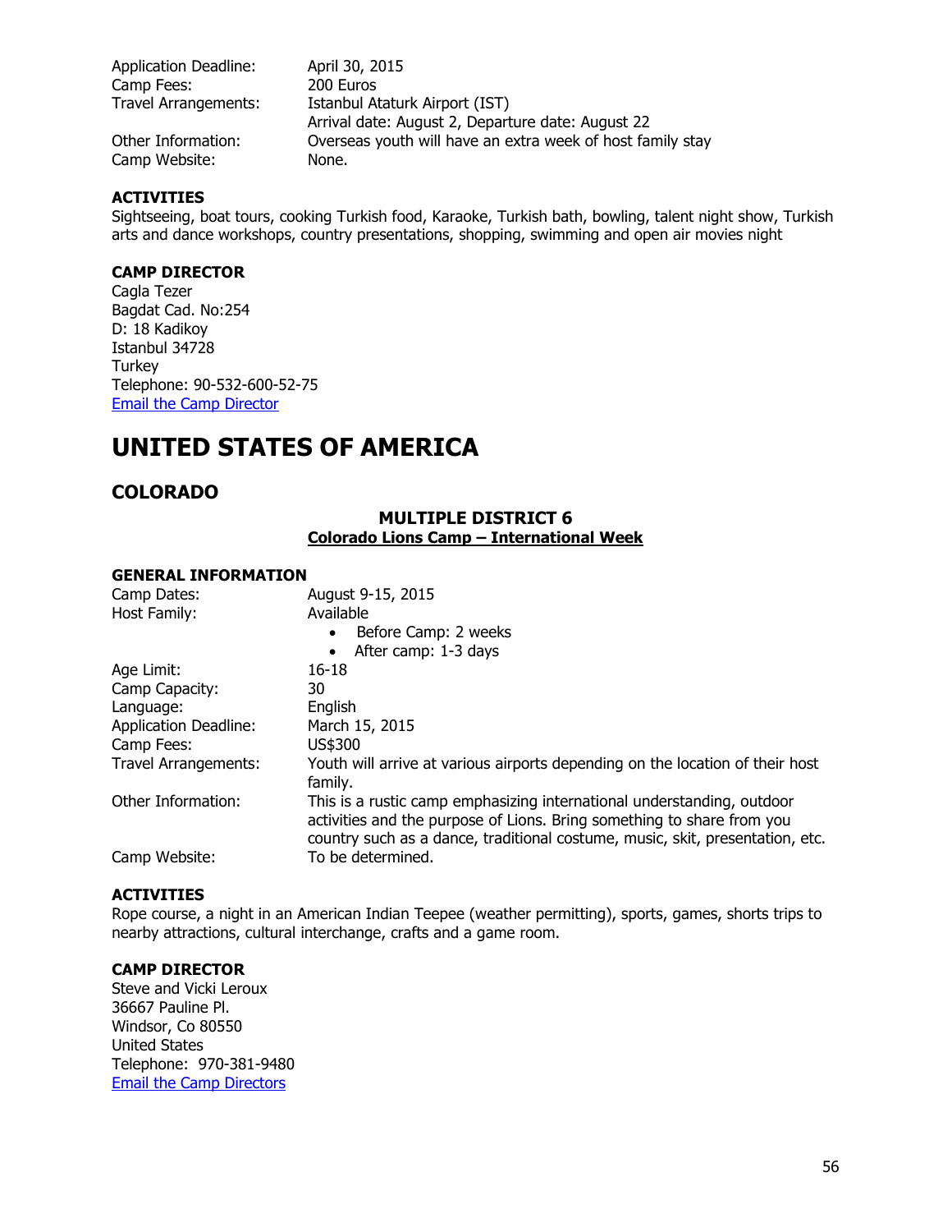| | |
|---|---|
| Application Deadline: | April 30, 2015 |
| Camp Fees: | 200 Euros |
| Travel Arrangements: | Istanbul Ataturk Airport (IST)<br>Arrival date: August 2, Departure date: August 22 |
| Other Information: | Overseas youth will have an extra week of host family stay |
| Camp Website: | None. |

**ACTIVITIES**

Sightseeing, boat tours, cooking Turkish food, Karaoke, Turkish bath, bowling, talent night show, Turkish arts and dance workshops, country presentations, shopping, swimming and open air movies night

**CAMP DIRECTOR**

Cagla Tezer
Bagdat Cad. No:254
D: 18 Kadikoy
Istanbul 34728
Turkey
Telephone: 90-532-600-52-75
Email the Camp Director

# UNITED STATES OF AMERICA

## COLORADO

### MULTIPLE DISTRICT 6
**Colorado Lions Camp – International Week**

**GENERAL INFORMATION**

| | |
|---|---|
| Camp Dates: | August 9-15, 2015 |
| Host Family: | Available<br>• Before Camp: 2 weeks<br>• After camp: 1-3 days |
| Age Limit: | 16-18 |
| Camp Capacity: | 30 |
| Language: | English |
| Application Deadline: | March 15, 2015 |
| Camp Fees: | US$300 |
| Travel Arrangements: | Youth will arrive at various airports depending on the location of their host family. |
| Other Information: | This is a rustic camp emphasizing international understanding, outdoor activities and the purpose of Lions. Bring something to share from you country such as a dance, traditional costume, music, skit, presentation, etc. |
| Camp Website: | To be determined. |

**ACTIVITIES**

Rope course, a night in an American Indian Teepee (weather permitting), sports, games, shorts trips to nearby attractions, cultural interchange, crafts and a game room.

**CAMP DIRECTOR**

Steve and Vicki Leroux
36667 Pauline Pl.
Windsor, Co 80550
United States
Telephone: 970-381-9480
Email the Camp Directors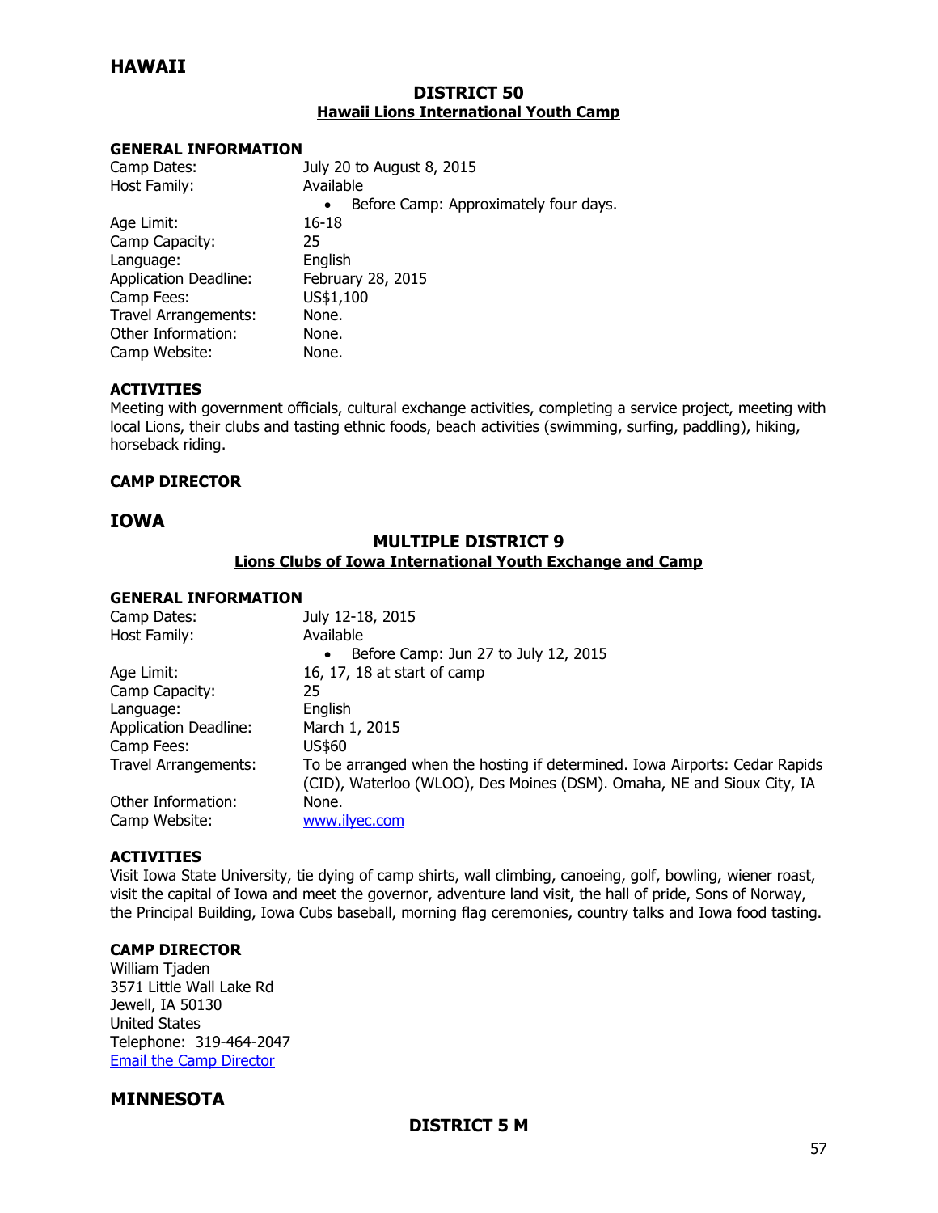## HAWAII

### DISTRICT 50
### Hawaii Lions International Youth Camp

**GENERAL INFORMATION**

| | |
|---|---|
| Camp Dates: | July 20 to August 8, 2015 |
| Host Family: | Available<br>• Before Camp: Approximately four days. |
| Age Limit: | 16-18 |
| Camp Capacity: | 25 |
| Language: | English |
| Application Deadline: | February 28, 2015 |
| Camp Fees: | US$1,100 |
| Travel Arrangements: | None. |
| Other Information: | None. |
| Camp Website: | None. |

**ACTIVITIES**

Meeting with government officials, cultural exchange activities, completing a service project, meeting with local Lions, their clubs and tasting ethnic foods, beach activities (swimming, surfing, paddling), hiking, horseback riding.

**CAMP DIRECTOR**

## IOWA

### MULTIPLE DISTRICT 9
### Lions Clubs of Iowa International Youth Exchange and Camp

**GENERAL INFORMATION**

| | |
|---|---|
| Camp Dates: | July 12-18, 2015 |
| Host Family: | Available<br>• Before Camp: Jun 27 to July 12, 2015 |
| Age Limit: | 16, 17, 18 at start of camp |
| Camp Capacity: | 25 |
| Language: | English |
| Application Deadline: | March 1, 2015 |
| Camp Fees: | US$60 |
| Travel Arrangements: | To be arranged when the hosting if determined. Iowa Airports: Cedar Rapids (CID), Waterloo (WLOO), Des Moines (DSM). Omaha, NE and Sioux City, IA |
| Other Information: | None. |
| Camp Website: | www.ilyec.com |

**ACTIVITIES**

Visit Iowa State University, tie dying of camp shirts, wall climbing, canoeing, golf, bowling, wiener roast, visit the capital of Iowa and meet the governor, adventure land visit, the hall of pride, Sons of Norway, the Principal Building, Iowa Cubs baseball, morning flag ceremonies, country talks and Iowa food tasting.

**CAMP DIRECTOR**

William Tjaden
3571 Little Wall Lake Rd
Jewell, IA 50130
United States
Telephone: 319-464-2047
Email the Camp Director

## MINNESOTA

### DISTRICT 5 M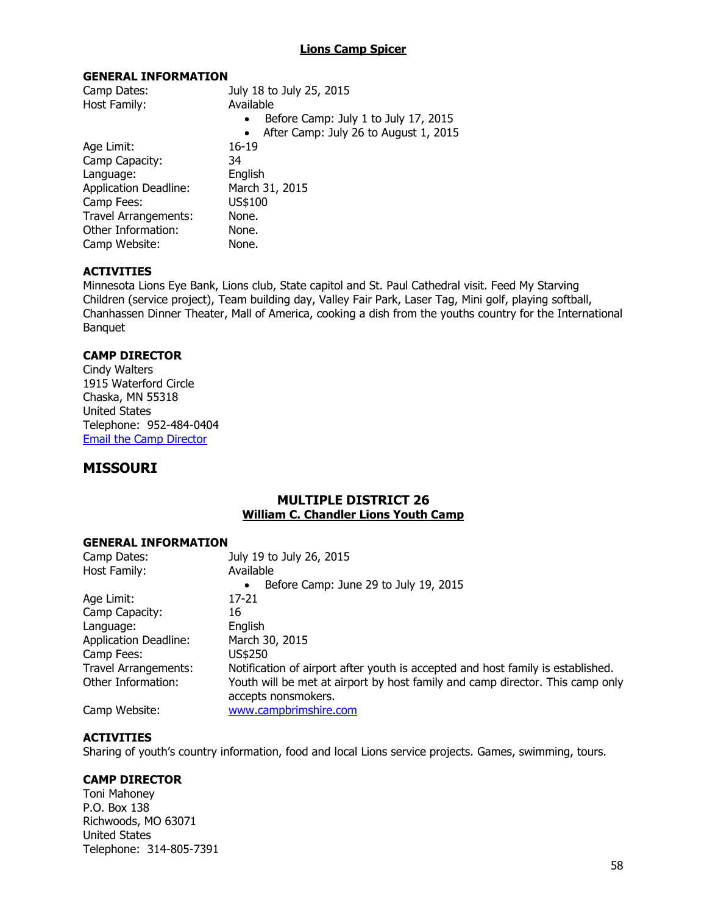### Lions Camp Spicer

**GENERAL INFORMATION**

| | |
|---|---|
| Camp Dates: | July 18 to July 25, 2015 |
| Host Family: | Available<br>• Before Camp: July 1 to July 17, 2015<br>• After Camp: July 26 to August 1, 2015 |
| Age Limit: | 16-19 |
| Camp Capacity: | 34 |
| Language: | English |
| Application Deadline: | March 31, 2015 |
| Camp Fees: | US$100 |
| Travel Arrangements: | None. |
| Other Information: | None. |
| Camp Website: | None. |

**ACTIVITIES**

Minnesota Lions Eye Bank, Lions club, State capitol and St. Paul Cathedral visit. Feed My Starving Children (service project), Team building day, Valley Fair Park, Laser Tag, Mini golf, playing softball, Chanhassen Dinner Theater, Mall of America, cooking a dish from the youths country for the International Banquet

**CAMP DIRECTOR**

Cindy Walters
1915 Waterford Circle
Chaska, MN 55318
United States
Telephone: 952-484-0404
Email the Camp Director

## MISSOURI

### MULTIPLE DISTRICT 26
### William C. Chandler Lions Youth Camp

**GENERAL INFORMATION**

| | |
|---|---|
| Camp Dates: | July 19 to July 26, 2015 |
| Host Family: | Available<br>• Before Camp: June 29 to July 19, 2015 |
| Age Limit: | 17-21 |
| Camp Capacity: | 16 |
| Language: | English |
| Application Deadline: | March 30, 2015 |
| Camp Fees: | US$250 |
| Travel Arrangements: | Notification of airport after youth is accepted and host family is established. |
| Other Information: | Youth will be met at airport by host family and camp director. This camp only accepts nonsmokers. |
| Camp Website: | www.campbrimshire.com |

**ACTIVITIES**

Sharing of youth's country information, food and local Lions service projects. Games, swimming, tours.

**CAMP DIRECTOR**

Toni Mahoney
P.O. Box 138
Richwoods, MO 63071
United States
Telephone: 314-805-7391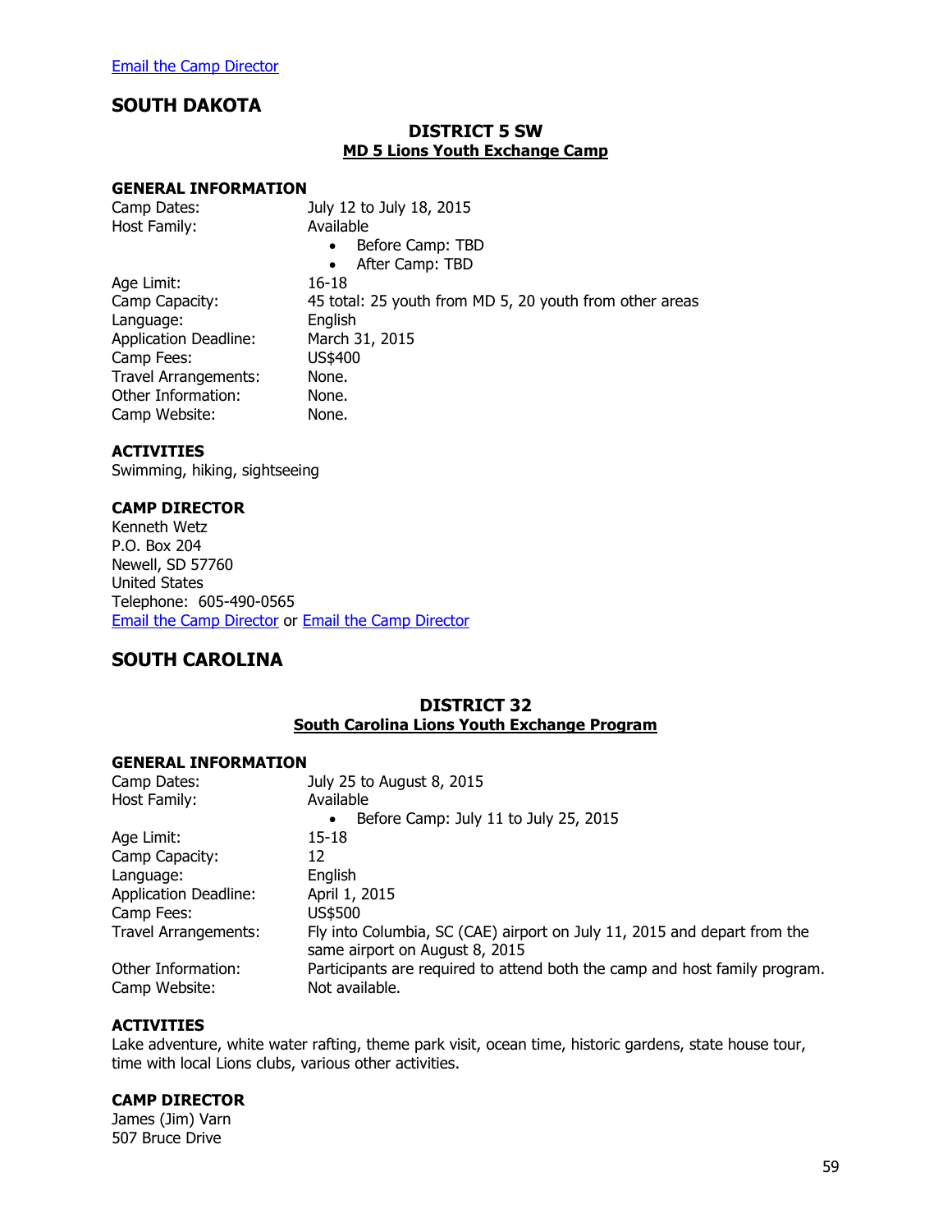Email the Camp Director

## SOUTH DAKOTA

### DISTRICT 5 SW

**MD 5 Lions Youth Exchange Camp**

**GENERAL INFORMATION**

Camp Dates: July 12 to July 18, 2015
Host Family: Available

- Before Camp: TBD
- After Camp: TBD

Age Limit: 16-18
Camp Capacity: 45 total: 25 youth from MD 5, 20 youth from other areas
Language: English
Application Deadline: March 31, 2015
Camp Fees: US$400
Travel Arrangements: None.
Other Information: None.
Camp Website: None.

**ACTIVITIES**

Swimming, hiking, sightseeing

**CAMP DIRECTOR**

Kenneth Wetz
P.O. Box 204
Newell, SD 57760
United States
Telephone: 605-490-0565
Email the Camp Director or Email the Camp Director

## SOUTH CAROLINA

### DISTRICT 32

**South Carolina Lions Youth Exchange Program**

**GENERAL INFORMATION**

Camp Dates: July 25 to August 8, 2015
Host Family: Available

- Before Camp: July 11 to July 25, 2015

Age Limit: 15-18
Camp Capacity: 12
Language: English
Application Deadline: April 1, 2015
Camp Fees: US$500
Travel Arrangements: Fly into Columbia, SC (CAE) airport on July 11, 2015 and depart from the same airport on August 8, 2015
Other Information: Participants are required to attend both the camp and host family program.
Camp Website: Not available.

**ACTIVITIES**

Lake adventure, white water rafting, theme park visit, ocean time, historic gardens, state house tour, time with local Lions clubs, various other activities.

**CAMP DIRECTOR**

James (Jim) Varn
507 Bruce Drive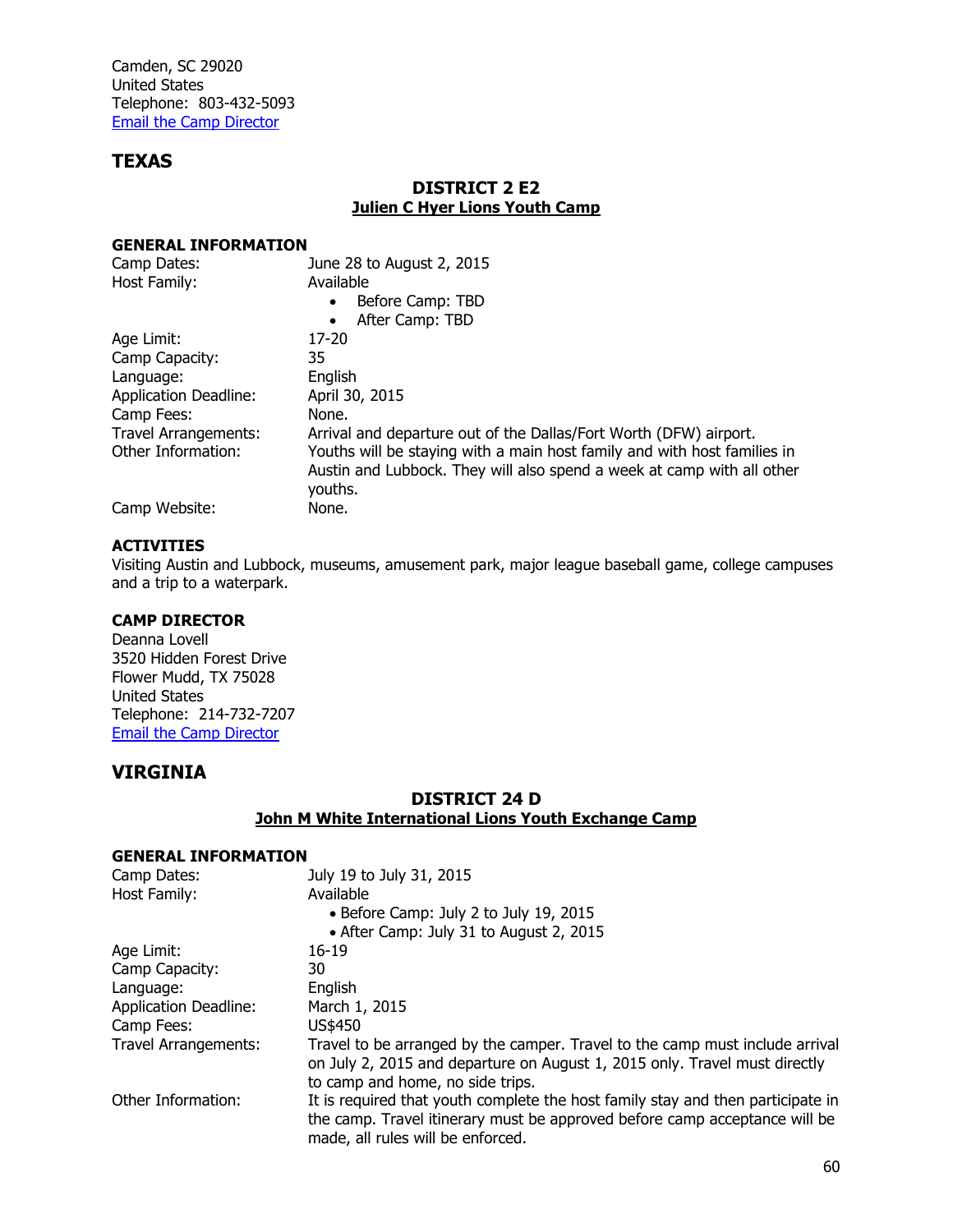Camden, SC 29020
United States
Telephone: 803-432-5093
[Email the Camp Director]

## TEXAS

### DISTRICT 2 E2
### Julien C Hyer Lions Youth Camp

**GENERAL INFORMATION**

| | |
|---|---|
| Camp Dates: | June 28 to August 2, 2015 |
| Host Family: | Available<br>• Before Camp: TBD<br>• After Camp: TBD |
| Age Limit: | 17-20 |
| Camp Capacity: | 35 |
| Language: | English |
| Application Deadline: | April 30, 2015 |
| Camp Fees: | None. |
| Travel Arrangements: | Arrival and departure out of the Dallas/Fort Worth (DFW) airport. |
| Other Information: | Youths will be staying with a main host family and with host families in Austin and Lubbock. They will also spend a week at camp with all other youths. |
| Camp Website: | None. |

**ACTIVITIES**

Visiting Austin and Lubbock, museums, amusement park, major league baseball game, college campuses and a trip to a waterpark.

**CAMP DIRECTOR**

Deanna Lovell
3520 Hidden Forest Drive
Flower Mudd, TX 75028
United States
Telephone: 214-732-7207
[Email the Camp Director]

## VIRGINIA

### DISTRICT 24 D
### John M White International Lions Youth Exchange Camp

**GENERAL INFORMATION**

| | |
|---|---|
| Camp Dates: | July 19 to July 31, 2015 |
| Host Family: | Available<br>• Before Camp: July 2 to July 19, 2015<br>• After Camp: July 31 to August 2, 2015 |
| Age Limit: | 16-19 |
| Camp Capacity: | 30 |
| Language: | English |
| Application Deadline: | March 1, 2015 |
| Camp Fees: | US$450 |
| Travel Arrangements: | Travel to be arranged by the camper. Travel to the camp must include arrival on July 2, 2015 and departure on August 1, 2015 only. Travel must directly to camp and home, no side trips. |
| Other Information: | It is required that youth complete the host family stay and then participate in the camp. Travel itinerary must be approved before camp acceptance will be made, all rules will be enforced. |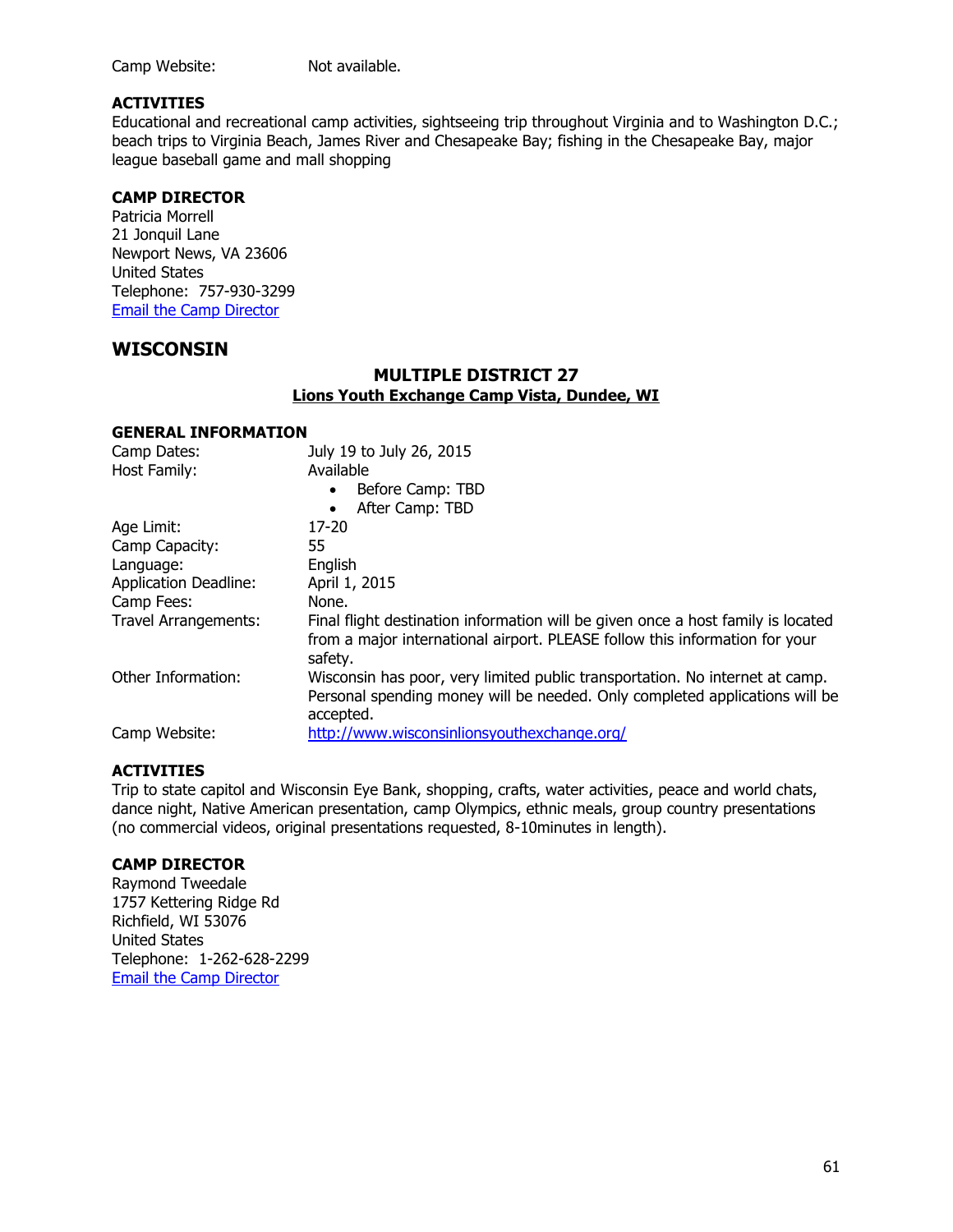Camp Website: Not available.

**ACTIVITIES**

Educational and recreational camp activities, sightseeing trip throughout Virginia and to Washington D.C.; beach trips to Virginia Beach, James River and Chesapeake Bay; fishing in the Chesapeake Bay, major league baseball game and mall shopping

**CAMP DIRECTOR**

Patricia Morrell
21 Jonquil Lane
Newport News, VA 23606
United States
Telephone: 757-930-3299
Email the Camp Director

## WISCONSIN

### MULTIPLE DISTRICT 27

**Lions Youth Exchange Camp Vista, Dundee, WI**

**GENERAL INFORMATION**

| | |
|---|---|
| Camp Dates: | July 19 to July 26, 2015 |
| Host Family: | Available<br>• Before Camp: TBD<br>• After Camp: TBD |
| Age Limit: | 17-20 |
| Camp Capacity: | 55 |
| Language: | English |
| Application Deadline: | April 1, 2015 |
| Camp Fees: | None. |
| Travel Arrangements: | Final flight destination information will be given once a host family is located from a major international airport. PLEASE follow this information for your safety. |
| Other Information: | Wisconsin has poor, very limited public transportation. No internet at camp. Personal spending money will be needed. Only completed applications will be accepted. |
| Camp Website: | http://www.wisconsinlionsyouthexchange.org/ |

**ACTIVITIES**

Trip to state capitol and Wisconsin Eye Bank, shopping, crafts, water activities, peace and world chats, dance night, Native American presentation, camp Olympics, ethnic meals, group country presentations (no commercial videos, original presentations requested, 8-10minutes in length).

**CAMP DIRECTOR**

Raymond Tweedale
1757 Kettering Ridge Rd
Richfield, WI 53076
United States
Telephone: 1-262-628-2299
Email the Camp Director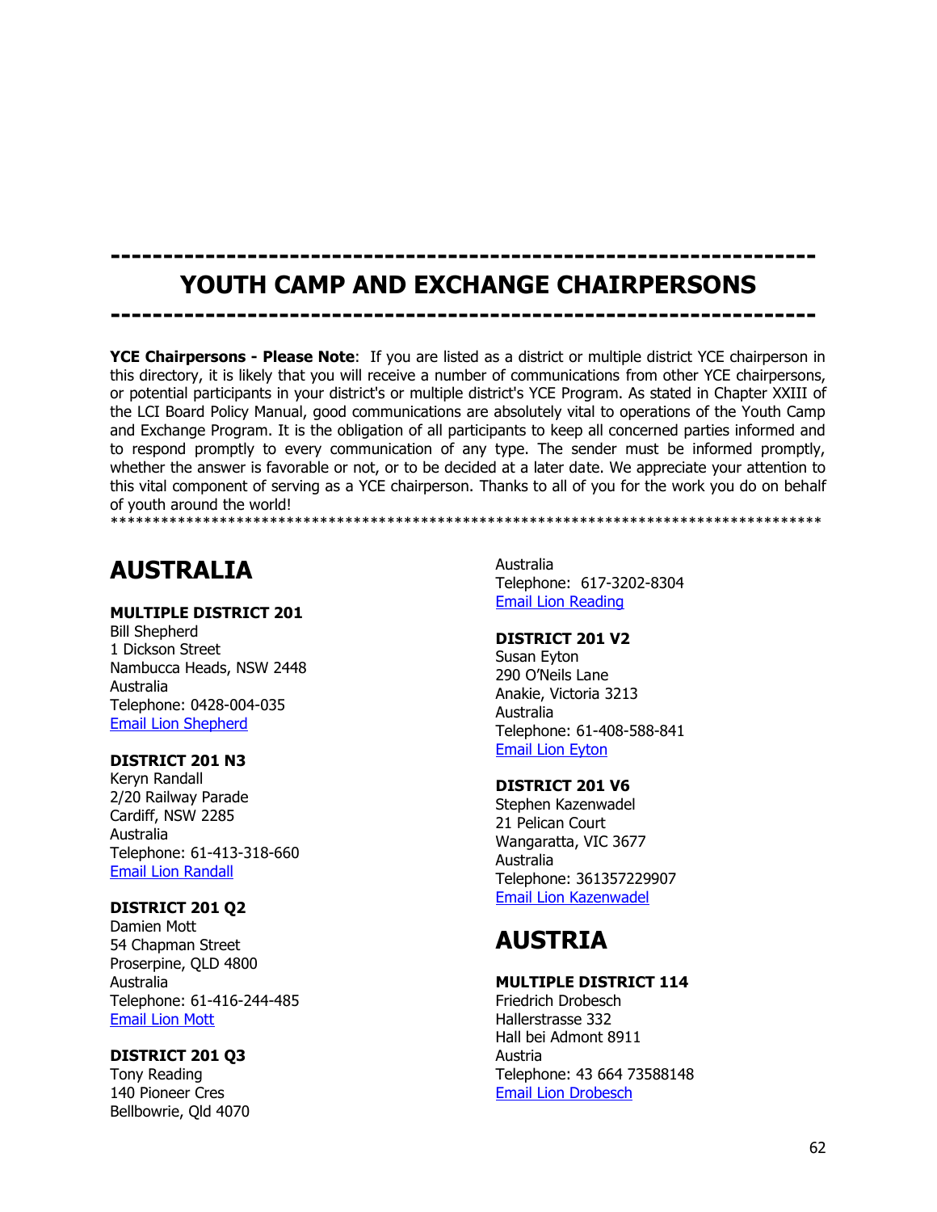---------------------------------------------------------------

# YOUTH CAMP AND EXCHANGE CHAIRPERSONS

---------------------------------------------------------------

**YCE Chairpersons - Please Note**: If you are listed as a district or multiple district YCE chairperson in this directory, it is likely that you will receive a number of communications from other YCE chairpersons, or potential participants in your district's or multiple district's YCE Program. As stated in Chapter XXIII of the LCI Board Policy Manual, good communications are absolutely vital to operations of the Youth Camp and Exchange Program. It is the obligation of all participants to keep all concerned parties informed and to respond promptly to every communication of any type. The sender must be informed promptly, whether the answer is favorable or not, or to be decided at a later date. We appreciate your attention to this vital component of serving as a YCE chairperson. Thanks to all of you for the work you do on behalf of youth around the world!

**************************************************************************************

## AUSTRALIA

**MULTIPLE DISTRICT 201**
Bill Shepherd
1 Dickson Street
Nambucca Heads, NSW 2448
Australia
Telephone: 0428-004-035
Email Lion Shepherd

**DISTRICT 201 N3**
Keryn Randall
2/20 Railway Parade
Cardiff, NSW 2285
Australia
Telephone: 61-413-318-660
Email Lion Randall

**DISTRICT 201 Q2**
Damien Mott
54 Chapman Street
Proserpine, QLD 4800
Australia
Telephone: 61-416-244-485
Email Lion Mott

**DISTRICT 201 Q3**
Tony Reading
140 Pioneer Cres
Bellbowrie, Qld 4070
Australia
Telephone: 617-3202-8304
Email Lion Reading

**DISTRICT 201 V2**
Susan Eyton
290 O'Neils Lane
Anakie, Victoria 3213
Australia
Telephone: 61-408-588-841
Email Lion Eyton

**DISTRICT 201 V6**
Stephen Kazenwadel
21 Pelican Court
Wangaratta, VIC 3677
Australia
Telephone: 361357229907
Email Lion Kazenwadel

## AUSTRIA

**MULTIPLE DISTRICT 114**
Friedrich Drobesch
Hallerstrasse 332
Hall bei Admont 8911
Austria
Telephone: 43 664 73588148
Email Lion Drobesch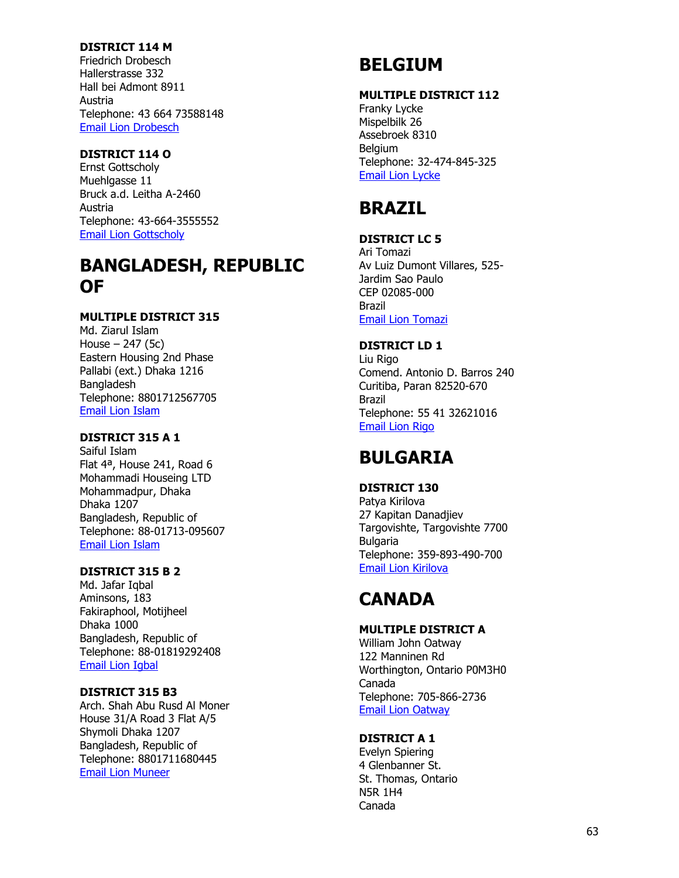**DISTRICT 114 M**
Friedrich Drobesch
Hallerstrasse 332
Hall bei Admont 8911
Austria
Telephone: 43 664 73588148
Email Lion Drobesch

**DISTRICT 114 O**
Ernst Gottscholy
Muehlgasse 11
Bruck a.d. Leitha A-2460
Austria
Telephone: 43-664-3555552
Email Lion Gottscholy

# BANGLADESH, REPUBLIC OF

**MULTIPLE DISTRICT 315**
Md. Ziarul Islam
House – 247 (5c)
Eastern Housing 2nd Phase
Pallabi (ext.) Dhaka 1216
Bangladesh
Telephone: 8801712567705
Email Lion Islam

**DISTRICT 315 A 1**
Saiful Islam
Flat 4ª, House 241, Road 6
Mohammadi Houseing LTD
Mohammadpur, Dhaka
Dhaka 1207
Bangladesh, Republic of
Telephone: 88-01713-095607
Email Lion Islam

**DISTRICT 315 B 2**
Md. Jafar Iqbal
Aminsons, 183
Fakiraphool, Motijheel
Dhaka 1000
Bangladesh, Republic of
Telephone: 88-01819292408
Email Lion Igbal

**DISTRICT 315 B3**
Arch. Shah Abu Rusd Al Moner
House 31/A Road 3 Flat A/5
Shymoli Dhaka 1207
Bangladesh, Republic of
Telephone: 8801711680445
Email Lion Muneer

# BELGIUM

**MULTIPLE DISTRICT 112**
Franky Lycke
Mispelbilk 26
Assebroek 8310
Belgium
Telephone: 32-474-845-325
Email Lion Lycke

# BRAZIL

**DISTRICT LC 5**
Ari Tomazi
Av Luiz Dumont Villares, 525-
Jardim Sao Paulo
CEP 02085-000
Brazil
Email Lion Tomazi

**DISTRICT LD 1**
Liu Rigo
Comend. Antonio D. Barros 240
Curitiba, Paran 82520-670
Brazil
Telephone: 55 41 32621016
Email Lion Rigo

# BULGARIA

**DISTRICT 130**
Patya Kirilova
27 Kapitan Danadjiev
Targovishte, Targovishte 7700
Bulgaria
Telephone: 359-893-490-700
Email Lion Kirilova

# CANADA

**MULTIPLE DISTRICT A**
William John Oatway
122 Manninen Rd
Worthington, Ontario P0M3H0
Canada
Telephone: 705-866-2736
Email Lion Oatway

**DISTRICT A 1**
Evelyn Spiering
4 Glenbanner St.
St. Thomas, Ontario
N5R 1H4
Canada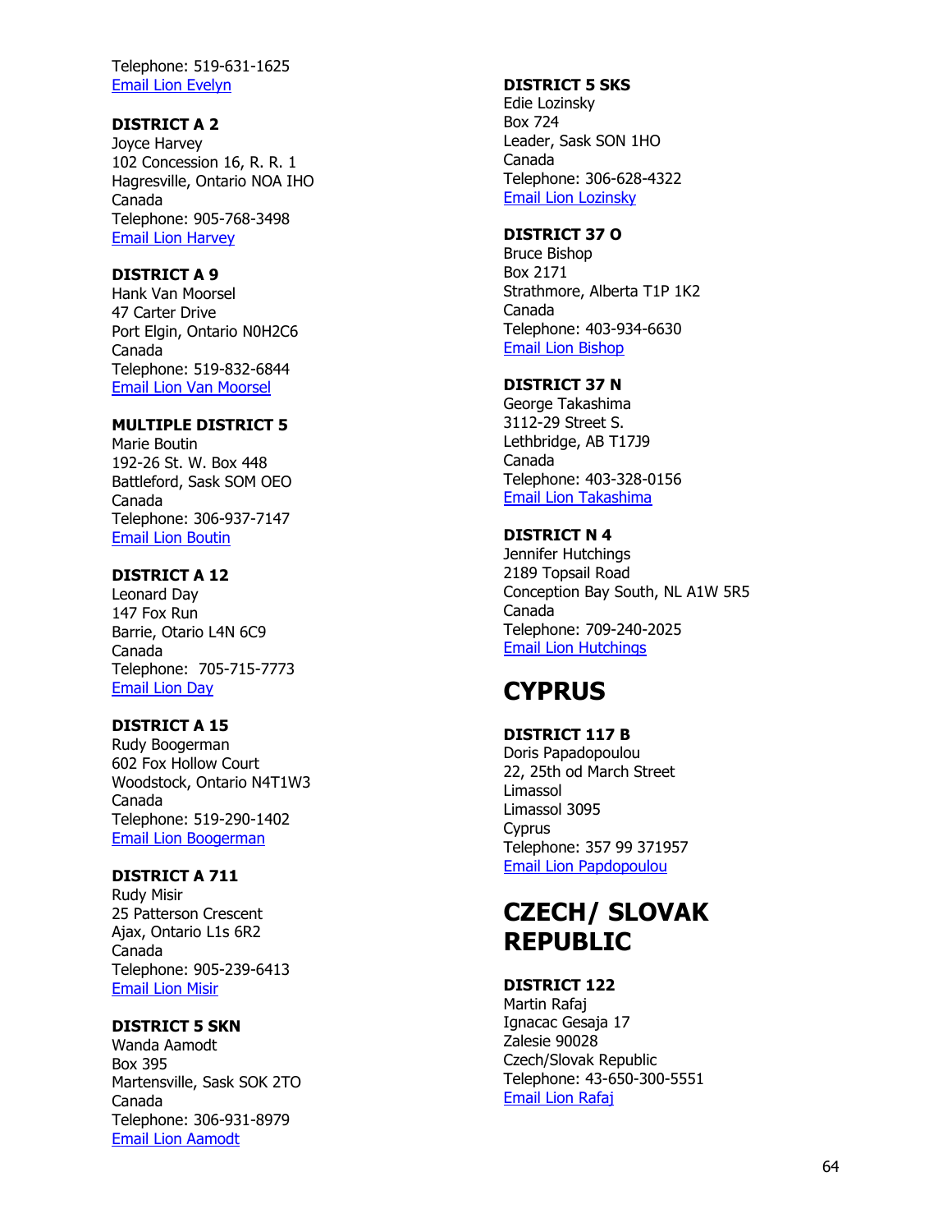Telephone: 519-631-1625
Email Lion Evelyn

**DISTRICT A 2**
Joyce Harvey
102 Concession 16, R. R. 1
Hagresville, Ontario NOA IHO
Canada
Telephone: 905-768-3498
Email Lion Harvey

**DISTRICT A 9**
Hank Van Moorsel
47 Carter Drive
Port Elgin, Ontario N0H2C6
Canada
Telephone: 519-832-6844
Email Lion Van Moorsel

**MULTIPLE DISTRICT 5**
Marie Boutin
192-26 St. W. Box 448
Battleford, Sask SOM OEO
Canada
Telephone: 306-937-7147
Email Lion Boutin

**DISTRICT A 12**
Leonard Day
147 Fox Run
Barrie, Otario L4N 6C9
Canada
Telephone: 705-715-7773
Email Lion Day

**DISTRICT A 15**
Rudy Boogerman
602 Fox Hollow Court
Woodstock, Ontario N4T1W3
Canada
Telephone: 519-290-1402
Email Lion Boogerman

**DISTRICT A 711**
Rudy Misir
25 Patterson Crescent
Ajax, Ontario L1s 6R2
Canada
Telephone: 905-239-6413
Email Lion Misir

**DISTRICT 5 SKN**
Wanda Aamodt
Box 395
Martensville, Sask SOK 2TO
Canada
Telephone: 306-931-8979
Email Lion Aamodt

**DISTRICT 5 SKS**
Edie Lozinsky
Box 724
Leader, Sask SON 1HO
Canada
Telephone: 306-628-4322
Email Lion Lozinsky

**DISTRICT 37 O**
Bruce Bishop
Box 2171
Strathmore, Alberta T1P 1K2
Canada
Telephone: 403-934-6630
Email Lion Bishop

**DISTRICT 37 N**
George Takashima
3112-29 Street S.
Lethbridge, AB T17J9
Canada
Telephone: 403-328-0156
Email Lion Takashima

**DISTRICT N 4**
Jennifer Hutchings
2189 Topsail Road
Conception Bay South, NL A1W 5R5
Canada
Telephone: 709-240-2025
Email Lion Hutchings

# CYPRUS

**DISTRICT 117 B**
Doris Papadopoulou
22, 25th od March Street
Limassol
Limassol 3095
Cyprus
Telephone: 357 99 371957
Email Lion Papdopoulou

# CZECH/ SLOVAK REPUBLIC

**DISTRICT 122**
Martin Rafaj
Ignacac Gesaja 17
Zalesie 90028
Czech/Slovak Republic
Telephone: 43-650-300-5551
Email Lion Rafaj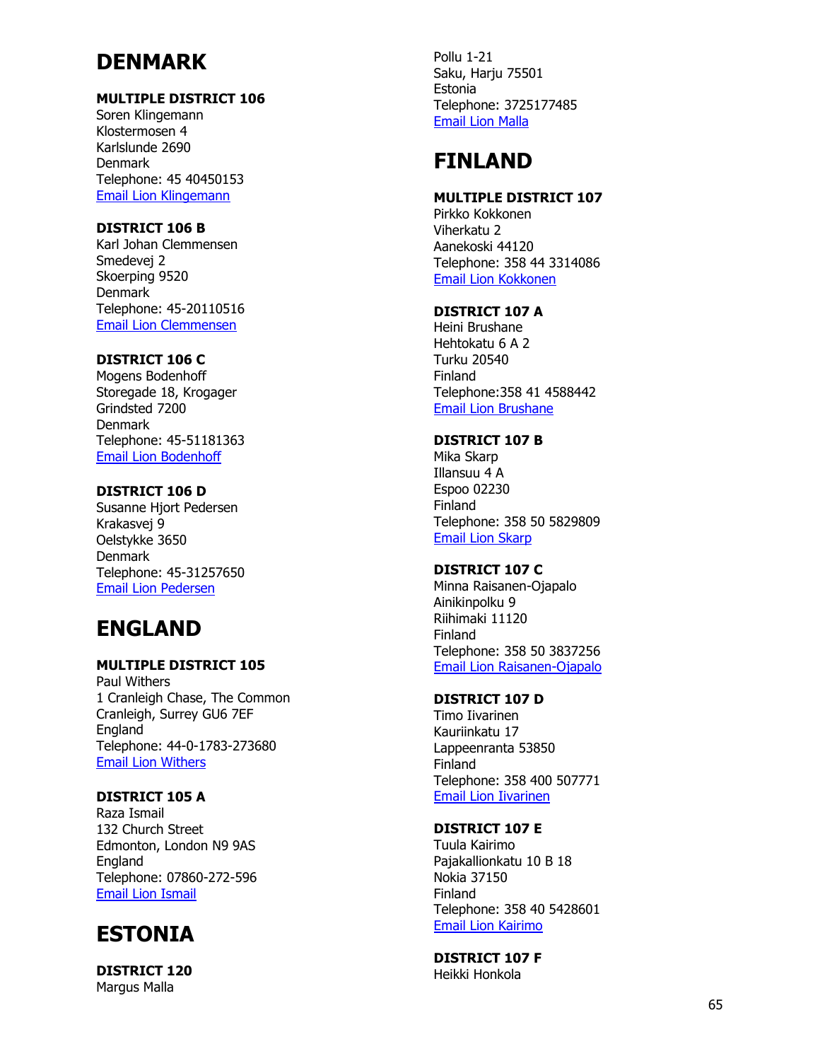# DENMARK

### MULTIPLE DISTRICT 106

Soren Klingemann
Klostermosen 4
Karlslunde 2690
Denmark
Telephone: 45 40450153
Email Lion Klingemann

### DISTRICT 106 B

Karl Johan Clemmensen
Smedevej 2
Skoerping 9520
Denmark
Telephone: 45-20110516
Email Lion Clemmensen

### DISTRICT 106 C

Mogens Bodenhoff
Storegade 18, Krogager
Grindsted 7200
Denmark
Telephone: 45-51181363
Email Lion Bodenhoff

### DISTRICT 106 D

Susanne Hjort Pedersen
Krakasvej 9
Oelstykke 3650
Denmark
Telephone: 45-31257650
Email Lion Pedersen

# ENGLAND

### MULTIPLE DISTRICT 105

Paul Withers
1 Cranleigh Chase, The Common
Cranleigh, Surrey GU6 7EF
England
Telephone: 44-0-1783-273680
Email Lion Withers

### DISTRICT 105 A

Raza Ismail
132 Church Street
Edmonton, London N9 9AS
England
Telephone: 07860-272-596
Email Lion Ismail

# ESTONIA

### DISTRICT 120

Margus Malla
Pollu 1-21
Saku, Harju 75501
Estonia
Telephone: 3725177485
Email Lion Malla

# FINLAND

### MULTIPLE DISTRICT 107

Pirkko Kokkonen
Viherkatu 2
Aanekoski 44120
Telephone: 358 44 3314086
Email Lion Kokkonen

### DISTRICT 107 A

Heini Brushane
Hehtokatu 6 A 2
Turku 20540
Finland
Telephone:358 41 4588442
Email Lion Brushane

### DISTRICT 107 B

Mika Skarp
Illansuu 4 A
Espoo 02230
Finland
Telephone: 358 50 5829809
Email Lion Skarp

### DISTRICT 107 C

Minna Raisanen-Ojapalo
Ainikinpolku 9
Riihimaki 11120
Finland
Telephone: 358 50 3837256
Email Lion Raisanen-Ojapalo

### DISTRICT 107 D

Timo Iivarinen
Kauriinkatu 17
Lappeenranta 53850
Finland
Telephone: 358 400 507771
Email Lion Iivarinen

### DISTRICT 107 E

Tuula Kairimo
Pajakallionkatu 10 B 18
Nokia 37150
Finland
Telephone: 358 40 5428601
Email Lion Kairimo

### DISTRICT 107 F

Heikki Honkola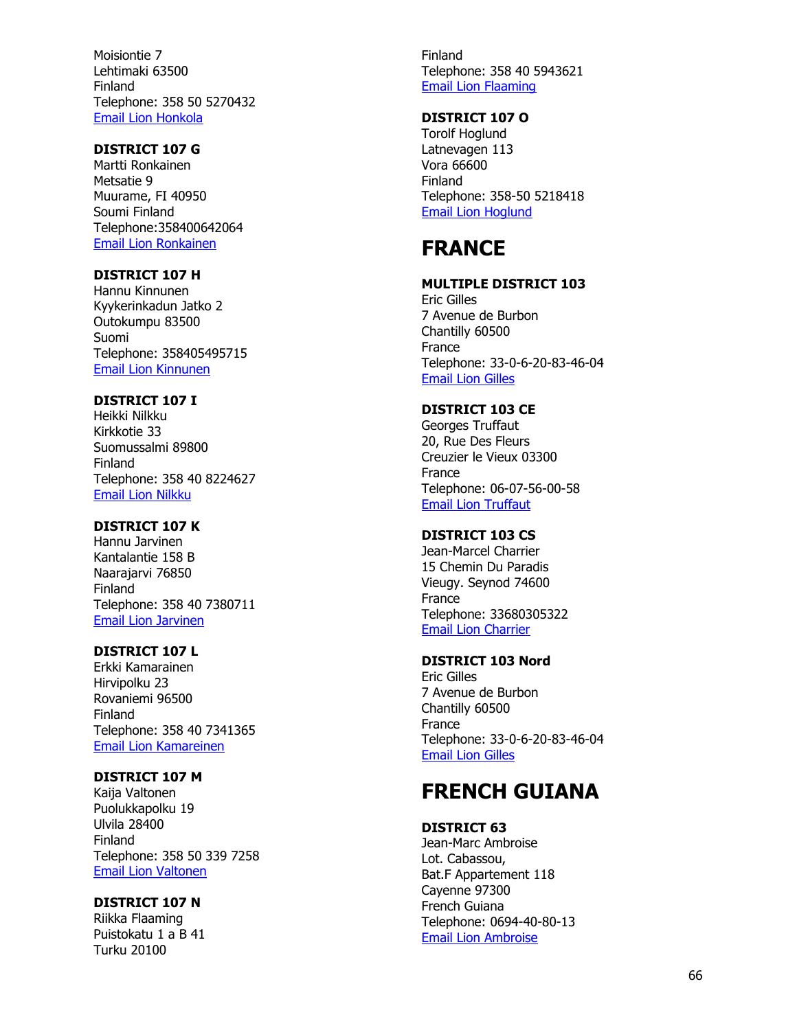Moisiontie 7
Lehtimaki 63500
Finland
Telephone: 358 50 5270432
Email Lion Honkola

**DISTRICT 107 G**
Martti Ronkainen
Metsatie 9
Muurame, FI 40950
Soumi Finland
Telephone:358400642064
Email Lion Ronkainen

**DISTRICT 107 H**
Hannu Kinnunen
Kyykerinkadun Jatko 2
Outokumpu 83500
Suomi
Telephone: 358405495715
Email Lion Kinnunen

**DISTRICT 107 I**
Heikki Nilkku
Kirkkotie 33
Suomussalmi 89800
Finland
Telephone: 358 40 8224627
Email Lion Nilkku

**DISTRICT 107 K**
Hannu Jarvinen
Kantalantie 158 B
Naarajarvi 76850
Finland
Telephone: 358 40 7380711
Email Lion Jarvinen

**DISTRICT 107 L**
Erkki Kamarainen
Hirvipolku 23
Rovaniemi 96500
Finland
Telephone: 358 40 7341365
Email Lion Kamareinen

**DISTRICT 107 M**
Kaija Valtonen
Puolukkapolku 19
Ulvila 28400
Finland
Telephone: 358 50 339 7258
Email Lion Valtonen

**DISTRICT 107 N**
Riikka Flaaming
Puistokatu 1 a B 41
Turku 20100
Finland
Telephone: 358 40 5943621
Email Lion Flaaming

**DISTRICT 107 O**
Torolf Hoglund
Latnevagen 113
Vora 66600
Finland
Telephone: 358-50 5218418
Email Lion Hoglund

# FRANCE

**MULTIPLE DISTRICT 103**
Eric Gilles
7 Avenue de Burbon
Chantilly 60500
France
Telephone: 33-0-6-20-83-46-04
Email Lion Gilles

**DISTRICT 103 CE**
Georges Truffaut
20, Rue Des Fleurs
Creuzier le Vieux 03300
France
Telephone: 06-07-56-00-58
Email Lion Truffaut

**DISTRICT 103 CS**
Jean-Marcel Charrier
15 Chemin Du Paradis
Vieugy. Seynod 74600
France
Telephone: 33680305322
Email Lion Charrier

**DISTRICT 103 Nord**
Eric Gilles
7 Avenue de Burbon
Chantilly 60500
France
Telephone: 33-0-6-20-83-46-04
Email Lion Gilles

# FRENCH GUIANA

**DISTRICT 63**
Jean-Marc Ambroise
Lot. Cabassou,
Bat.F Appartement 118
Cayenne 97300
French Guiana
Telephone: 0694-40-80-13
Email Lion Ambroise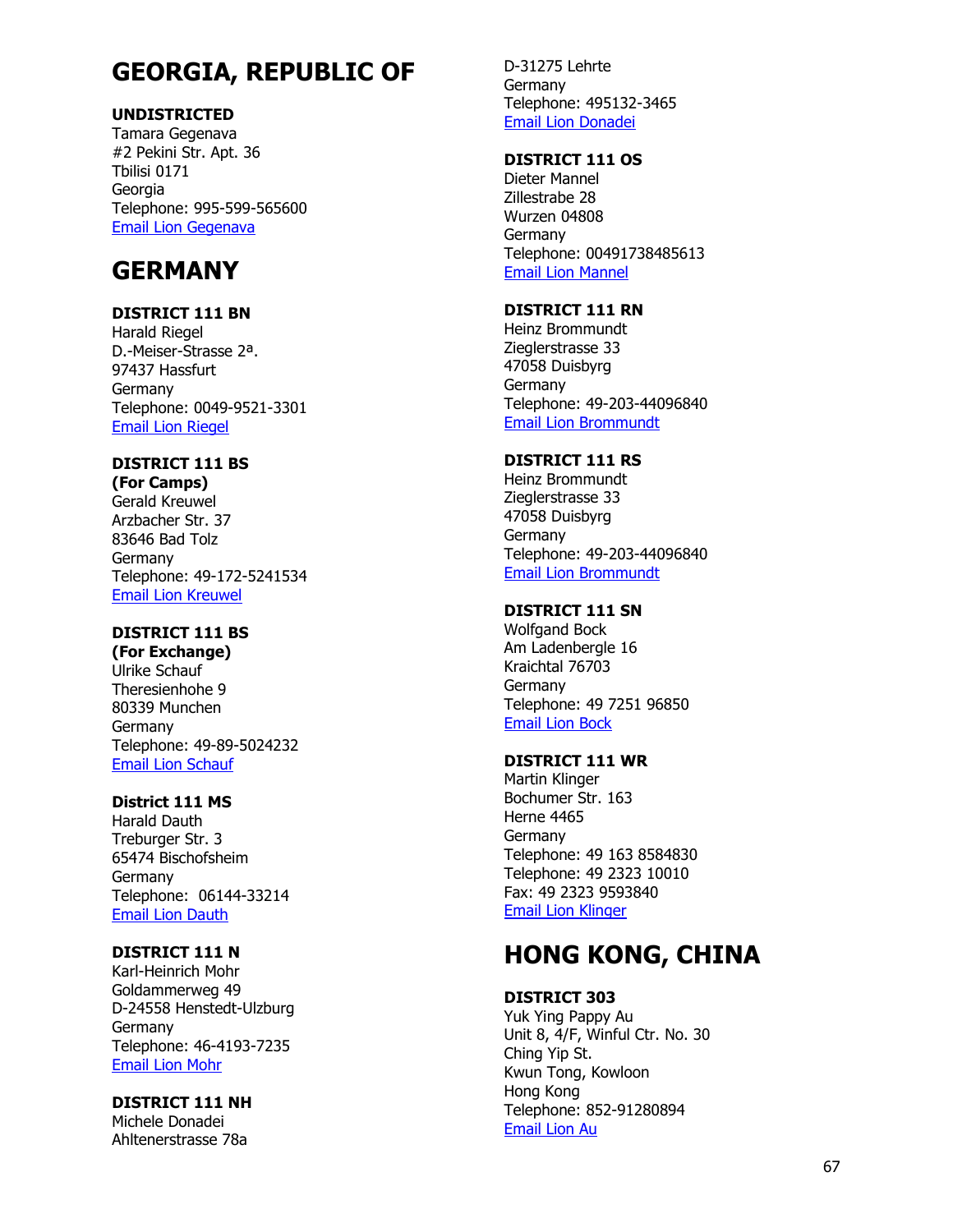# GEORGIA, REPUBLIC OF

**UNDISTRICTED**
Tamara Gegenava
#2 Pekini Str. Apt. 36
Tbilisi 0171
Georgia
Telephone: 995-599-565600
Email Lion Gegenava

# GERMANY

**DISTRICT 111 BN**
Harald Riegel
D.-Meiser-Strasse 2ª.
97437 Hassfurt
Germany
Telephone: 0049-9521-3301
Email Lion Riegel

**DISTRICT 111 BS**
**(For Camps)**
Gerald Kreuwel
Arzbacher Str. 37
83646 Bad Tolz
Germany
Telephone: 49-172-5241534
Email Lion Kreuwel

**DISTRICT 111 BS**
**(For Exchange)**
Ulrike Schauf
Theresienhohe 9
80339 Munchen
Germany
Telephone: 49-89-5024232
Email Lion Schauf

**District 111 MS**
Harald Dauth
Treburger Str. 3
65474 Bischofsheim
Germany
Telephone: 06144-33214
Email Lion Dauth

**DISTRICT 111 N**
Karl-Heinrich Mohr
Goldammerweg 49
D-24558 Henstedt-Ulzburg
Germany
Telephone: 46-4193-7235
Email Lion Mohr

**DISTRICT 111 NH**
Michele Donadei
Ahltenerstrasse 78a
D-31275 Lehrte
Germany
Telephone: 495132-3465
Email Lion Donadei

**DISTRICT 111 OS**
Dieter Mannel
Zillestrabe 28
Wurzen 04808
Germany
Telephone: 00491738485613
Email Lion Mannel

**DISTRICT 111 RN**
Heinz Brommundt
Zieglerstrasse 33
47058 Duisbyrg
Germany
Telephone: 49-203-44096840
Email Lion Brommundt

**DISTRICT 111 RS**
Heinz Brommundt
Zieglerstrasse 33
47058 Duisbyrg
Germany
Telephone: 49-203-44096840
Email Lion Brommundt

**DISTRICT 111 SN**
Wolfgand Bock
Am Ladenbergle 16
Kraichtal 76703
Germany
Telephone: 49 7251 96850
Email Lion Bock

**DISTRICT 111 WR**
Martin Klinger
Bochumer Str. 163
Herne 4465
Germany
Telephone: 49 163 8584830
Telephone: 49 2323 10010
Fax: 49 2323 9593840
Email Lion Klinger

# HONG KONG, CHINA

**DISTRICT 303**
Yuk Ying Pappy Au
Unit 8, 4/F, Winful Ctr. No. 30
Ching Yip St.
Kwun Tong, Kowloon
Hong Kong
Telephone: 852-91280894
Email Lion Au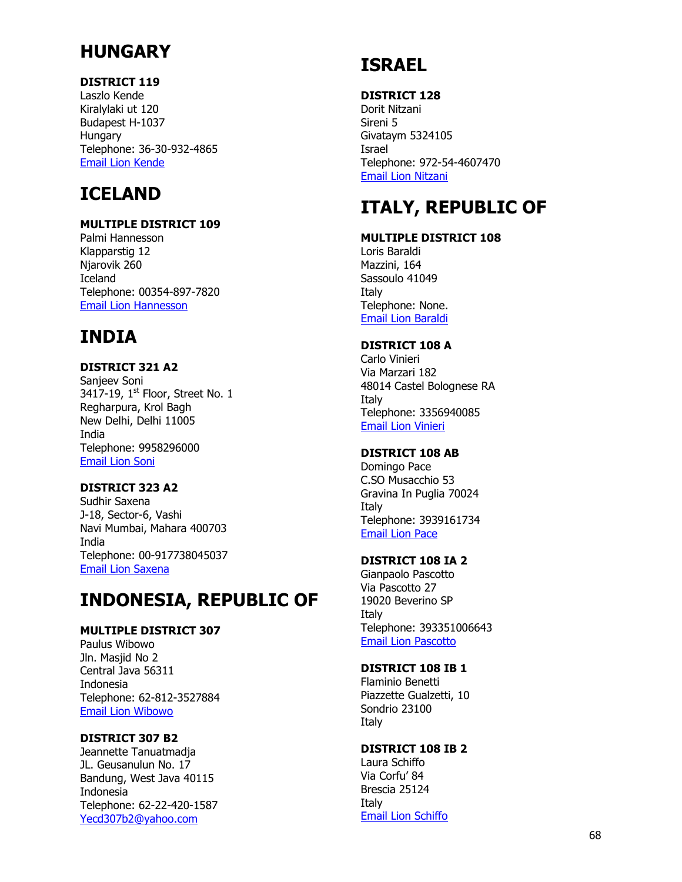# HUNGARY

**DISTRICT 119**
Laszlo Kende
Kiralylaki ut 120
Budapest H-1037
Hungary
Telephone: 36-30-932-4865
Email Lion Kende

# ICELAND

**MULTIPLE DISTRICT 109**
Palmi Hannesson
Klapparstig 12
Njarovik 260
Iceland
Telephone: 00354-897-7820
Email Lion Hannesson

# INDIA

**DISTRICT 321 A2**
Sanjeev Soni
3417-19, 1st Floor, Street No. 1
Regharpura, Krol Bagh
New Delhi, Delhi 11005
India
Telephone: 9958296000
Email Lion Soni

**DISTRICT 323 A2**
Sudhir Saxena
J-18, Sector-6, Vashi
Navi Mumbai, Mahara 400703
India
Telephone: 00-917738045037
Email Lion Saxena

# INDONESIA, REPUBLIC OF

**MULTIPLE DISTRICT 307**
Paulus Wibowo
Jln. Masjid No 2
Central Java 56311
Indonesia
Telephone: 62-812-3527884
Email Lion Wibowo

**DISTRICT 307 B2**
Jeannette Tanuatmadja
JL. Geusanulun No. 17
Bandung, West Java 40115
Indonesia
Telephone: 62-22-420-1587
Yecd307b2@yahoo.com

# ISRAEL

**DISTRICT 128**
Dorit Nitzani
Sireni 5
Givataym 5324105
Israel
Telephone: 972-54-4607470
Email Lion Nitzani

# ITALY, REPUBLIC OF

**MULTIPLE DISTRICT 108**
Loris Baraldi
Mazzini, 164
Sassoulo 41049
Italy
Telephone: None.
Email Lion Baraldi

**DISTRICT 108 A**
Carlo Vinieri
Via Marzari 182
48014 Castel Bolognese RA
Italy
Telephone: 3356940085
Email Lion Vinieri

**DISTRICT 108 AB**
Domingo Pace
C.SO Musacchio 53
Gravina In Puglia 70024
Italy
Telephone: 3939161734
Email Lion Pace

**DISTRICT 108 IA 2**
Gianpaolo Pascotto
Via Pascotto 27
19020 Beverino SP
Italy
Telephone: 393351006643
Email Lion Pascotto

**DISTRICT 108 IB 1**
Flaminio Benetti
Piazzette Gualzetti, 10
Sondrio 23100
Italy

**DISTRICT 108 IB 2**
Laura Schiffo
Via Corfu' 84
Brescia 25124
Italy
Email Lion Schiffo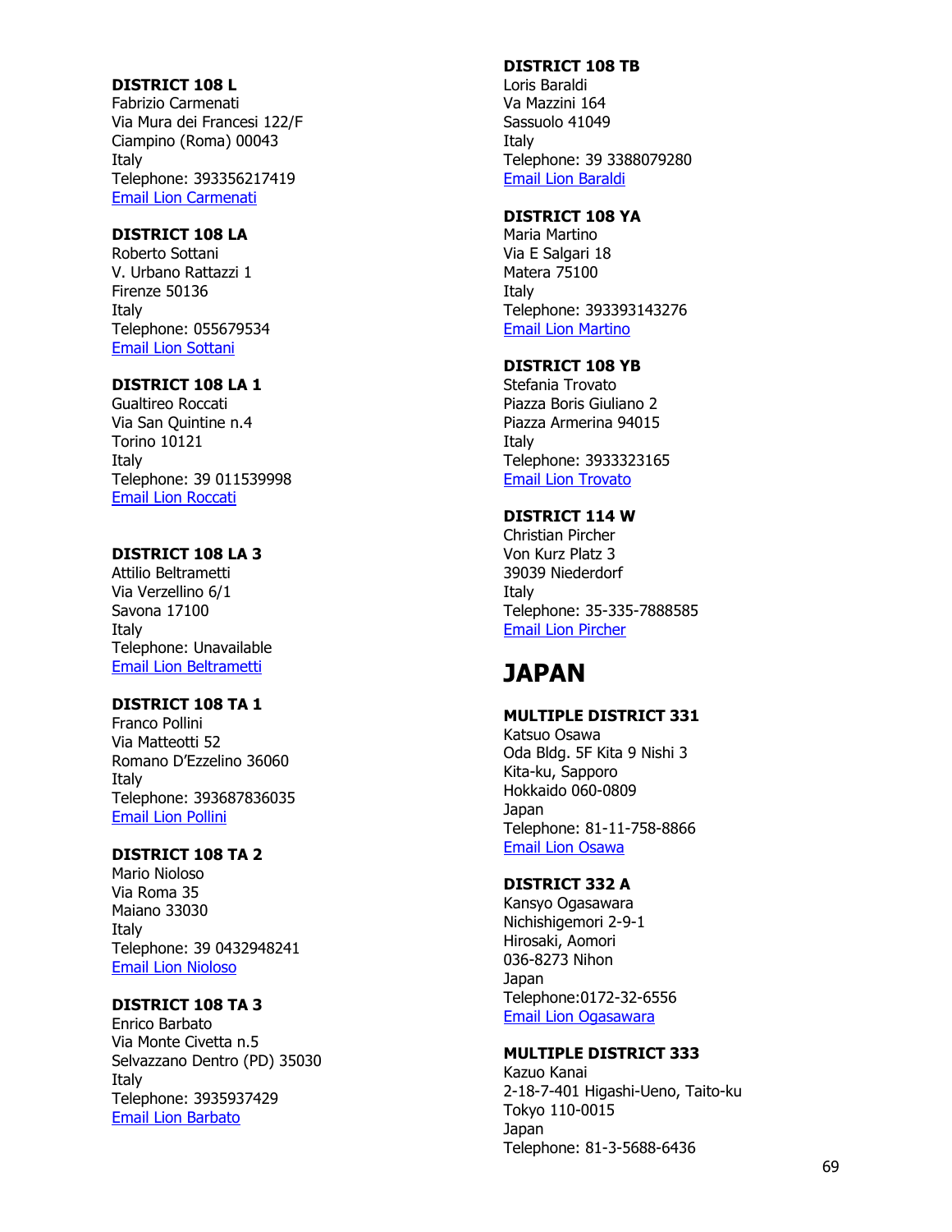**DISTRICT 108 L**
Fabrizio Carmenati
Via Mura dei Francesi 122/F
Ciampino (Roma) 00043
Italy
Telephone: 393356217419
Email Lion Carmenati

**DISTRICT 108 LA**
Roberto Sottani
V. Urbano Rattazzi 1
Firenze 50136
Italy
Telephone: 055679534
Email Lion Sottani

**DISTRICT 108 LA 1**
Gualtireo Roccati
Via San Quintine n.4
Torino 10121
Italy
Telephone: 39 011539998
Email Lion Roccati

**DISTRICT 108 LA 3**
Attilio Beltrametti
Via Verzellino 6/1
Savona 17100
Italy
Telephone: Unavailable
Email Lion Beltrametti

**DISTRICT 108 TA 1**
Franco Pollini
Via Matteotti 52
Romano D'Ezzelino 36060
Italy
Telephone: 393687836035
Email Lion Pollini

**DISTRICT 108 TA 2**
Mario Nioloso
Via Roma 35
Maiano 33030
Italy
Telephone: 39 0432948241
Email Lion Nioloso

**DISTRICT 108 TA 3**
Enrico Barbato
Via Monte Civetta n.5
Selvazzano Dentro (PD) 35030
Italy
Telephone: 3935937429
Email Lion Barbato

**DISTRICT 108 TB**
Loris Baraldi
Va Mazzini 164
Sassuolo 41049
Italy
Telephone: 39 3388079280
Email Lion Baraldi

**DISTRICT 108 YA**
Maria Martino
Via E Salgari 18
Matera 75100
Italy
Telephone: 393393143276
Email Lion Martino

**DISTRICT 108 YB**
Stefania Trovato
Piazza Boris Giuliano 2
Piazza Armerina 94015
Italy
Telephone: 3933323165
Email Lion Trovato

**DISTRICT 114 W**
Christian Pircher
Von Kurz Platz 3
39039 Niederdorf
Italy
Telephone: 35-335-7888585
Email Lion Pircher

# JAPAN

**MULTIPLE DISTRICT 331**
Katsuo Osawa
Oda Bldg. 5F Kita 9 Nishi 3
Kita-ku, Sapporo
Hokkaido 060-0809
Japan
Telephone: 81-11-758-8866
Email Lion Osawa

**DISTRICT 332 A**
Kansyo Ogasawara
Nichishigemori 2-9-1
Hirosaki, Aomori
036-8273 Nihon
Japan
Telephone:0172-32-6556
Email Lion Ogasawara

**MULTIPLE DISTRICT 333**
Kazuo Kanai
2-18-7-401 Higashi-Ueno, Taito-ku
Tokyo 110-0015
Japan
Telephone: 81-3-5688-6436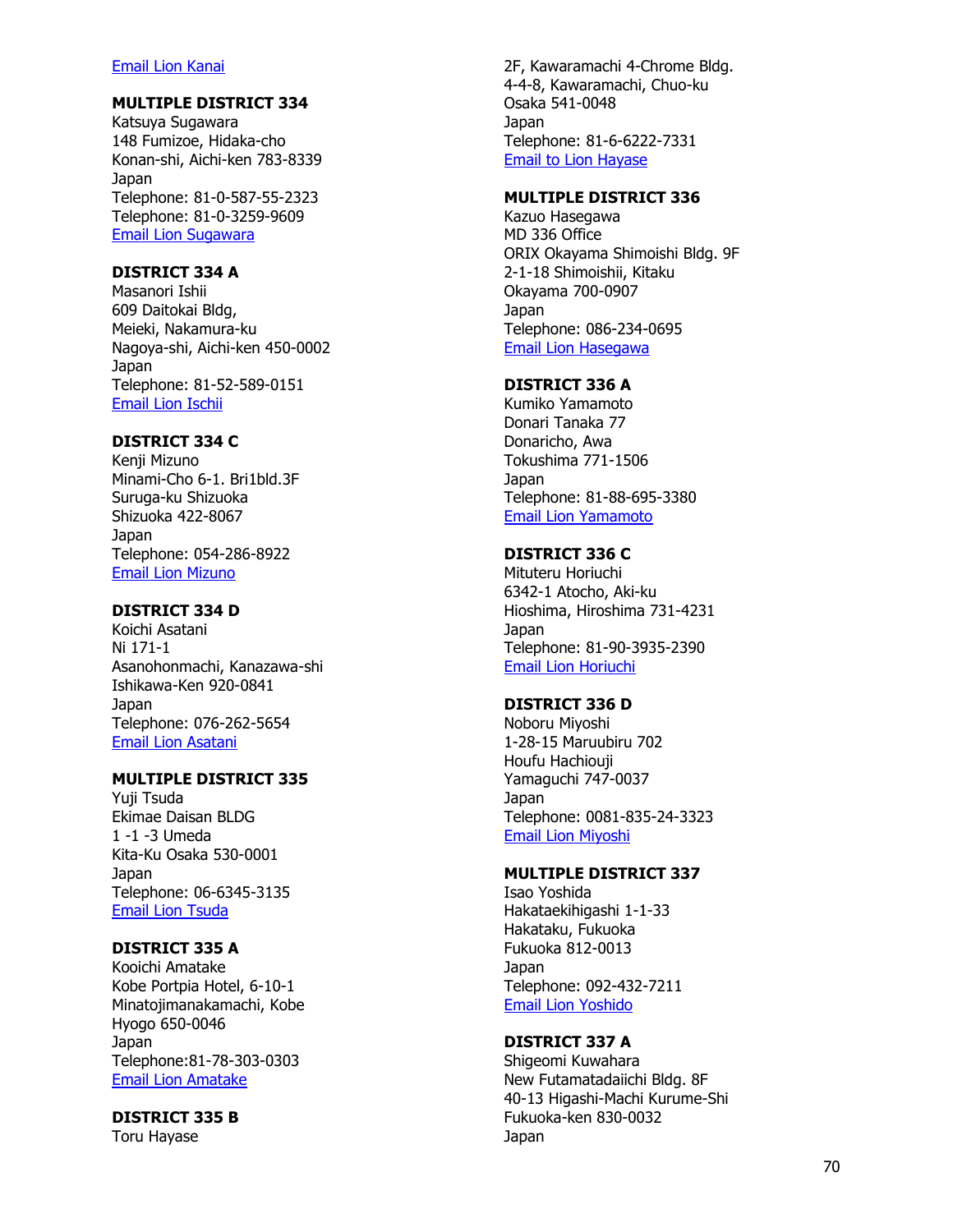Email Lion Kanai

**MULTIPLE DISTRICT 334**
Katsuya Sugawara
148 Fumizoe, Hidaka-cho
Konan-shi, Aichi-ken 783-8339
Japan
Telephone: 81-0-587-55-2323
Telephone: 81-0-3259-9609
Email Lion Sugawara

**DISTRICT 334 A**
Masanori Ishii
609 Daitokai Bldg,
Meieki, Nakamura-ku
Nagoya-shi, Aichi-ken 450-0002
Japan
Telephone: 81-52-589-0151
Email Lion Ischii

**DISTRICT 334 C**
Kenji Mizuno
Minami-Cho 6-1. Bri1bld.3F
Suruga-ku Shizuoka
Shizuoka 422-8067
Japan
Telephone: 054-286-8922
Email Lion Mizuno

**DISTRICT 334 D**
Koichi Asatani
Ni 171-1
Asanohonmachi, Kanazawa-shi
Ishikawa-Ken 920-0841
Japan
Telephone: 076-262-5654
Email Lion Asatani

**MULTIPLE DISTRICT 335**
Yuji Tsuda
Ekimae Daisan BLDG
1 -1 -3 Umeda
Kita-Ku Osaka 530-0001
Japan
Telephone: 06-6345-3135
Email Lion Tsuda

**DISTRICT 335 A**
Kooichi Amatake
Kobe Portpia Hotel, 6-10-1
Minatojimanakamachi, Kobe
Hyogo 650-0046
Japan
Telephone:81-78-303-0303
Email Lion Amatake

**DISTRICT 335 B**
Toru Hayase
2F, Kawaramachi 4-Chrome Bldg.
4-4-8, Kawaramachi, Chuo-ku
Osaka 541-0048
Japan
Telephone: 81-6-6222-7331
Email to Lion Hayase

**MULTIPLE DISTRICT 336**
Kazuo Hasegawa
MD 336 Office
ORIX Okayama Shimoishi Bldg. 9F
2-1-18 Shimoishii, Kitaku
Okayama 700-0907
Japan
Telephone: 086-234-0695
Email Lion Hasegawa

**DISTRICT 336 A**
Kumiko Yamamoto
Donari Tanaka 77
Donaricho, Awa
Tokushima 771-1506
Japan
Telephone: 81-88-695-3380
Email Lion Yamamoto

**DISTRICT 336 C**
Mituteru Horiuchi
6342-1 Atocho, Aki-ku
Hioshima, Hiroshima 731-4231
Japan
Telephone: 81-90-3935-2390
Email Lion Horiuchi

**DISTRICT 336 D**
Noboru Miyoshi
1-28-15 Maruubiru 702
Houfu Hachiouji
Yamaguchi 747-0037
Japan
Telephone: 0081-835-24-3323
Email Lion Miyoshi

**MULTIPLE DISTRICT 337**
Isao Yoshida
Hakataekihigashi 1-1-33
Hakataku, Fukuoka
Fukuoka 812-0013
Japan
Telephone: 092-432-7211
Email Lion Yoshido

**DISTRICT 337 A**
Shigeomi Kuwahara
New Futamatadaiichi Bldg. 8F
40-13 Higashi-Machi Kurume-Shi
Fukuoka-ken 830-0032
Japan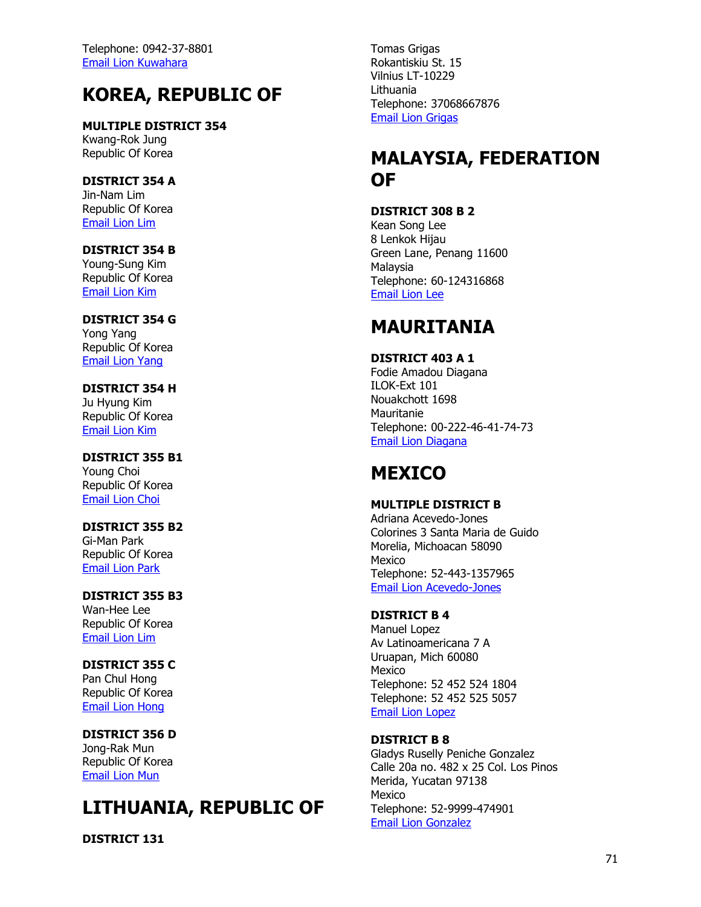Telephone: 0942-37-8801
Email Lion Kuwahara

## KOREA, REPUBLIC OF

**MULTIPLE DISTRICT 354**
Kwang-Rok Jung
Republic Of Korea

**DISTRICT 354 A**
Jin-Nam Lim
Republic Of Korea
Email Lion Lim

**DISTRICT 354 B**
Young-Sung Kim
Republic Of Korea
Email Lion Kim

**DISTRICT 354 G**
Yong Yang
Republic Of Korea
Email Lion Yang

**DISTRICT 354 H**
Ju Hyung Kim
Republic Of Korea
Email Lion Kim

**DISTRICT 355 B1**
Young Choi
Republic Of Korea
Email Lion Choi

**DISTRICT 355 B2**
Gi-Man Park
Republic Of Korea
Email Lion Park

**DISTRICT 355 B3**
Wan-Hee Lee
Republic Of Korea
Email Lion Lim

**DISTRICT 355 C**
Pan Chul Hong
Republic Of Korea
Email Lion Hong

**DISTRICT 356 D**
Jong-Rak Mun
Republic Of Korea
Email Lion Mun

## LITHUANIA, REPUBLIC OF

**DISTRICT 131**
Tomas Grigas
Rokantiskiu St. 15
Vilnius LT-10229
Lithuania
Telephone: 37068667876
Email Lion Grigas

## MALAYSIA, FEDERATION OF

**DISTRICT 308 B 2**
Kean Song Lee
8 Lenkok Hijau
Green Lane, Penang 11600
Malaysia
Telephone: 60-124316868
Email Lion Lee

## MAURITANIA

**DISTRICT 403 A 1**
Fodie Amadou Diagana
ILOK-Ext 101
Nouakchott 1698
Mauritanie
Telephone: 00-222-46-41-74-73
Email Lion Diagana

## MEXICO

**MULTIPLE DISTRICT B**
Adriana Acevedo-Jones
Colorines 3 Santa Maria de Guido
Morelia, Michoacan 58090
Mexico
Telephone: 52-443-1357965
Email Lion Acevedo-Jones

**DISTRICT B 4**
Manuel Lopez
Av Latinoamericana 7 A
Uruapan, Mich 60080
Mexico
Telephone: 52 452 524 1804
Telephone: 52 452 525 5057
Email Lion Lopez

**DISTRICT B 8**
Gladys Ruselly Peniche Gonzalez
Calle 20a no. 482 x 25 Col. Los Pinos
Merida, Yucatan 97138
Mexico
Telephone: 52-9999-474901
Email Lion Gonzalez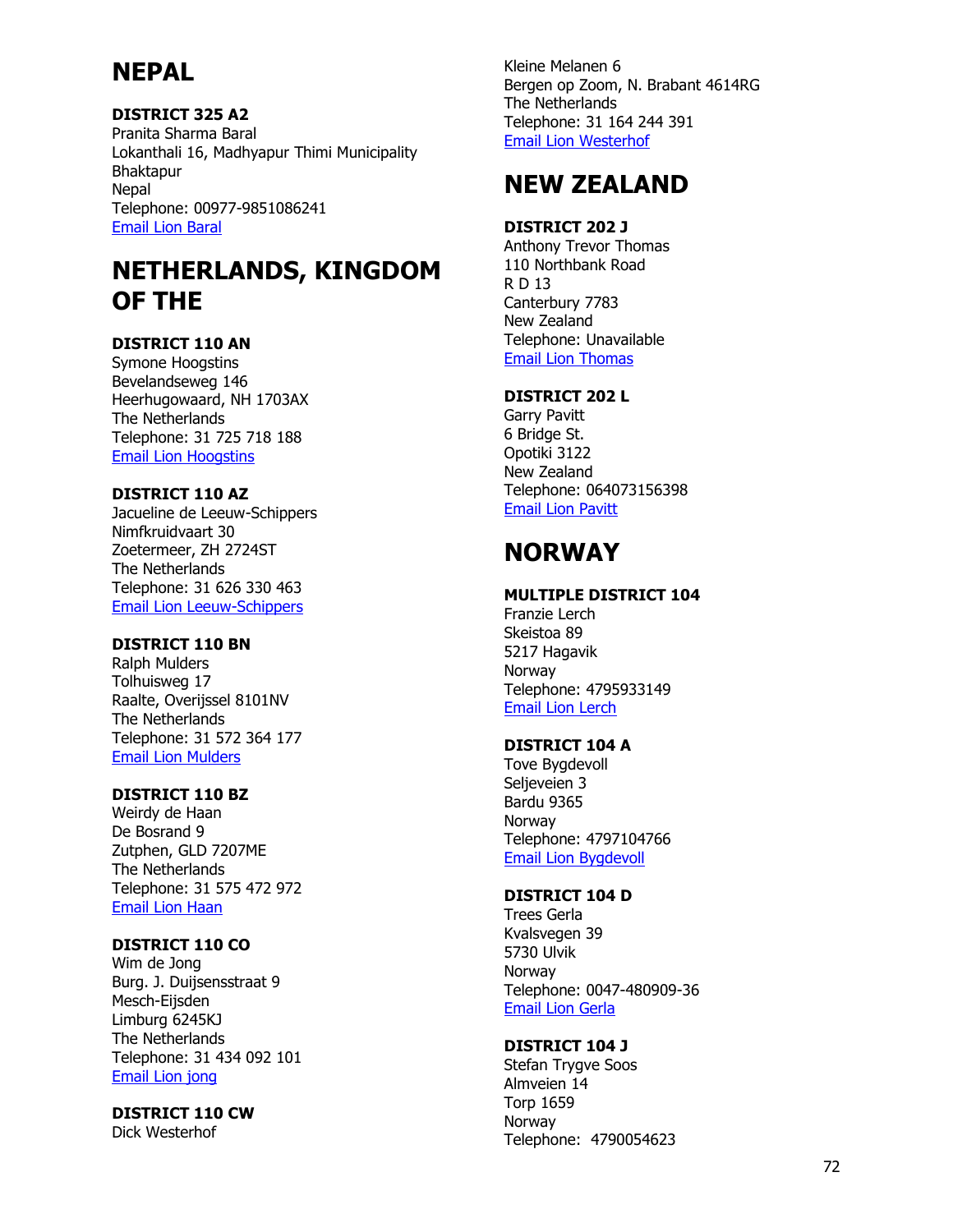# NEPAL

**DISTRICT 325 A2**
Pranita Sharma Baral
Lokanthali 16, Madhyapur Thimi Municipality
Bhaktapur
Nepal
Telephone: 00977-9851086241
Email Lion Baral

# NETHERLANDS, KINGDOM OF THE

**DISTRICT 110 AN**
Symone Hoogstins
Bevelandseweg 146
Heerhugowaard, NH 1703AX
The Netherlands
Telephone: 31 725 718 188
Email Lion Hoogstins

**DISTRICT 110 AZ**
Jacueline de Leeuw-Schippers
Nimfkruidvaart 30
Zoetermeer, ZH 2724ST
The Netherlands
Telephone: 31 626 330 463
Email Lion Leeuw-Schippers

**DISTRICT 110 BN**
Ralph Mulders
Tolhuisweg 17
Raalte, Overijssel 8101NV
The Netherlands
Telephone: 31 572 364 177
Email Lion Mulders

**DISTRICT 110 BZ**
Weirdy de Haan
De Bosrand 9
Zutphen, GLD 7207ME
The Netherlands
Telephone: 31 575 472 972
Email Lion Haan

**DISTRICT 110 CO**
Wim de Jong
Burg. J. Duijsensstraat 9
Mesch-Eijsden
Limburg 6245KJ
The Netherlands
Telephone: 31 434 092 101
Email Lion jong

**DISTRICT 110 CW**
Dick Westerhof
Kleine Melanen 6
Bergen op Zoom, N. Brabant 4614RG
The Netherlands
Telephone: 31 164 244 391
Email Lion Westerhof

# NEW ZEALAND

**DISTRICT 202 J**
Anthony Trevor Thomas
110 Northbank Road
R D 13
Canterbury 7783
New Zealand
Telephone: Unavailable
Email Lion Thomas

**DISTRICT 202 L**
Garry Pavitt
6 Bridge St.
Opotiki 3122
New Zealand
Telephone: 064073156398
Email Lion Pavitt

# NORWAY

**MULTIPLE DISTRICT 104**
Franzie Lerch
Skeistoa 89
5217 Hagavik
Norway
Telephone: 4795933149
Email Lion Lerch

**DISTRICT 104 A**
Tove Bygdevoll
Seljeveien 3
Bardu 9365
Norway
Telephone: 4797104766
Email Lion Bygdevoll

**DISTRICT 104 D**
Trees Gerla
Kvalsvegen 39
5730 Ulvik
Norway
Telephone: 0047-480909-36
Email Lion Gerla

**DISTRICT 104 J**
Stefan Trygve Soos
Almveien 14
Torp 1659
Norway
Telephone: 4790054623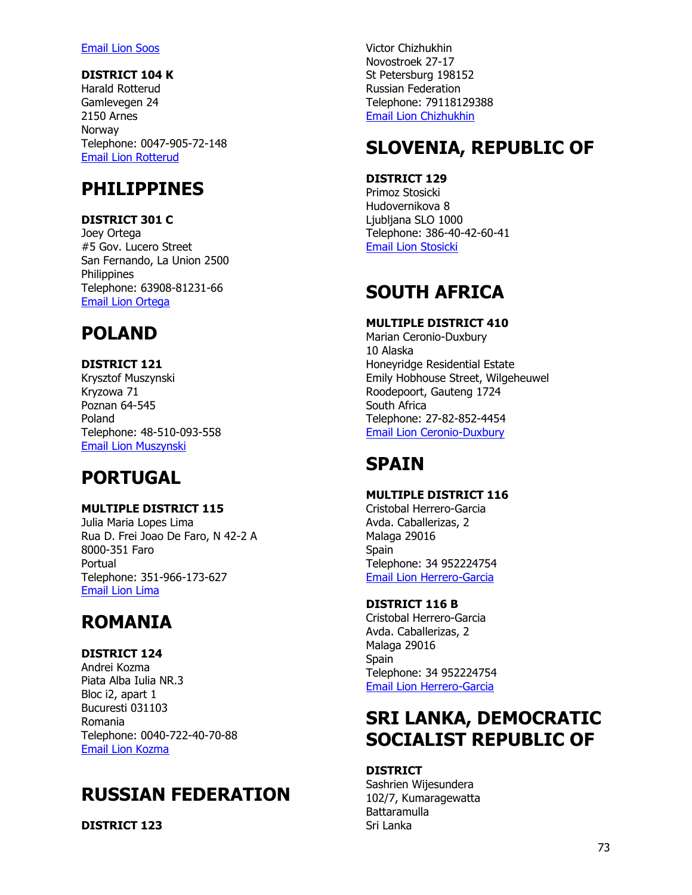Email Lion Soos

**DISTRICT 104 K**
Harald Rotterud
Gamlevegen 24
2150 Arnes
Norway
Telephone: 0047-905-72-148
Email Lion Rotterud

## PHILIPPINES

**DISTRICT 301 C**
Joey Ortega
#5 Gov. Lucero Street
San Fernando, La Union 2500
Philippines
Telephone: 63908-81231-66
Email Lion Ortega

## POLAND

**DISTRICT 121**
Krysztof Muszynski
Kryzowa 71
Poznan 64-545
Poland
Telephone: 48-510-093-558
Email Lion Muszynski

## PORTUGAL

**MULTIPLE DISTRICT 115**
Julia Maria Lopes Lima
Rua D. Frei Joao De Faro, N 42-2 A
8000-351 Faro
Portual
Telephone: 351-966-173-627
Email Lion Lima

## ROMANIA

**DISTRICT 124**
Andrei Kozma
Piata Alba Iulia NR.3
Bloc i2, apart 1
Bucuresti 031103
Romania
Telephone: 0040-722-40-70-88
Email Lion Kozma

## RUSSIAN FEDERATION

**DISTRICT 123**
Victor Chizhukhin
Novostroek 27-17
St Petersburg 198152
Russian Federation
Telephone: 79118129388
Email Lion Chizhukhin

## SLOVENIA, REPUBLIC OF

**DISTRICT 129**
Primoz Stosicki
Hudovernikova 8
Ljubljana SLO 1000
Telephone: 386-40-42-60-41
Email Lion Stosicki

## SOUTH AFRICA

**MULTIPLE DISTRICT 410**
Marian Ceronio-Duxbury
10 Alaska
Honeyridge Residential Estate
Emily Hobhouse Street, Wilgeheuwel
Roodepoort, Gauteng 1724
South Africa
Telephone: 27-82-852-4454
Email Lion Ceronio-Duxbury

## SPAIN

**MULTIPLE DISTRICT 116**
Cristobal Herrero-Garcia
Avda. Caballerizas, 2
Malaga 29016
Spain
Telephone: 34 952224754
Email Lion Herrero-Garcia

**DISTRICT 116 B**
Cristobal Herrero-Garcia
Avda. Caballerizas, 2
Malaga 29016
Spain
Telephone: 34 952224754
Email Lion Herrero-Garcia

## SRI LANKA, DEMOCRATIC SOCIALIST REPUBLIC OF

**DISTRICT**
Sashrien Wijesundera
102/7, Kumaragewatta
Battaramulla
Sri Lanka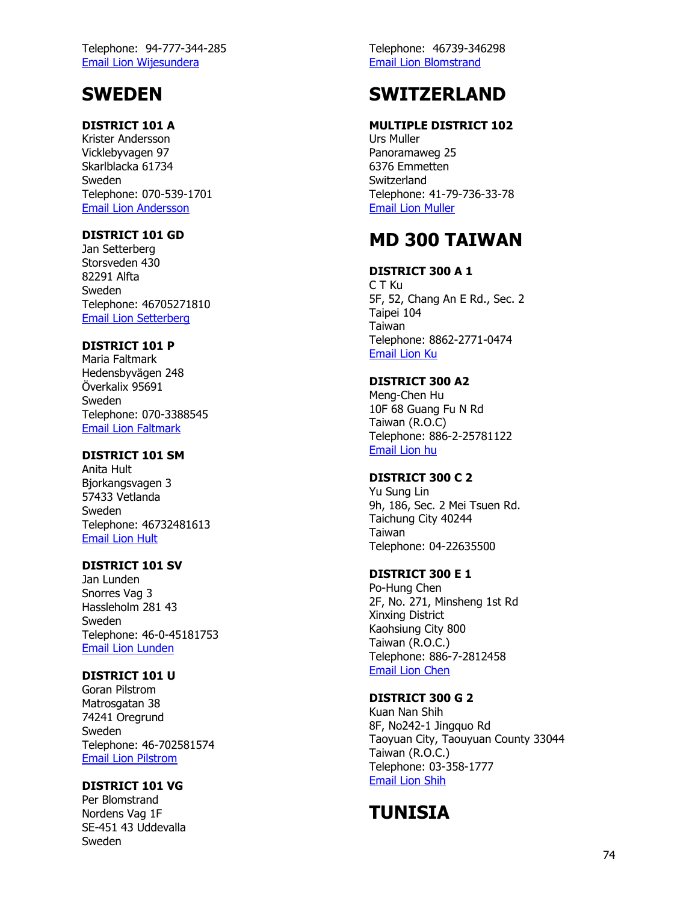Telephone: 94-777-344-285
Email Lion Wijesundera

# SWEDEN

**DISTRICT 101 A**
Krister Andersson
Vicklebyvagen 97
Skarlblacka 61734
Sweden
Telephone: 070-539-1701
Email Lion Andersson

**DISTRICT 101 GD**
Jan Setterberg
Storsveden 430
82291 Alfta
Sweden
Telephone: 46705271810
Email Lion Setterberg

**DISTRICT 101 P**
Maria Faltmark
Hedensbyvägen 248
Överkalix 95691
Sweden
Telephone: 070-3388545
Email Lion Faltmark

**DISTRICT 101 SM**
Anita Hult
Bjorkangsvagen 3
57433 Vetlanda
Sweden
Telephone: 46732481613
Email Lion Hult

**DISTRICT 101 SV**
Jan Lunden
Snorres Vag 3
Hassleholm 281 43
Sweden
Telephone: 46-0-45181753
Email Lion Lunden

**DISTRICT 101 U**
Goran Pilstrom
Matrosgatan 38
74241 Oregrund
Sweden
Telephone: 46-702581574
Email Lion Pilstrom

**DISTRICT 101 VG**
Per Blomstrand
Nordens Vag 1F
SE-451 43 Uddevalla
Sweden
Telephone: 46739-346298
Email Lion Blomstrand

# SWITZERLAND

**MULTIPLE DISTRICT 102**
Urs Muller
Panoramaweg 25
6376 Emmetten
Switzerland
Telephone: 41-79-736-33-78
Email Lion Muller

# MD 300 TAIWAN

**DISTRICT 300 A 1**
C T Ku
5F, 52, Chang An E Rd., Sec. 2
Taipei 104
Taiwan
Telephone: 8862-2771-0474
Email Lion Ku

**DISTRICT 300 A2**
Meng-Chen Hu
10F 68 Guang Fu N Rd
Taiwan (R.O.C)
Telephone: 886-2-25781122
Email Lion hu

**DISTRICT 300 C 2**
Yu Sung Lin
9h, 186, Sec. 2 Mei Tsuen Rd.
Taichung City 40244
Taiwan
Telephone: 04-22635500

**DISTRICT 300 E 1**
Po-Hung Chen
2F, No. 271, Minsheng 1st Rd
Xinxing District
Kaohsiung City 800
Taiwan (R.O.C.)
Telephone: 886-7-2812458
Email Lion Chen

**DISTRICT 300 G 2**
Kuan Nan Shih
8F, No242-1 Jingquo Rd
Taoyuan City, Taouyuan County 33044
Taiwan (R.O.C.)
Telephone: 03-358-1777
Email Lion Shih

# TUNISIA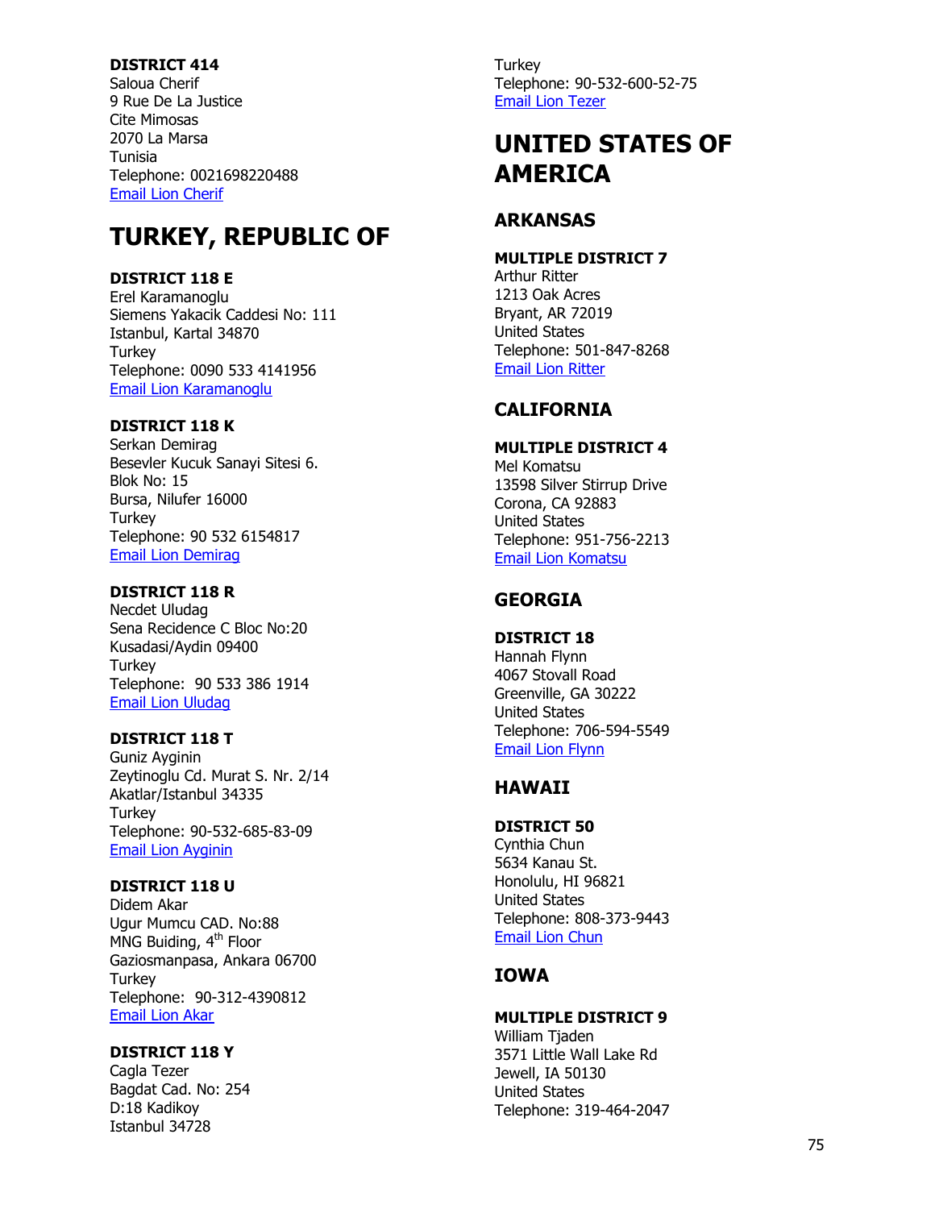**DISTRICT 414**
Saloua Cherif
9 Rue De La Justice
Cite Mimosas
2070 La Marsa
Tunisia
Telephone: 0021698220488
Email Lion Cherif

# TURKEY, REPUBLIC OF

**DISTRICT 118 E**
Erel Karamanoglu
Siemens Yakacik Caddesi No: 111
Istanbul, Kartal 34870
Turkey
Telephone: 0090 533 4141956
Email Lion Karamanoglu

**DISTRICT 118 K**
Serkan Demirag
Besevler Kucuk Sanayi Sitesi 6.
Blok No: 15
Bursa, Nilufer 16000
Turkey
Telephone: 90 532 6154817
Email Lion Demirag

**DISTRICT 118 R**
Necdet Uludag
Sena Recidence C Bloc No:20
Kusadasi/Aydin 09400
Turkey
Telephone: 90 533 386 1914
Email Lion Uludag

**DISTRICT 118 T**
Guniz Ayginin
Zeytinoglu Cd. Murat S. Nr. 2/14
Akatlar/Istanbul 34335
Turkey
Telephone: 90-532-685-83-09
Email Lion Ayginin

**DISTRICT 118 U**
Didem Akar
Ugur Mumcu CAD. No:88
MNG Buiding, 4th Floor
Gaziosmanpasa, Ankara 06700
Turkey
Telephone: 90-312-4390812
Email Lion Akar

**DISTRICT 118 Y**
Cagla Tezer
Bagdat Cad. No: 254
D:18 Kadikoy
Istanbul 34728
Turkey
Telephone: 90-532-600-52-75
Email Lion Tezer

# UNITED STATES OF AMERICA

## ARKANSAS

**MULTIPLE DISTRICT 7**
Arthur Ritter
1213 Oak Acres
Bryant, AR 72019
United States
Telephone: 501-847-8268
Email Lion Ritter

## CALIFORNIA

**MULTIPLE DISTRICT 4**
Mel Komatsu
13598 Silver Stirrup Drive
Corona, CA 92883
United States
Telephone: 951-756-2213
Email Lion Komatsu

## GEORGIA

**DISTRICT 18**
Hannah Flynn
4067 Stovall Road
Greenville, GA 30222
United States
Telephone: 706-594-5549
Email Lion Flynn

## HAWAII

**DISTRICT 50**
Cynthia Chun
5634 Kanau St.
Honolulu, HI 96821
United States
Telephone: 808-373-9443
Email Lion Chun

## IOWA

**MULTIPLE DISTRICT 9**
William Tjaden
3571 Little Wall Lake Rd
Jewell, IA 50130
United States
Telephone: 319-464-2047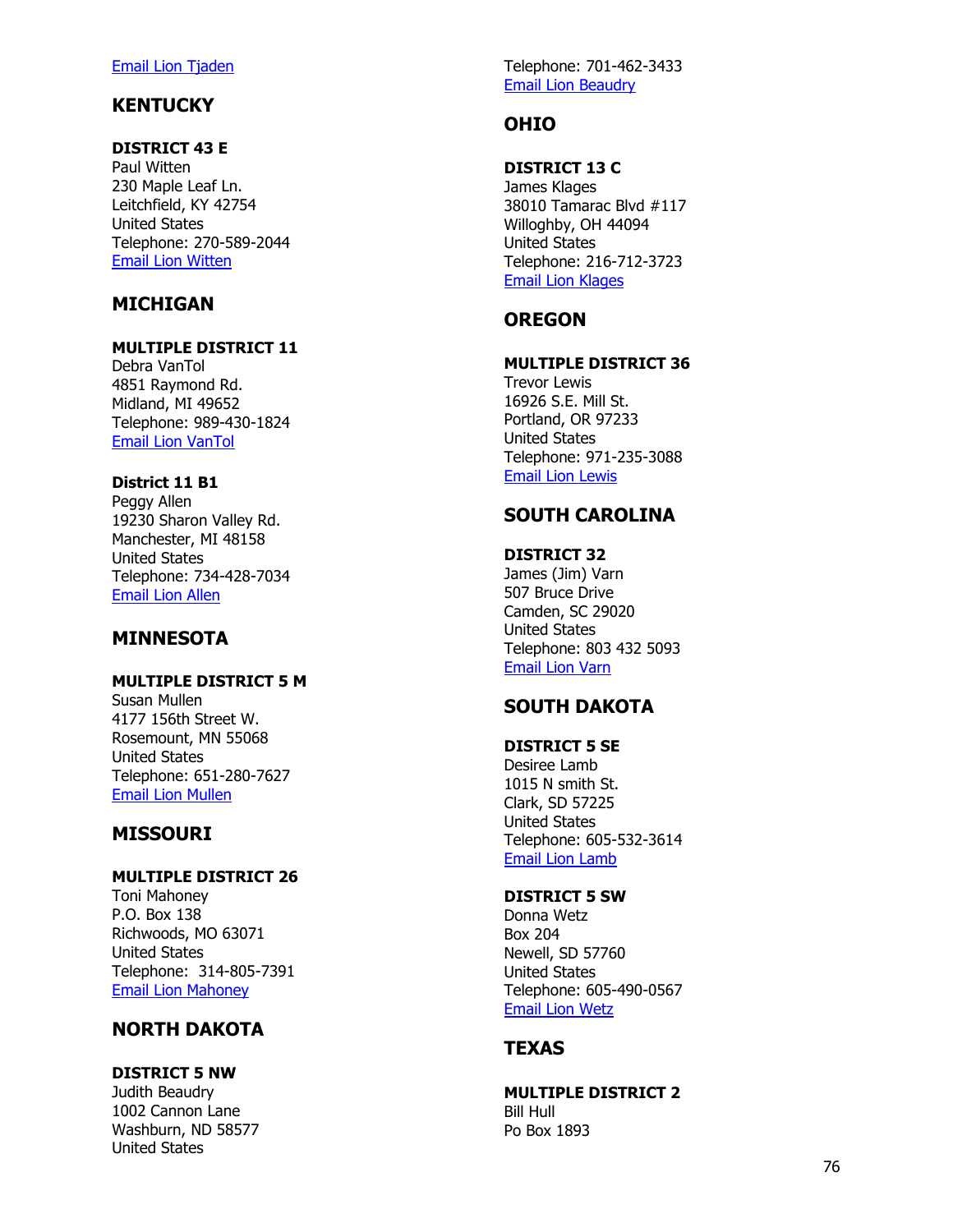[Email Lion Tjaden]

## KENTUCKY

**DISTRICT 43 E**
Paul Witten
230 Maple Leaf Ln.
Leitchfield, KY 42754
United States
Telephone: 270-589-2044
[Email Lion Witten]

## MICHIGAN

**MULTIPLE DISTRICT 11**
Debra VanTol
4851 Raymond Rd.
Midland, MI 49652
Telephone: 989-430-1824
[Email Lion VanTol]

**District 11 B1**
Peggy Allen
19230 Sharon Valley Rd.
Manchester, MI 48158
United States
Telephone: 734-428-7034
[Email Lion Allen]

## MINNESOTA

**MULTIPLE DISTRICT 5 M**
Susan Mullen
4177 156th Street W.
Rosemount, MN 55068
United States
Telephone: 651-280-7627
[Email Lion Mullen]

## MISSOURI

**MULTIPLE DISTRICT 26**
Toni Mahoney
P.O. Box 138
Richwoods, MO 63071
United States
Telephone: 314-805-7391
[Email Lion Mahoney]

## NORTH DAKOTA

**DISTRICT 5 NW**
Judith Beaudry
1002 Cannon Lane
Washburn, ND 58577
United States
Telephone: 701-462-3433
[Email Lion Beaudry]

## OHIO

**DISTRICT 13 C**
James Klages
38010 Tamarac Blvd #117
Willoghby, OH 44094
United States
Telephone: 216-712-3723
[Email Lion Klages]

## OREGON

**MULTIPLE DISTRICT 36**
Trevor Lewis
16926 S.E. Mill St.
Portland, OR 97233
United States
Telephone: 971-235-3088
[Email Lion Lewis]

## SOUTH CAROLINA

**DISTRICT 32**
James (Jim) Varn
507 Bruce Drive
Camden, SC 29020
United States
Telephone: 803 432 5093
[Email Lion Varn]

## SOUTH DAKOTA

**DISTRICT 5 SE**
Desiree Lamb
1015 N smith St.
Clark, SD 57225
United States
Telephone: 605-532-3614
[Email Lion Lamb]

**DISTRICT 5 SW**
Donna Wetz
Box 204
Newell, SD 57760
United States
Telephone: 605-490-0567
[Email Lion Wetz]

## TEXAS

**MULTIPLE DISTRICT 2**
Bill Hull
Po Box 1893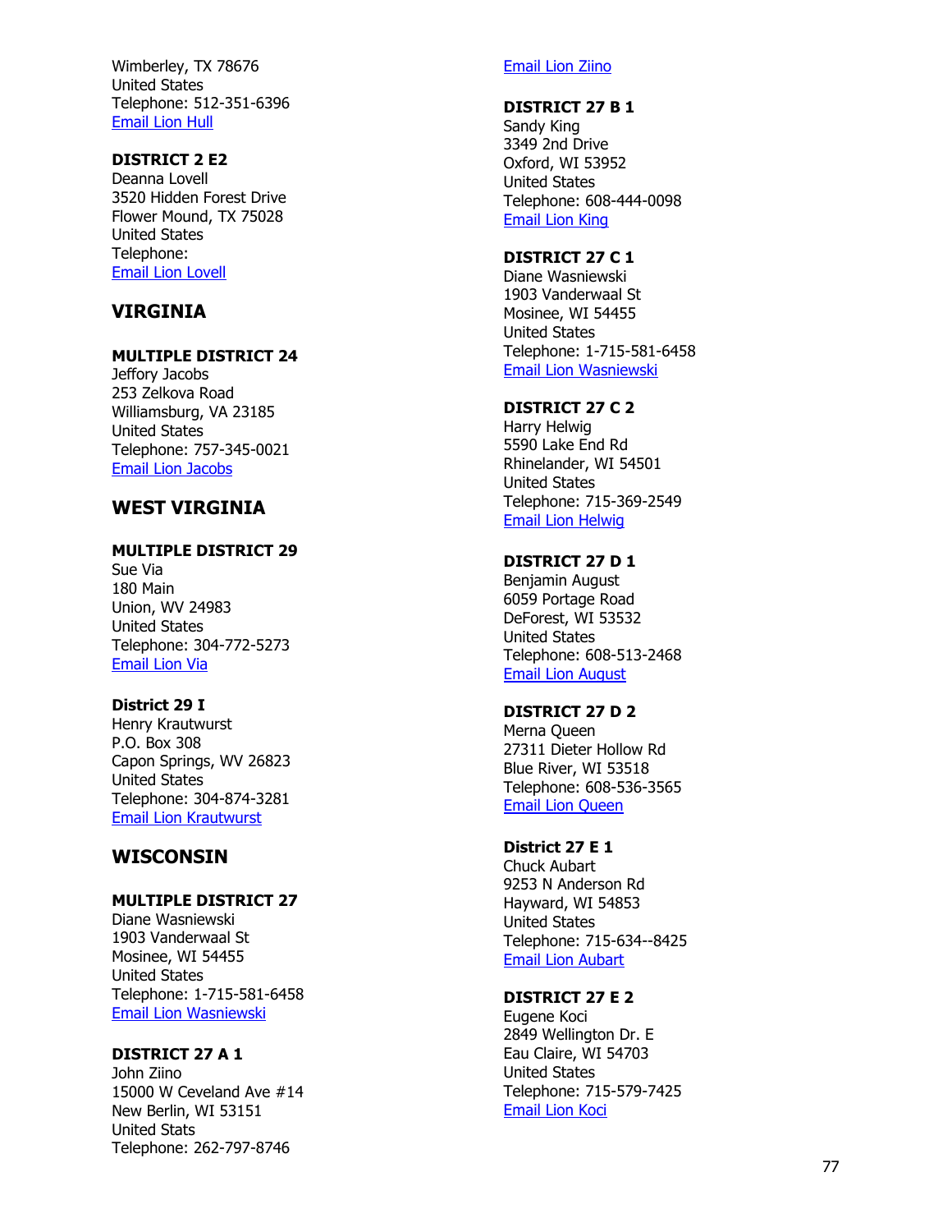Wimberley, TX 78676
United States
Telephone: 512-351-6396
Email Lion Hull

**DISTRICT 2 E2**
Deanna Lovell
3520 Hidden Forest Drive
Flower Mound, TX 75028
United States
Telephone:
Email Lion Lovell

## VIRGINIA

**MULTIPLE DISTRICT 24**
Jeffory Jacobs
253 Zelkova Road
Williamsburg, VA 23185
United States
Telephone: 757-345-0021
Email Lion Jacobs

## WEST VIRGINIA

**MULTIPLE DISTRICT 29**
Sue Via
180 Main
Union, WV 24983
United States
Telephone: 304-772-5273
Email Lion Via

**District 29 I**
Henry Krautwurst
P.O. Box 308
Capon Springs, WV 26823
United States
Telephone: 304-874-3281
Email Lion Krautwurst

## WISCONSIN

**MULTIPLE DISTRICT 27**
Diane Wasniewski
1903 Vanderwaal St
Mosinee, WI 54455
United States
Telephone: 1-715-581-6458
Email Lion Wasniewski

**DISTRICT 27 A 1**
John Ziino
15000 W Ceveland Ave #14
New Berlin, WI 53151
United Stats
Telephone: 262-797-8746
Email Lion Ziino

**DISTRICT 27 B 1**
Sandy King
3349 2nd Drive
Oxford, WI 53952
United States
Telephone: 608-444-0098
Email Lion King

**DISTRICT 27 C 1**
Diane Wasniewski
1903 Vanderwaal St
Mosinee, WI 54455
United States
Telephone: 1-715-581-6458
Email Lion Wasniewski

**DISTRICT 27 C 2**
Harry Helwig
5590 Lake End Rd
Rhinelander, WI 54501
United States
Telephone: 715-369-2549
Email Lion Helwig

**DISTRICT 27 D 1**
Benjamin August
6059 Portage Road
DeForest, WI 53532
United States
Telephone: 608-513-2468
Email Lion August

**DISTRICT 27 D 2**
Merna Queen
27311 Dieter Hollow Rd
Blue River, WI 53518
Telephone: 608-536-3565
Email Lion Queen

**District 27 E 1**
Chuck Aubart
9253 N Anderson Rd
Hayward, WI 54853
United States
Telephone: 715-634--8425
Email Lion Aubart

**DISTRICT 27 E 2**
Eugene Koci
2849 Wellington Dr. E
Eau Claire, WI 54703
United States
Telephone: 715-579-7425
Email Lion Koci